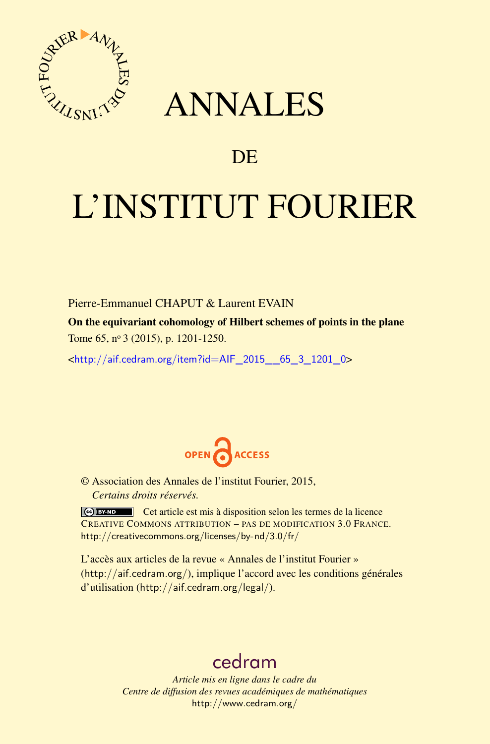# ANNALES

## DE

# L'INSTITUT FOURIER

Pierre-Emmanuel CHAPUT & Laurent EVAIN

**On the equivariant cohomology of Hilbert schemes of points in the plane**

Tome 65, nº 3 (2015), p. 1201-1250.

<http://aif.cedram.org/item?id=AIF_2015__65_3_1201_0>

OPEN ACCESS

© Association des Annales de l'institut Fourier, 2015,
*Certains droits réservés.*

Cet article est mis à disposition selon les termes de la licence CREATIVE COMMONS ATTRIBUTION – PAS DE MODIFICATION 3.0 FRANCE.
http://creativecommons.org/licenses/by-nd/3.0/fr/

L'accès aux articles de la revue « Annales de l'institut Fourier » (http://aif.cedram.org/), implique l'accord avec les conditions générales d'utilisation (http://aif.cedram.org/legal/).

cedram

*Article mis en ligne dans le cadre du*
*Centre de diffusion des revues académiques de mathématiques*
http://www.cedram.org/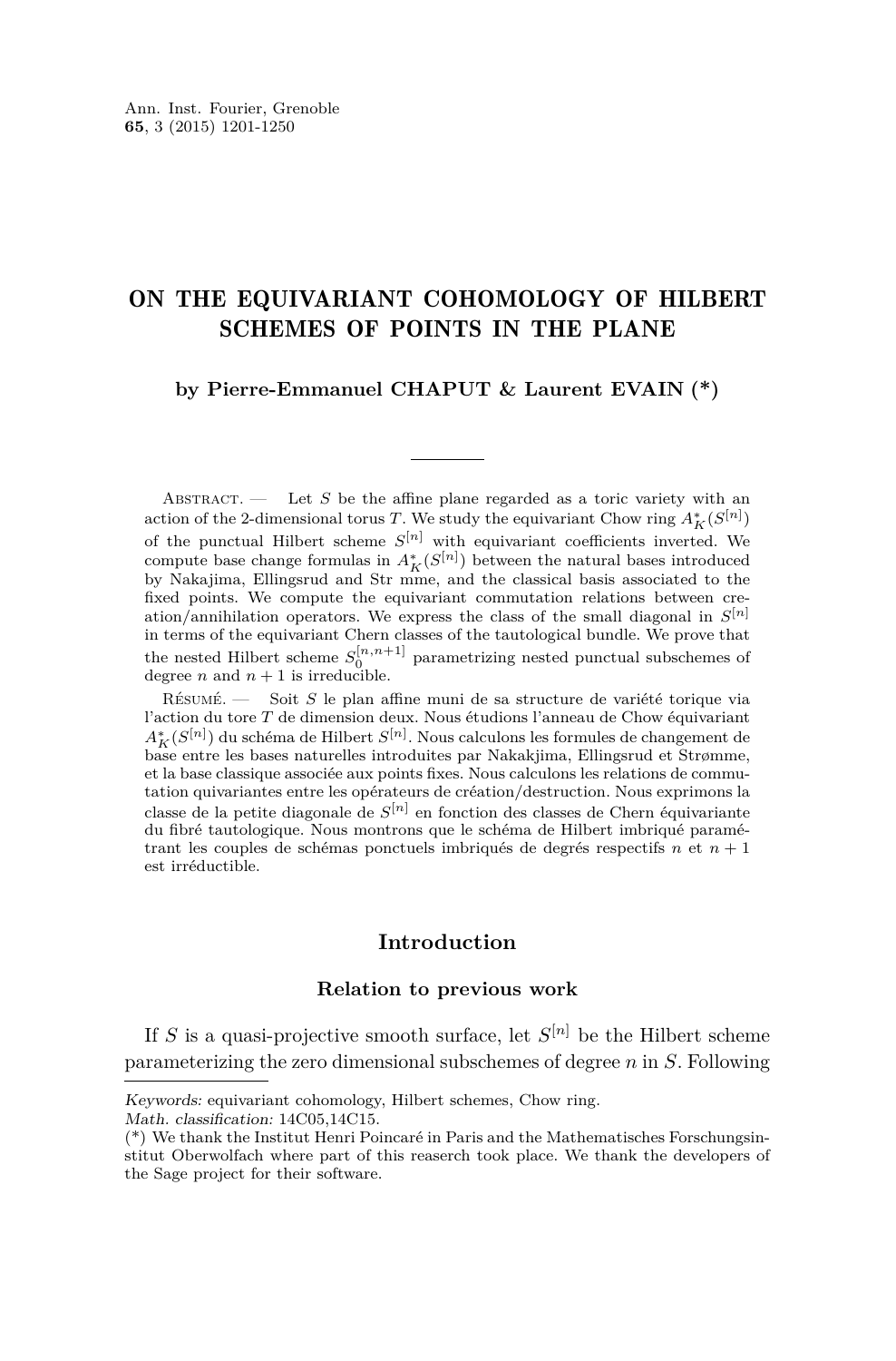# ON THE EQUIVARIANT COHOMOLOGY OF HILBERT SCHEMES OF POINTS IN THE PLANE

**by Pierre-Emmanuel CHAPUT & Laurent EVAIN (*)**

Abstract. — Let $S$ be the affine plane regarded as a toric variety with an action of the 2-dimensional torus $T$. We study the equivariant Chow ring $A^*_K(S^{[n]})$ of the punctual Hilbert scheme $S^{[n]}$ with equivariant coefficients inverted. We compute base change formulas in $A^*_K(S^{[n]})$ between the natural bases introduced by Nakajima, Ellingsrud and Str mme, and the classical basis associated to the fixed points. We compute the equivariant commutation relations between creation/annihilation operators. We express the class of the small diagonal in $S^{[n]}$ in terms of the equivariant Chern classes of the tautological bundle. We prove that the nested Hilbert scheme $S_0^{[n,n+1]}$ parametrizing nested punctual subschemes of degree $n$ and $n+1$ is irreducible.

Résumé. — Soit $S$ le plan affine muni de sa structure de variété torique via l'action du tore $T$ de dimension deux. Nous étudions l'anneau de Chow équivariant $A^*_K(S^{[n]})$ du schéma de Hilbert $S^{[n]}$. Nous calculons les formules de changement de base entre les bases naturelles introduites par Nakakjima, Ellingsrud et Strømme, et la base classique associée aux points fixes. Nous calculons les relations de commutation quivariantes entre les opérateurs de création/destruction. Nous exprimons la classe de la petite diagonale de $S^{[n]}$ en fonction des classes de Chern équivariante du fibré tautologique. Nous montrons que le schéma de Hilbert imbriqué paramétrant les couples de schémas ponctuels imbriqués de degrés respectifs $n$ et $n+1$ est irréductible.

## Introduction

### Relation to previous work

If $S$ is a quasi-projective smooth surface, let $S^{[n]}$ be the Hilbert scheme parameterizing the zero dimensional subschemes of degree $n$ in $S$. Following

*Keywords:* equivariant cohomology, Hilbert schemes, Chow ring.
*Math. classification:* 14C05,14C15.
(*) We thank the Institut Henri Poincaré in Paris and the Mathematisches Forschungsinstitut Oberwolfach where part of this reaserch took place. We thank the developers of the Sage project for their software.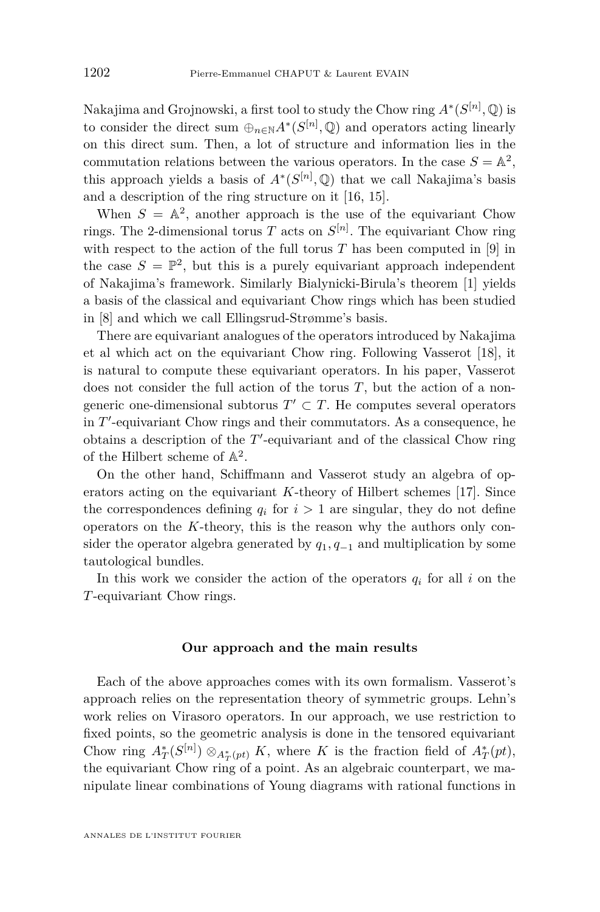Nakajima and Grojnowski, a first tool to study the Chow ring $A^*(S^{[n]},\mathbb{Q})$ is to consider the direct sum $\oplus_{n\in\mathbb{N}}A^*(S^{[n]},\mathbb{Q})$ and operators acting linearly on this direct sum. Then, a lot of structure and information lies in the commutation relations between the various operators. In the case $S=\mathbb{A}^2$, this approach yields a basis of $A^*(S^{[n]},\mathbb{Q})$ that we call Nakajima's basis and a description of the ring structure on it [16, 15].

When $S=\mathbb{A}^2$, another approach is the use of the equivariant Chow rings. The 2-dimensional torus $T$ acts on $S^{[n]}$. The equivariant Chow ring with respect to the action of the full torus $T$ has been computed in [9] in the case $S=\mathbb{P}^2$, but this is a purely equivariant approach independent of Nakajima's framework. Similarly Bialynicki-Birula's theorem [1] yields a basis of the classical and equivariant Chow rings which has been studied in [8] and which we call Ellingsrud-Strømme's basis.

There are equivariant analogues of the operators introduced by Nakajima et al which act on the equivariant Chow ring. Following Vasserot [18], it is natural to compute these equivariant operators. In his paper, Vasserot does not consider the full action of the torus $T$, but the action of a non-generic one-dimensional subtorus $T'\subset T$. He computes several operators in $T'$-equivariant Chow rings and their commutators. As a consequence, he obtains a description of the $T'$-equivariant and of the classical Chow ring of the Hilbert scheme of $\mathbb{A}^2$.

On the other hand, Schiffmann and Vasserot study an algebra of operators acting on the equivariant $K$-theory of Hilbert schemes [17]. Since the correspondences defining $q_i$ for $i>1$ are singular, they do not define operators on the $K$-theory, this is the reason why the authors only consider the operator algebra generated by $q_1, q_{-1}$ and multiplication by some tautological bundles.

In this work we consider the action of the operators $q_i$ for all $i$ on the $T$-equivariant Chow rings.

### Our approach and the main results

Each of the above approaches comes with its own formalism. Vasserot's approach relies on the representation theory of symmetric groups. Lehn's work relies on Virasoro operators. In our approach, we use restriction to fixed points, so the geometric analysis is done in the tensored equivariant Chow ring $A^*_T(S^{[n]})\otimes_{A^*_T(pt)}K$, where $K$ is the fraction field of $A^*_T(pt)$, the equivariant Chow ring of a point. As an algebraic counterpart, we manipulate linear combinations of Young diagrams with rational functions in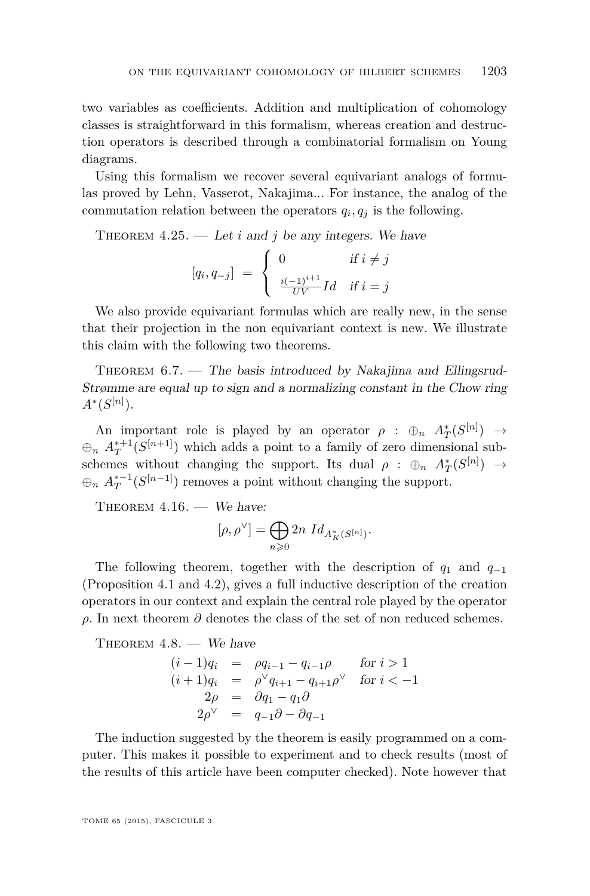two variables as coefficients. Addition and multiplication of cohomology classes is straightforward in this formalism, whereas creation and destruction operators is described through a combinatorial formalism on Young diagrams.

Using this formalism we recover several equivariant analogs of formulas proved by Lehn, Vasserot, Nakajima... For instance, the analog of the commutation relation between the operators $q_i, q_j$ is the following.

Theorem 4.25. — *Let $i$ and $j$ be any integers. We have*

$$[q_i, q_{-j}] \;=\; \begin{cases} 0 & \text{if } i \neq j \\ \frac{i(-1)^{i+1}}{UV} Id & \text{if } i = j \end{cases}$$

We also provide equivariant formulas which are really new, in the sense that their projection in the non equivariant context is new. We illustrate this claim with the following two theorems.

Theorem 6.7. — *The basis introduced by Nakajima and Ellingsrud-Strømme are equal up to sign and a normalizing constant in the Chow ring $A^*(S^{[n]})$.*

An important role is played by an operator $\rho : \oplus_n \; A_T^*(S^{[n]}) \to \oplus_n \; A_T^{*+1}(S^{[n+1]})$ which adds a point to a family of zero dimensional subschemes without changing the support. Its dual $\rho : \oplus_n \; A_T^*(S^{[n]}) \to \oplus_n \; A_T^{*-1}(S^{[n-1]})$ removes a point without changing the support.

Theorem 4.16. — *We have:*

$$[\rho, \rho^{\vee}] = \bigoplus_{n \geqslant 0} 2n \; Id_{A_K^*(S^{[n]})}.$$

The following theorem, together with the description of $q_1$ and $q_{-1}$ (Proposition 4.1 and 4.2), gives a full inductive description of the creation operators in our context and explain the central role played by the operator $\rho$. In next theorem $\partial$ denotes the class of the set of non reduced schemes.

Theorem 4.8. — *We have*

$$\begin{array}{rcll} (i-1)q_i & = & \rho q_{i-1} - q_{i-1}\rho & \text{for } i > 1 \\ (i+1)q_i & = & \rho^{\vee} q_{i+1} - q_{i+1}\rho^{\vee} & \text{for } i < -1 \\ 2\rho & = & \partial q_1 - q_1 \partial & \\ 2\rho^{\vee} & = & q_{-1}\partial - \partial q_{-1} & \end{array}$$

The induction suggested by the theorem is easily programmed on a computer. This makes it possible to experiment and to check results (most of the results of this article have been computer checked). Note however that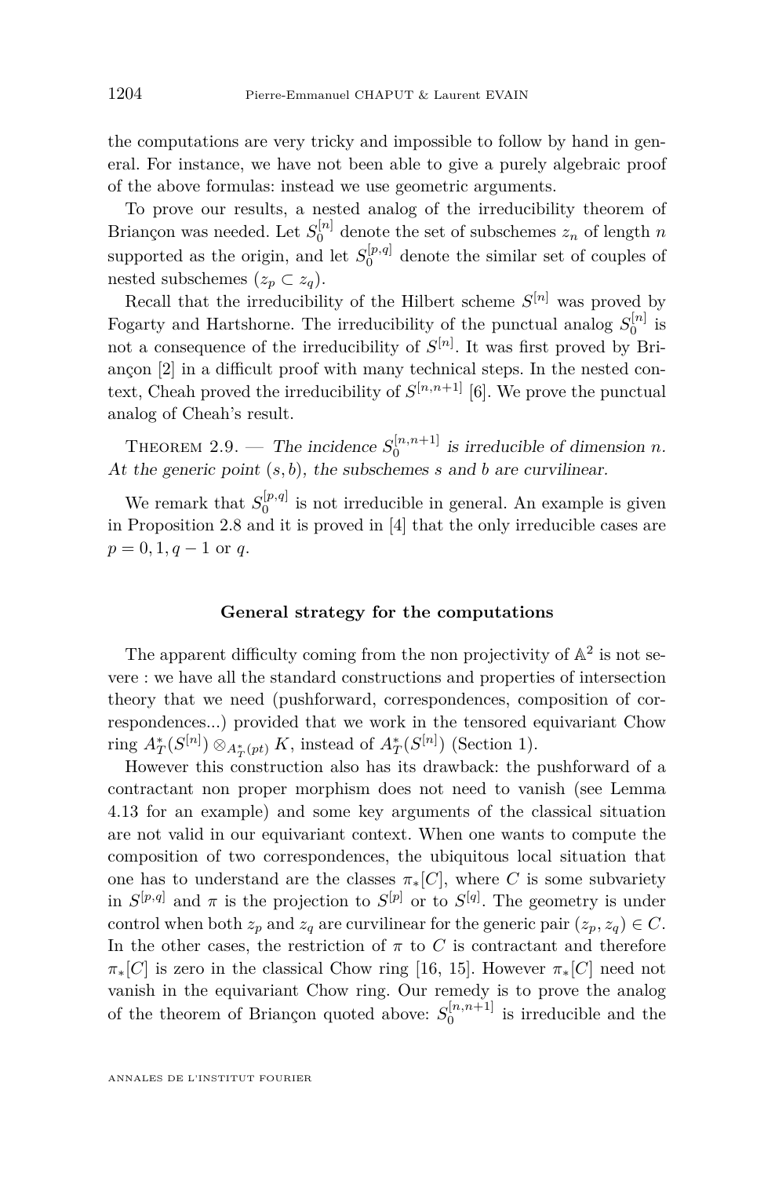the computations are very tricky and impossible to follow by hand in general. For instance, we have not been able to give a purely algebraic proof of the above formulas: instead we use geometric arguments.

To prove our results, a nested analog of the irreducibility theorem of Briançon was needed. Let $S_0^{[n]}$ denote the set of subschemes $z_n$ of length $n$ supported as the origin, and let $S_0^{[p,q]}$ denote the similar set of couples of nested subschemes $(z_p \subset z_q)$.

Recall that the irreducibility of the Hilbert scheme $S^{[n]}$ was proved by Fogarty and Hartshorne. The irreducibility of the punctual analog $S_0^{[n]}$ is not a consequence of the irreducibility of $S^{[n]}$. It was first proved by Briançon [2] in a difficult proof with many technical steps. In the nested context, Cheah proved the irreducibility of $S^{[n,n+1]}$ [6]. We prove the punctual analog of Cheah's result.

Theorem 2.9. — *The incidence $S_0^{[n,n+1]}$ is irreducible of dimension $n$. At the generic point $(s,b)$, the subschemes $s$ and $b$ are curvilinear.*

We remark that $S_0^{[p,q]}$ is not irreducible in general. An example is given in Proposition 2.8 and it is proved in [4] that the only irreducible cases are $p = 0, 1, q-1$ or $q$.

**General strategy for the computations**

The apparent difficulty coming from the non projectivity of $\mathbb{A}^2$ is not severe : we have all the standard constructions and properties of intersection theory that we need (pushforward, correspondences, composition of correspondences...) provided that we work in the tensored equivariant Chow ring $A_T^*(S^{[n]}) \otimes_{A_T^*(pt)} K$, instead of $A_T^*(S^{[n]})$ (Section 1).

However this construction also has its drawback: the pushforward of a contractant non proper morphism does not need to vanish (see Lemma 4.13 for an example) and some key arguments of the classical situation are not valid in our equivariant context. When one wants to compute the composition of two correspondences, the ubiquitous local situation that one has to understand are the classes $\pi_*[C]$, where $C$ is some subvariety in $S^{[p,q]}$ and $\pi$ is the projection to $S^{[p]}$ or to $S^{[q]}$. The geometry is under control when both $z_p$ and $z_q$ are curvilinear for the generic pair $(z_p, z_q) \in C$. In the other cases, the restriction of $\pi$ to $C$ is contractant and therefore $\pi_*[C]$ is zero in the classical Chow ring [16, 15]. However $\pi_*[C]$ need not vanish in the equivariant Chow ring. Our remedy is to prove the analog of the theorem of Briançon quoted above: $S_0^{[n,n+1]}$ is irreducible and the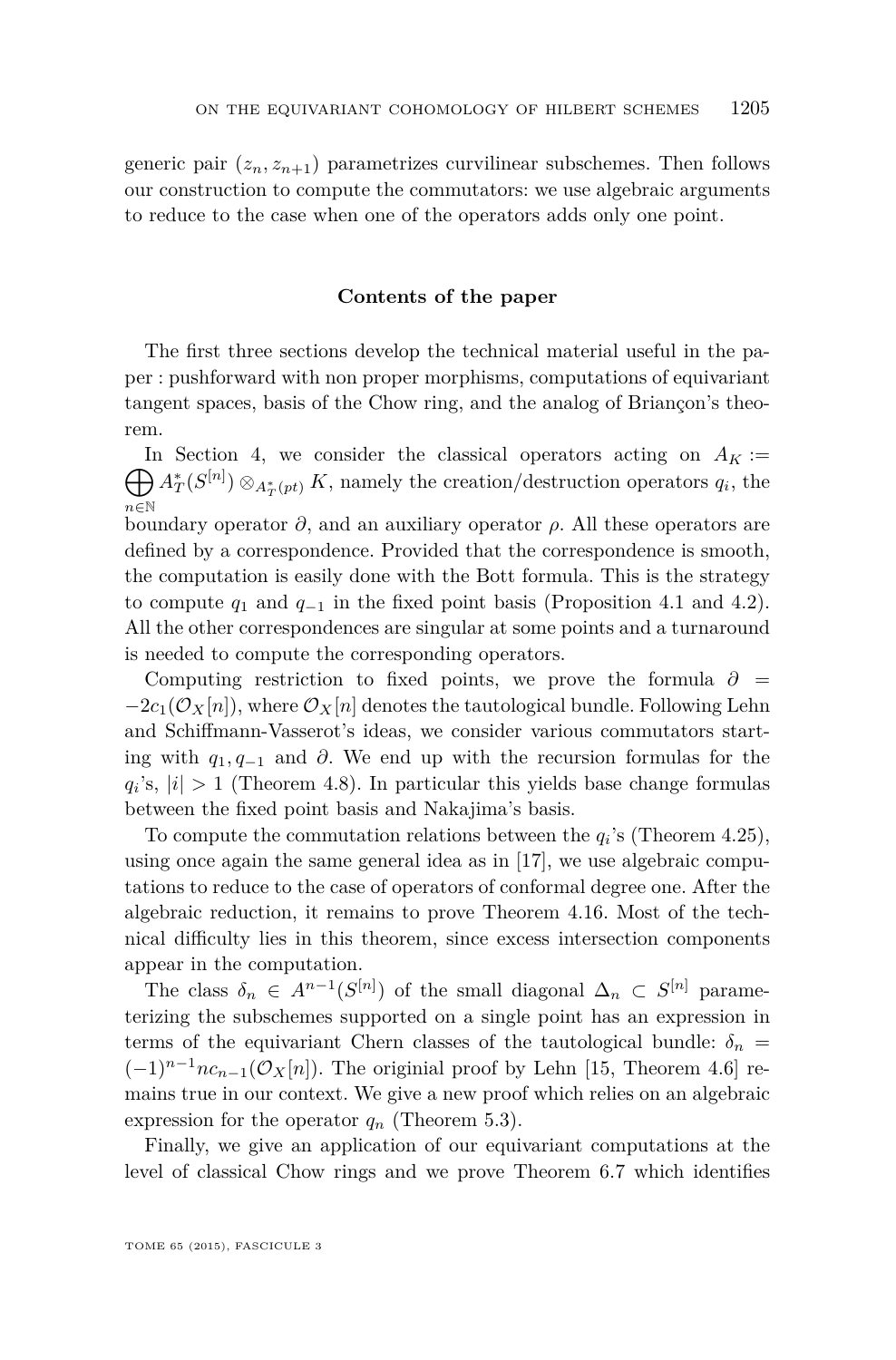generic pair $(z_n, z_{n+1})$ parametrizes curvilinear subschemes. Then follows our construction to compute the commutators: we use algebraic arguments to reduce to the case when one of the operators adds only one point.

### Contents of the paper

The first three sections develop the technical material useful in the paper : pushforward with non proper morphisms, computations of equivariant tangent spaces, basis of the Chow ring, and the analog of Briançon's theorem.

In Section 4, we consider the classical operators acting on $A_K := \bigoplus_{n\in\mathbb{N}} A_T^*(S^{[n]}) \otimes_{A_T^*(pt)} K$, namely the creation/destruction operators $q_i$, the boundary operator $\partial$, and an auxiliary operator $\rho$. All these operators are defined by a correspondence. Provided that the correspondence is smooth, the computation is easily done with the Bott formula. This is the strategy to compute $q_1$ and $q_{-1}$ in the fixed point basis (Proposition 4.1 and 4.2). All the other correspondences are singular at some points and a turnaround is needed to compute the corresponding operators.

Computing restriction to fixed points, we prove the formula $\partial = -2c_1(\mathcal{O}_X[n])$, where $\mathcal{O}_X[n]$ denotes the tautological bundle. Following Lehn and Schiffmann-Vasserot's ideas, we consider various commutators starting with $q_1, q_{-1}$ and $\partial$. We end up with the recursion formulas for the $q_i$'s, $|i| > 1$ (Theorem 4.8). In particular this yields base change formulas between the fixed point basis and Nakajima's basis.

To compute the commutation relations between the $q_i$'s (Theorem 4.25), using once again the same general idea as in [17], we use algebraic computations to reduce to the case of operators of conformal degree one. After the algebraic reduction, it remains to prove Theorem 4.16. Most of the technical difficulty lies in this theorem, since excess intersection components appear in the computation.

The class $\delta_n \in A^{n-1}(S^{[n]})$ of the small diagonal $\Delta_n \subset S^{[n]}$ parameterizing the subschemes supported on a single point has an expression in terms of the equivariant Chern classes of the tautological bundle: $\delta_n = (-1)^{n-1} n c_{n-1}(\mathcal{O}_X[n])$. The originial proof by Lehn [15, Theorem 4.6] remains true in our context. We give a new proof which relies on an algebraic expression for the operator $q_n$ (Theorem 5.3).

Finally, we give an application of our equivariant computations at the level of classical Chow rings and we prove Theorem 6.7 which identifies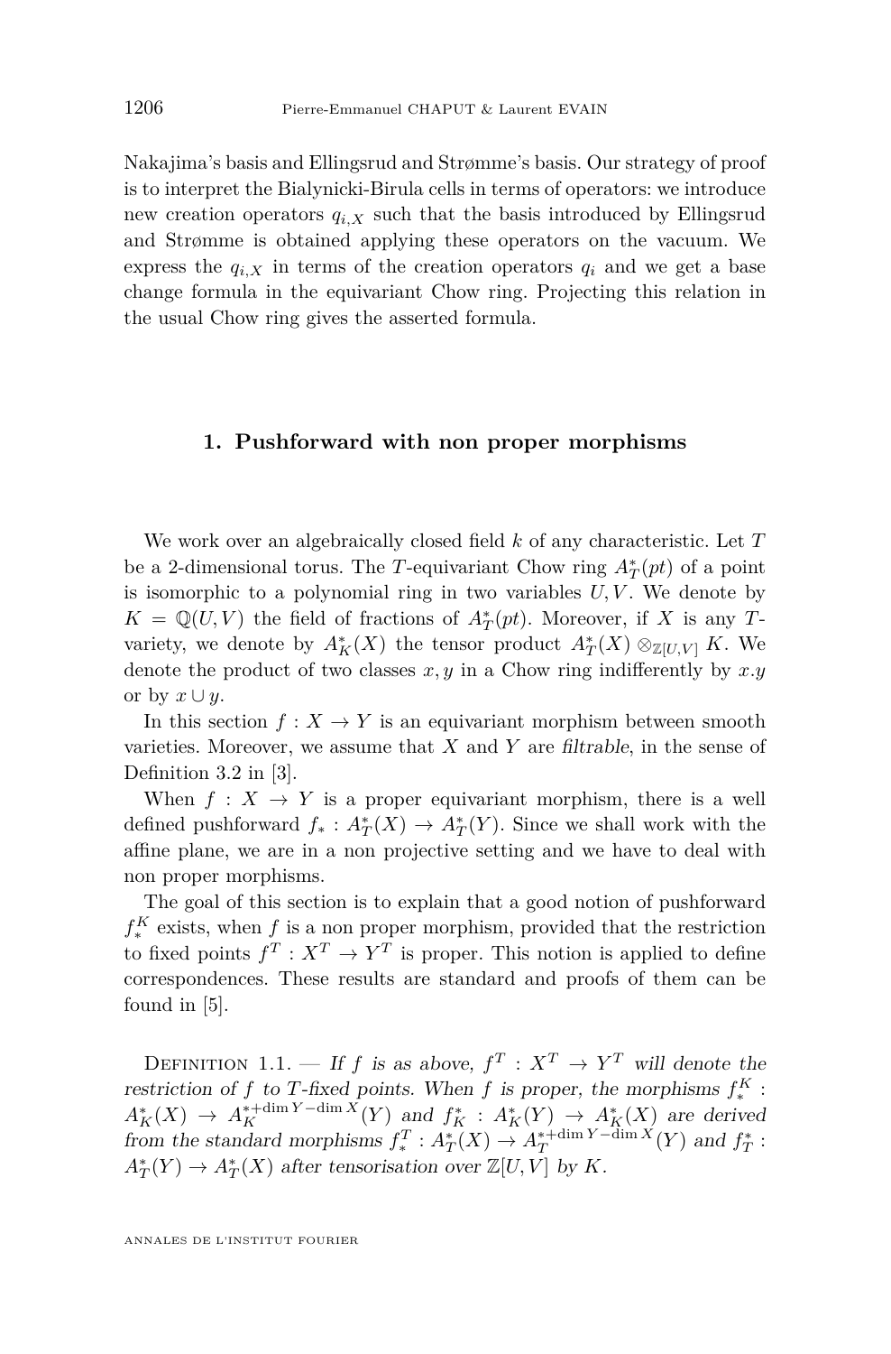Nakajima's basis and Ellingsrud and Strømme's basis. Our strategy of proof is to interpret the Bialynicki-Birula cells in terms of operators: we introduce new creation operators $q_{i,X}$ such that the basis introduced by Ellingsrud and Strømme is obtained applying these operators on the vacuum. We express the $q_{i,X}$ in terms of the creation operators $q_i$ and we get a base change formula in the equivariant Chow ring. Projecting this relation in the usual Chow ring gives the asserted formula.

## 1. Pushforward with non proper morphisms

We work over an algebraically closed field $k$ of any characteristic. Let $T$ be a 2-dimensional torus. The $T$-equivariant Chow ring $A_T^*(pt)$ of a point is isomorphic to a polynomial ring in two variables $U, V$. We denote by $K = \mathbb{Q}(U,V)$ the field of fractions of $A_T^*(pt)$. Moreover, if $X$ is any $T$-variety, we denote by $A_K^*(X)$ the tensor product $A_T^*(X) \otimes_{\mathbb{Z}[U,V]} K$. We denote the product of two classes $x, y$ in a Chow ring indifferently by $x.y$ or by $x \cup y$.

In this section $f : X \to Y$ is an equivariant morphism between smooth varieties. Moreover, we assume that $X$ and $Y$ are *filtrable*, in the sense of Definition 3.2 in [3].

When $f : X \to Y$ is a proper equivariant morphism, there is a well defined pushforward $f_* : A_T^*(X) \to A_T^*(Y)$. Since we shall work with the affine plane, we are in a non projective setting and we have to deal with non proper morphisms.

The goal of this section is to explain that a good notion of pushforward $f_*^K$ exists, when $f$ is a non proper morphism, provided that the restriction to fixed points $f^T : X^T \to Y^T$ is proper. This notion is applied to define correspondences. These results are standard and proofs of them can be found in [5].

Definition 1.1. — *If $f$ is as above, $f^T : X^T \to Y^T$ will denote the restriction of $f$ to $T$-fixed points. When $f$ is proper, the morphisms $f_*^K : A_K^*(X) \to A_K^{*+\dim Y - \dim X}(Y)$ and $f_K^* : A_K^*(Y) \to A_K^*(X)$ are derived from the standard morphisms $f_*^T : A_T^*(X) \to A_T^{*+\dim Y - \dim X}(Y)$ and $f_T^* : A_T^*(Y) \to A_T^*(X)$ after tensorisation over $\mathbb{Z}[U,V]$ by $K$.*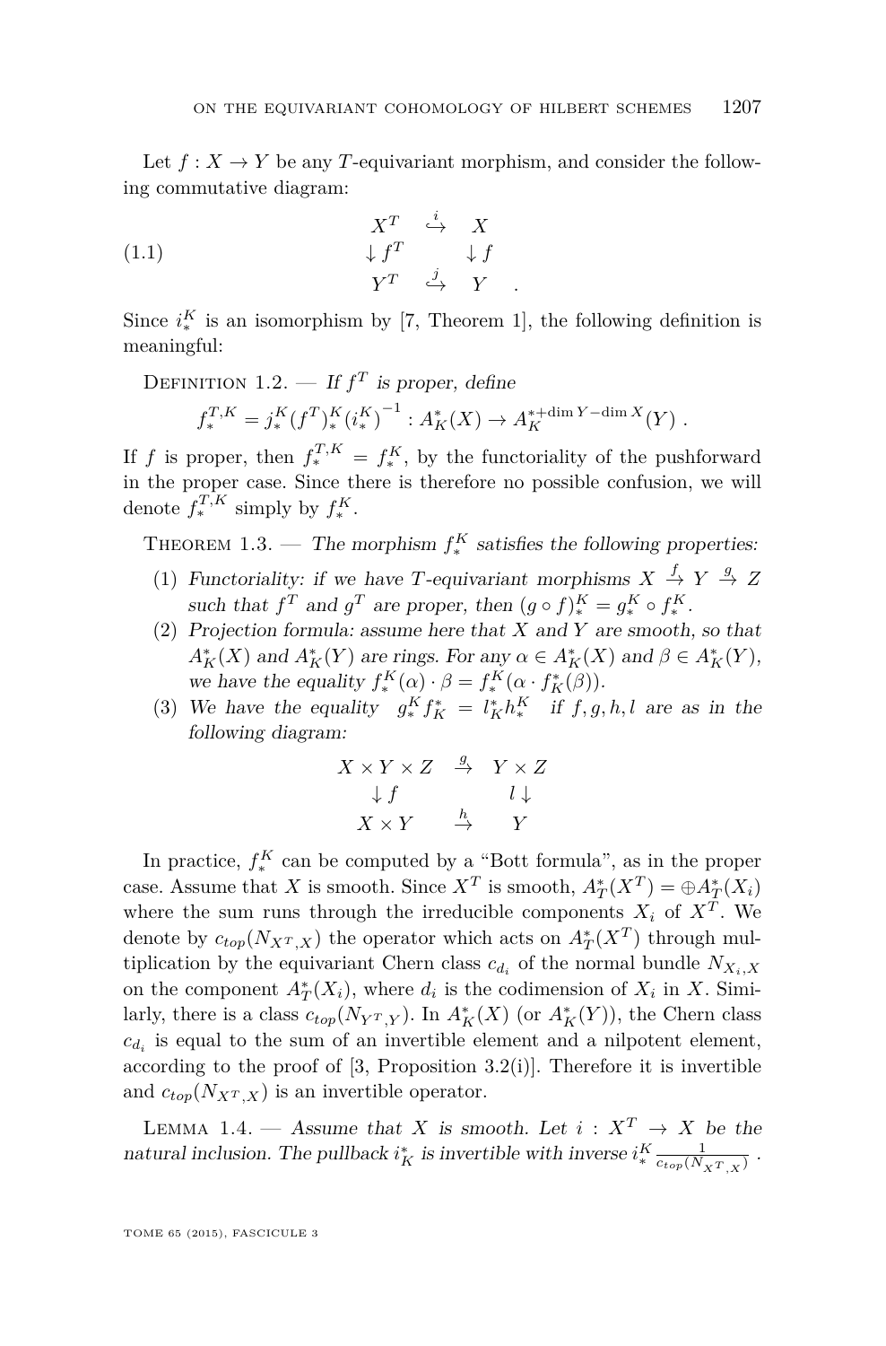Let $f : X \to Y$ be any $T$-equivariant morphism, and consider the following commutative diagram:

$$
\begin{array}{ccc}
X^T & \overset{i}{\hookrightarrow} & X \\
\downarrow f^T & & \downarrow f \\
Y^T & \overset{j}{\hookrightarrow} & Y
\end{array}
\qquad (1.1)
$$

Since $i_*^K$ is an isomorphism by [7, Theorem 1], the following definition is meaningful:

Definition 1.2. — *If $f^T$ is proper, define*

$$f_*^{T,K} = j_*^K (f^T)_*^K {(i_*^K)}^{-1} : A_K^*(X) \to A_K^{*+\dim Y - \dim X}(Y) .$$

If $f$ is proper, then $f_*^{T,K} = f_*^K$, by the functoriality of the pushforward in the proper case. Since there is therefore no possible confusion, we will denote $f_*^{T,K}$ simply by $f_*^K$.

Theorem 1.3. — *The morphism $f_*^K$ satisfies the following properties:*

1. *Functoriality: if we have $T$-equivariant morphisms $X \overset{f}{\to} Y \overset{g}{\to} Z$ such that $f^T$ and $g^T$ are proper, then $(g \circ f)_*^K = g_*^K \circ f_*^K$.*
2. *Projection formula: assume here that $X$ and $Y$ are smooth, so that $A_K^*(X)$ and $A_K^*(Y)$ are rings. For any $\alpha \in A_K^*(X)$ and $\beta \in A_K^*(Y)$, we have the equality $f_*^K(\alpha) \cdot \beta = f_*^K(\alpha \cdot f_K^*(\beta))$.*
3. *We have the equality $g_*^K f_K^* = l_K^* h_*^K$ if $f, g, h, l$ are as in the following diagram:*

$$
\begin{array}{ccc}
X \times Y \times Z & \overset{g}{\to} & Y \times Z \\
\downarrow f & & l \downarrow \\
X \times Y & \overset{h}{\to} & Y
\end{array}
$$

In practice, $f_*^K$ can be computed by a "Bott formula", as in the proper case. Assume that $X$ is smooth. Since $X^T$ is smooth, $A_T^*(X^T) = \oplus A_T^*(X_i)$ where the sum runs through the irreducible components $X_i$ of $X^T$. We denote by $c_{top}(N_{X^T,X})$ the operator which acts on $A_T^*(X^T)$ through multiplication by the equivariant Chern class $c_{d_i}$ of the normal bundle $N_{X_i,X}$ on the component $A_T^*(X_i)$, where $d_i$ is the codimension of $X_i$ in $X$. Similarly, there is a class $c_{top}(N_{Y^T,Y})$. In $A_K^*(X)$ (or $A_K^*(Y)$), the Chern class $c_{d_i}$ is equal to the sum of an invertible element and a nilpotent element, according to the proof of [3, Proposition 3.2(i)]. Therefore it is invertible and $c_{top}(N_{X^T,X})$ is an invertible operator.

Lemma 1.4. — *Assume that $X$ is smooth. Let $i : X^T \to X$ be the natural inclusion. The pullback $i_K^*$ is invertible with inverse $i_*^K \frac{1}{c_{top}(N_{X^T,X})}$ .*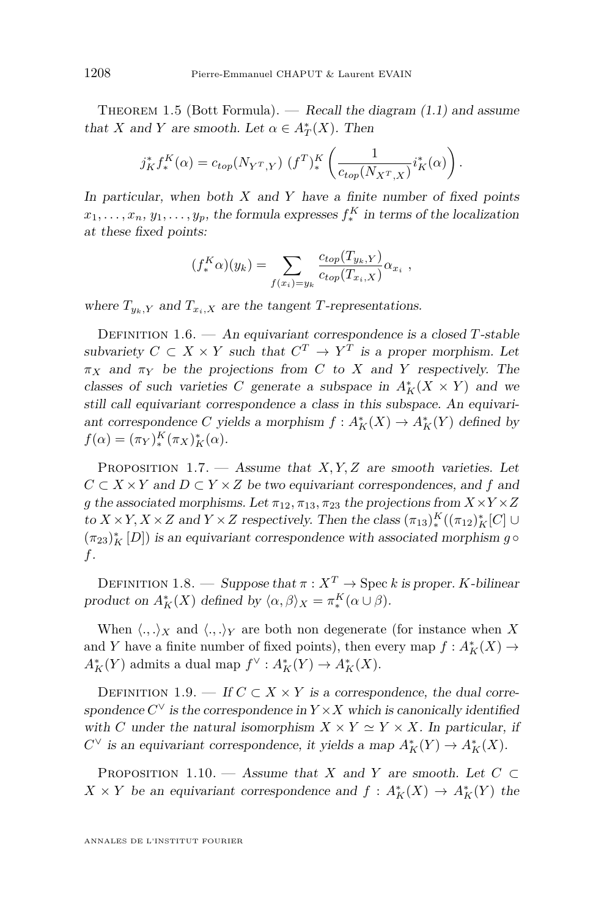Theorem 1.5 (Bott Formula). — *Recall the diagram (1.1) and assume that $X$ and $Y$ are smooth. Let $\alpha \in A_T^*(X)$. Then*

$$j_K^* f_*^K(\alpha) = c_{top}(N_{Y^T,Y})\ (f^T)_*^K \left( \frac{1}{c_{top}(N_{X^T,X})} i_K^*(\alpha) \right).$$

*In particular, when both $X$ and $Y$ have a finite number of fixed points $x_1, \dots, x_n$, $y_1, \dots, y_p$, the formula expresses $f_*^K$ in terms of the localization at these fixed points:*

$$(f_*^K \alpha)(y_k) = \sum_{f(x_i)=y_k} \frac{c_{top}(T_{y_k,Y})}{c_{top}(T_{x_i,X})} \alpha_{x_i}\ ,$$

*where $T_{y_k,Y}$ and $T_{x_i,X}$ are the tangent $T$-representations.*

Definition 1.6. — *An equivariant correspondence is a closed $T$-stable subvariety $C \subset X \times Y$ such that $C^T \to Y^T$ is a proper morphism. Let $\pi_X$ and $\pi_Y$ be the projections from $C$ to $X$ and $Y$ respectively. The classes of such varieties $C$ generate a subspace in $A_K^*(X \times Y)$ and we still call equivariant correspondence a class in this subspace. An equivariant correspondence $C$ yields a morphism $f : A_K^*(X) \to A_K^*(Y)$ defined by $f(\alpha) = (\pi_Y)_*^K (\pi_X)_K^*(\alpha)$.*

Proposition 1.7. — *Assume that $X, Y, Z$ are smooth varieties. Let $C \subset X \times Y$ and $D \subset Y \times Z$ be two equivariant correspondences, and $f$ and $g$ the associated morphisms. Let $\pi_{12}, \pi_{13}, \pi_{23}$ the projections from $X \times Y \times Z$ to $X \times Y, X \times Z$ and $Y \times Z$ respectively. Then the class $(\pi_{13})_*^K((\pi_{12})_K^*[C] \cup (\pi_{23})_K^*[D])$ is an equivariant correspondence with associated morphism $g \circ f$.*

Definition 1.8. — *Suppose that $\pi : X^T \to \operatorname{Spec} k$ is proper. $K$-bilinear product on $A_K^*(X)$ defined by $\langle \alpha, \beta \rangle_X = \pi_*^K(\alpha \cup \beta)$.*

When $\langle .,. \rangle_X$ and $\langle .,. \rangle_Y$ are both non degenerate (for instance when $X$ and $Y$ have a finite number of fixed points), then every map $f : A_K^*(X) \to A_K^*(Y)$ admits a dual map $f^\vee : A_K^*(Y) \to A_K^*(X)$.

Definition 1.9. — *If $C \subset X \times Y$ is a correspondence, the dual correspondence $C^\vee$ is the correspondence in $Y \times X$ which is canonically identified with $C$ under the natural isomorphism $X \times Y \simeq Y \times X$. In particular, if $C^\vee$ is an equivariant correspondence, it yields a map $A_K^*(Y) \to A_K^*(X)$.*

Proposition 1.10. — *Assume that $X$ and $Y$ are smooth. Let $C \subset X \times Y$ be an equivariant correspondence and $f : A_K^*(X) \to A_K^*(Y)$ the*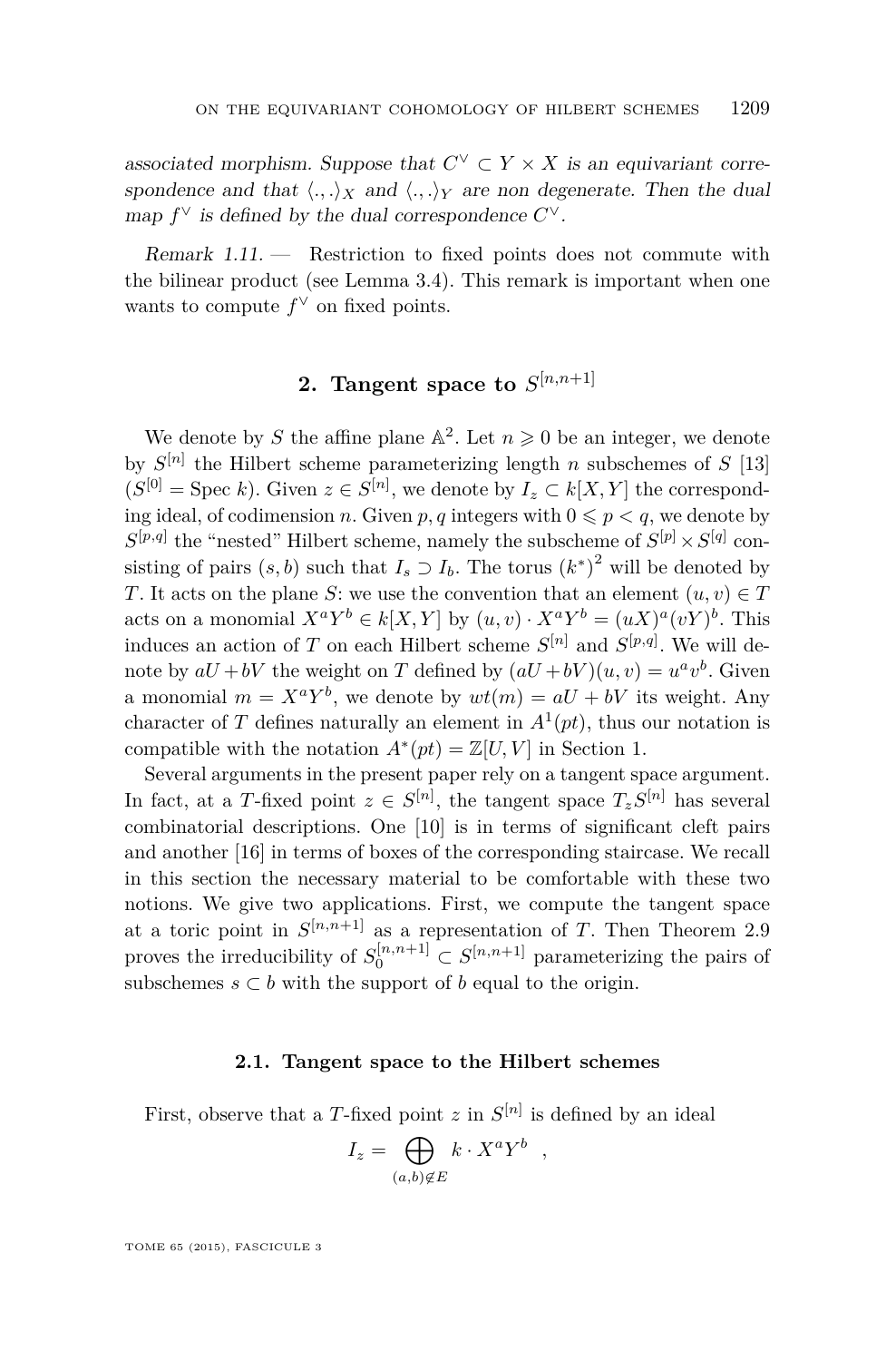*associated morphism. Suppose that $C^\vee \subset Y \times X$ is an equivariant correspondence and that $\langle .,. \rangle_X$ and $\langle .,. \rangle_Y$ are non degenerate. Then the dual map $f^\vee$ is defined by the dual correspondence $C^\vee$.*

*Remark 1.11.* — Restriction to fixed points does not commute with the bilinear product (see Lemma 3.4). This remark is important when one wants to compute $f^\vee$ on fixed points.

## 2. Tangent space to $S^{[n,n+1]}$

We denote by $S$ the affine plane $\mathbb{A}^2$. Let $n \geqslant 0$ be an integer, we denote by $S^{[n]}$ the Hilbert scheme parameterizing length $n$ subschemes of $S$ [13] ($S^{[0]} = \operatorname{Spec} k$). Given $z \in S^{[n]}$, we denote by $I_z \subset k[X,Y]$ the corresponding ideal, of codimension $n$. Given $p, q$ integers with $0 \leqslant p < q$, we denote by $S^{[p,q]}$ the "nested" Hilbert scheme, namely the subscheme of $S^{[p]} \times S^{[q]}$ consisting of pairs $(s,b)$ such that $I_s \supset I_b$. The torus $(k^*)^2$ will be denoted by $T$. It acts on the plane $S$: we use the convention that an element $(u,v) \in T$ acts on a monomial $X^aY^b \in k[X,Y]$ by $(u,v) \cdot X^aY^b = (uX)^a(vY)^b$. This induces an action of $T$ on each Hilbert scheme $S^{[n]}$ and $S^{[p,q]}$. We will denote by $aU + bV$ the weight on $T$ defined by $(aU+bV)(u,v) = u^a v^b$. Given a monomial $m = X^aY^b$, we denote by $wt(m) = aU + bV$ its weight. Any character of $T$ defines naturally an element in $A^1(pt)$, thus our notation is compatible with the notation $A^*(pt) = \mathbb{Z}[U,V]$ in Section 1.

Several arguments in the present paper rely on a tangent space argument. In fact, at a $T$-fixed point $z \in S^{[n]}$, the tangent space $T_zS^{[n]}$ has several combinatorial descriptions. One [10] is in terms of significant cleft pairs and another [16] in terms of boxes of the corresponding staircase. We recall in this section the necessary material to be comfortable with these two notions. We give two applications. First, we compute the tangent space at a toric point in $S^{[n,n+1]}$ as a representation of $T$. Then Theorem 2.9 proves the irreducibility of $S_0^{[n,n+1]} \subset S^{[n,n+1]}$ parameterizing the pairs of subschemes $s \subset b$ with the support of $b$ equal to the origin.

### 2.1. Tangent space to the Hilbert schemes

First, observe that a $T$-fixed point $z$ in $S^{[n]}$ is defined by an ideal

$$I_z = \bigoplus_{(a,b) \notin E} k \cdot X^aY^b \quad ,$$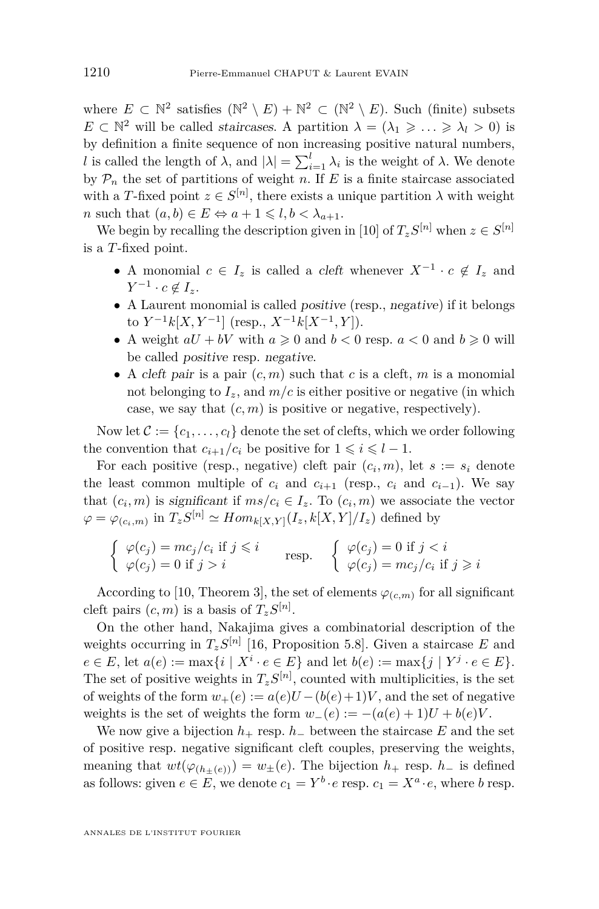where $E \subset \mathbb{N}^2$ satisfies $(\mathbb{N}^2 \setminus E) + \mathbb{N}^2 \subset (\mathbb{N}^2 \setminus E)$. Such (finite) subsets $E \subset \mathbb{N}^2$ will be called *staircases*. A partition $\lambda = (\lambda_1 \geqslant \ldots \geqslant \lambda_l > 0)$ is by definition a finite sequence of non increasing positive natural numbers, $l$ is called the length of $\lambda$, and $|\lambda| = \sum_{i=1}^{l} \lambda_i$ is the weight of $\lambda$. We denote by $\mathcal{P}_n$ the set of partitions of weight $n$. If $E$ is a finite staircase associated with a $T$-fixed point $z \in S^{[n]}$, there exists a unique partition $\lambda$ with weight $n$ such that $(a,b) \in E \Leftrightarrow a+1 \leqslant l, b < \lambda_{a+1}$.

We begin by recalling the description given in [10] of $T_z S^{[n]}$ when $z \in S^{[n]}$ is a $T$-fixed point.

- A monomial $c \in I_z$ is called a *cleft* whenever $X^{-1} \cdot c \notin I_z$ and $Y^{-1} \cdot c \notin I_z$.
- A Laurent monomial is called *positive* (resp., *negative*) if it belongs to $Y^{-1}k[X, Y^{-1}]$ (resp., $X^{-1}k[X^{-1}, Y]$).
- A weight $aU + bV$ with $a \geqslant 0$ and $b < 0$ resp. $a < 0$ and $b \geqslant 0$ will be called *positive* resp. *negative*.
- A *cleft pair* is a pair $(c, m)$ such that $c$ is a cleft, $m$ is a monomial not belonging to $I_z$, and $m/c$ is either positive or negative (in which case, we say that $(c, m)$ is positive or negative, respectively).

Now let $\mathcal{C} := \{c_1, \ldots, c_l\}$ denote the set of clefts, which we order following the convention that $c_{i+1}/c_i$ be positive for $1 \leqslant i \leqslant l-1$.

For each positive (resp., negative) cleft pair $(c_i, m)$, let $s := s_i$ denote the least common multiple of $c_i$ and $c_{i+1}$ (resp., $c_i$ and $c_{i-1}$). We say that $(c_i, m)$ is *significant* if $ms/c_i \in I_z$. To $(c_i, m)$ we associate the vector $\varphi = \varphi_{(c_i,m)}$ in $T_z S^{[n]} \simeq Hom_{k[X,Y]}(I_z, k[X,Y]/I_z)$ defined by

$$
\left\{ \begin{array}{l} \varphi(c_j) = mc_j/c_i \text{ if } j \leqslant i \\ \varphi(c_j) = 0 \text{ if } j > i \end{array} \right. \qquad \text{resp.} \qquad \left\{ \begin{array}{l} \varphi(c_j) = 0 \text{ if } j < i \\ \varphi(c_j) = mc_j/c_i \text{ if } j \geqslant i \end{array} \right.
$$

According to [10, Theorem 3], the set of elements $\varphi_{(c,m)}$ for all significant cleft pairs $(c, m)$ is a basis of $T_z S^{[n]}$.

On the other hand, Nakajima gives a combinatorial description of the weights occurring in $T_z S^{[n]}$ [16, Proposition 5.8]. Given a staircase $E$ and $e \in E$, let $a(e) := \max\{i \mid X^i \cdot e \in E\}$ and let $b(e) := \max\{j \mid Y^j \cdot e \in E\}$. The set of positive weights in $T_z S^{[n]}$, counted with multiplicities, is the set of weights of the form $w_+(e) := a(e)U - (b(e)+1)V$, and the set of negative weights is the set of weights the form $w_-(e) := -(a(e)+1)U + b(e)V$.

We now give a bijection $h_+$ resp. $h_-$ between the staircase $E$ and the set of positive resp. negative significant cleft couples, preserving the weights, meaning that $wt(\varphi_{(h_\pm(e))}) = w_\pm(e)$. The bijection $h_+$ resp. $h_-$ is defined as follows: given $e \in E$, we denote $c_1 = Y^b \cdot e$ resp. $c_1 = X^a \cdot e$, where $b$ resp.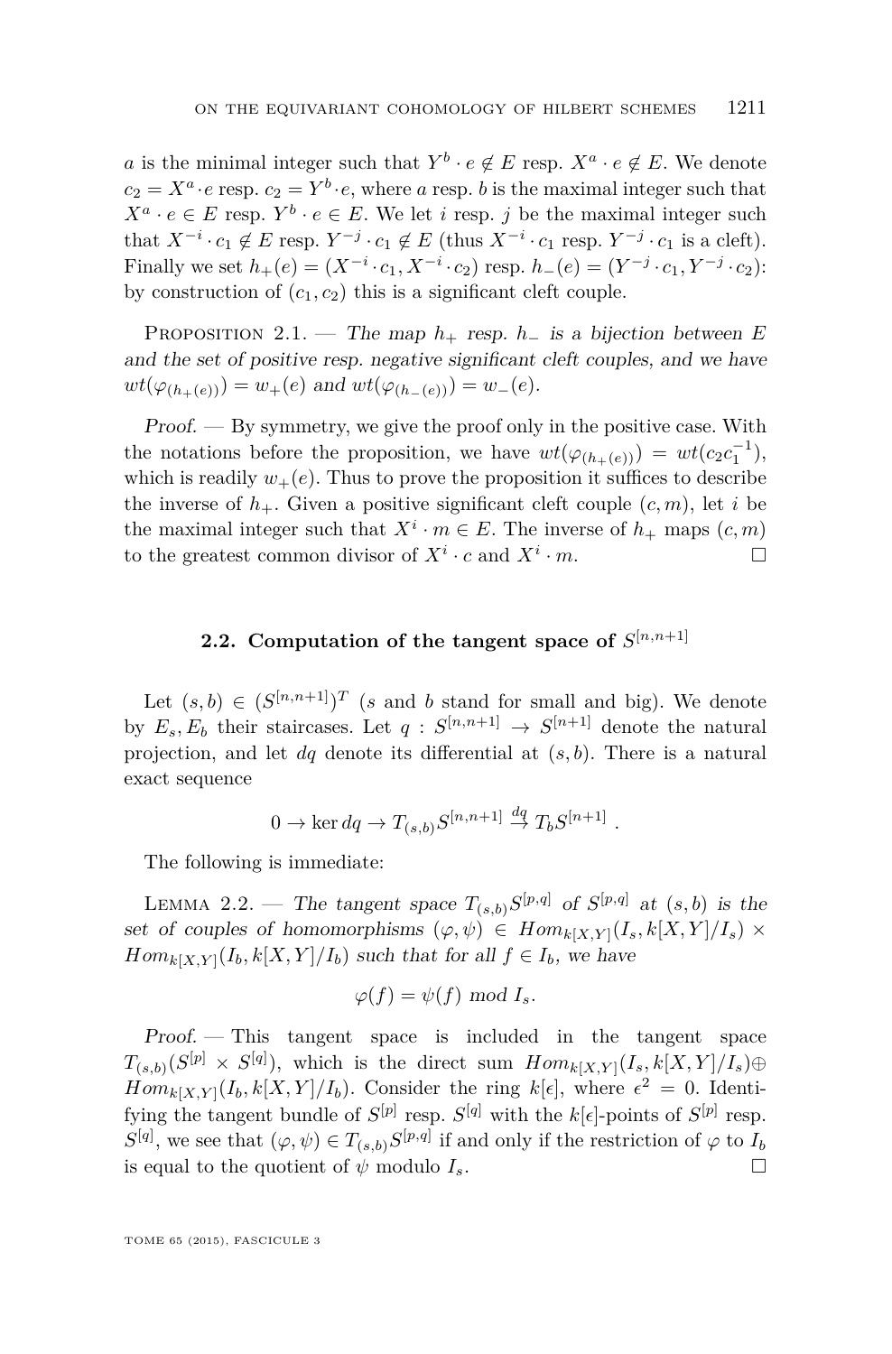$a$ is the minimal integer such that $Y^b \cdot e \notin E$ resp. $X^a \cdot e \notin E$. We denote $c_2 = X^a \cdot e$ resp. $c_2 = Y^b \cdot e$, where $a$ resp. $b$ is the maximal integer such that $X^a \cdot e \in E$ resp. $Y^b \cdot e \in E$. We let $i$ resp. $j$ be the maximal integer such that $X^{-i} \cdot c_1 \notin E$ resp. $Y^{-j} \cdot c_1 \notin E$ (thus $X^{-i} \cdot c_1$ resp. $Y^{-j} \cdot c_1$ is a cleft). Finally we set $h_+(e) = (X^{-i} \cdot c_1, X^{-i} \cdot c_2)$ resp. $h_-(e) = (Y^{-j} \cdot c_1, Y^{-j} \cdot c_2)$: by construction of $(c_1, c_2)$ this is a significant cleft couple.

Proposition 2.1. — *The map $h_+$ resp. $h_-$ is a bijection between $E$ and the set of positive resp. negative significant cleft couples, and we have $wt(\varphi_{(h_+(e))}) = w_+(e)$ and $wt(\varphi_{(h_-(e))}) = w_-(e)$.*

*Proof.* — By symmetry, we give the proof only in the positive case. With the notations before the proposition, we have $wt(\varphi_{(h_+(e))}) = wt(c_2 c_1^{-1})$, which is readily $w_+(e)$. Thus to prove the proposition it suffices to describe the inverse of $h_+$. Given a positive significant cleft couple $(c, m)$, let $i$ be the maximal integer such that $X^i \cdot m \in E$. The inverse of $h_+$ maps $(c, m)$ to the greatest common divisor of $X^i \cdot c$ and $X^i \cdot m$. □

### 2.2. Computation of the tangent space of $S^{[n,n+1]}$

Let $(s, b) \in (S^{[n,n+1]})^T$ ($s$ and $b$ stand for small and big). We denote by $E_s, E_b$ their staircases. Let $q : S^{[n,n+1]} \to S^{[n+1]}$ denote the natural projection, and let $dq$ denote its differential at $(s, b)$. There is a natural exact sequence

$$0 \to \ker dq \to T_{(s,b)} S^{[n,n+1]} \xrightarrow{dq} T_b S^{[n+1]} .$$

The following is immediate:

Lemma 2.2. — *The tangent space $T_{(s,b)} S^{[p,q]}$ of $S^{[p,q]}$ at $(s, b)$ is the set of couples of homomorphisms $(\varphi, \psi) \in Hom_{k[X,Y]}(I_s, k[X,Y]/I_s) \times Hom_{k[X,Y]}(I_b, k[X,Y]/I_b)$ such that for all $f \in I_b$, we have*

$$\varphi(f) = \psi(f) \ mod \ I_s.$$

*Proof.* — This tangent space is included in the tangent space $T_{(s,b)}(S^{[p]} \times S^{[q]})$, which is the direct sum $Hom_{k[X,Y]}(I_s, k[X,Y]/I_s) \oplus Hom_{k[X,Y]}(I_b, k[X,Y]/I_b)$. Consider the ring $k[\epsilon]$, where $\epsilon^2 = 0$. Identifying the tangent bundle of $S^{[p]}$ resp. $S^{[q]}$ with the $k[\epsilon]$-points of $S^{[p]}$ resp. $S^{[q]}$, we see that $(\varphi, \psi) \in T_{(s,b)} S^{[p,q]}$ if and only if the restriction of $\varphi$ to $I_b$ is equal to the quotient of $\psi$ modulo $I_s$. □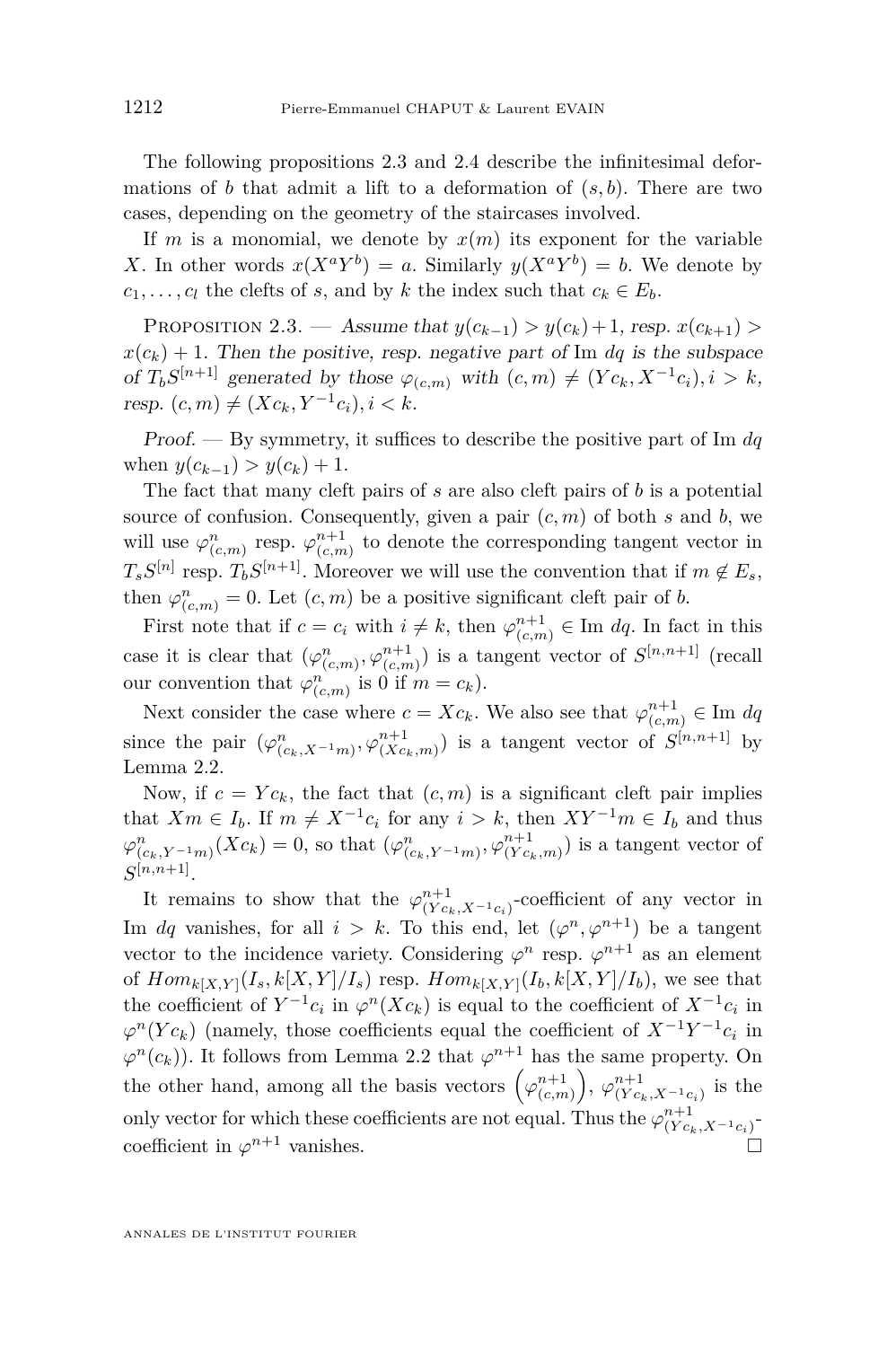The following propositions 2.3 and 2.4 describe the infinitesimal deformations of $b$ that admit a lift to a deformation of $(s,b)$. There are two cases, depending on the geometry of the staircases involved.

If $m$ is a monomial, we denote by $x(m)$ its exponent for the variable $X$. In other words $x(X^aY^b) = a$. Similarly $y(X^aY^b) = b$. We denote by $c_1, \ldots, c_l$ the clefts of $s$, and by $k$ the index such that $c_k \in E_b$.

Proposition 2.3. — *Assume that $y(c_{k-1}) > y(c_k)+1$, resp. $x(c_{k+1}) > x(c_k)+1$. Then the positive, resp. negative part of* $\mathrm{Im}\ dq$ *is the subspace of $T_bS^{[n+1]}$ generated by those $\varphi_{(c,m)}$ with $(c,m) \neq (Yc_k, X^{-1}c_i), i > k$, resp. $(c,m) \neq (Xc_k, Y^{-1}c_i), i < k$.*

*Proof.* — By symmetry, it suffices to describe the positive part of $\mathrm{Im}\ dq$ when $y(c_{k-1}) > y(c_k)+1$.

The fact that many cleft pairs of $s$ are also cleft pairs of $b$ is a potential source of confusion. Consequently, given a pair $(c,m)$ of both $s$ and $b$, we will use $\varphi^n_{(c,m)}$ resp. $\varphi^{n+1}_{(c,m)}$ to denote the corresponding tangent vector in $T_sS^{[n]}$ resp. $T_bS^{[n+1]}$. Moreover we will use the convention that if $m \notin E_s$, then $\varphi^n_{(c,m)} = 0$. Let $(c,m)$ be a positive significant cleft pair of $b$.

First note that if $c = c_i$ with $i \neq k$, then $\varphi^{n+1}_{(c,m)} \in \mathrm{Im}\ dq$. In fact in this case it is clear that $(\varphi^n_{(c,m)}, \varphi^{n+1}_{(c,m)})$ is a tangent vector of $S^{[n,n+1]}$ (recall our convention that $\varphi^n_{(c,m)}$ is 0 if $m = c_k$).

Next consider the case where $c = Xc_k$. We also see that $\varphi^{n+1}_{(c,m)} \in \mathrm{Im}\ dq$ since the pair $(\varphi^n_{(c_k,X^{-1}m)}, \varphi^{n+1}_{(Xc_k,m)})$ is a tangent vector of $S^{[n,n+1]}$ by Lemma 2.2.

Now, if $c = Yc_k$, the fact that $(c,m)$ is a significant cleft pair implies that $Xm \in I_b$. If $m \neq X^{-1}c_i$ for any $i > k$, then $XY^{-1}m \in I_b$ and thus $\varphi^n_{(c_k,Y^{-1}m)}(Xc_k) = 0$, so that $(\varphi^n_{(c_k,Y^{-1}m)}, \varphi^{n+1}_{(Yc_k,m)})$ is a tangent vector of $S^{[n,n+1]}$.

It remains to show that the $\varphi^{n+1}_{(Yc_k,X^{-1}c_i)}$-coefficient of any vector in $\mathrm{Im}\ dq$ vanishes, for all $i > k$. To this end, let $(\varphi^n, \varphi^{n+1})$ be a tangent vector to the incidence variety. Considering $\varphi^n$ resp. $\varphi^{n+1}$ as an element of $Hom_{k[X,Y]}(I_s, k[X,Y]/I_s)$ resp. $Hom_{k[X,Y]}(I_b, k[X,Y]/I_b)$, we see that the coefficient of $Y^{-1}c_i$ in $\varphi^n(Xc_k)$ is equal to the coefficient of $X^{-1}c_i$ in $\varphi^n(Yc_k)$ (namely, those coefficients equal the coefficient of $X^{-1}Y^{-1}c_i$ in $\varphi^n(c_k)$). It follows from Lemma 2.2 that $\varphi^{n+1}$ has the same property. On the other hand, among all the basis vectors $\left(\varphi^{n+1}_{(c,m)}\right)$, $\varphi^{n+1}_{(Yc_k,X^{-1}c_i)}$ is the only vector for which these coefficients are not equal. Thus the $\varphi^{n+1}_{(Yc_k,X^{-1}c_i)}$-coefficient in $\varphi^{n+1}$ vanishes. $\square$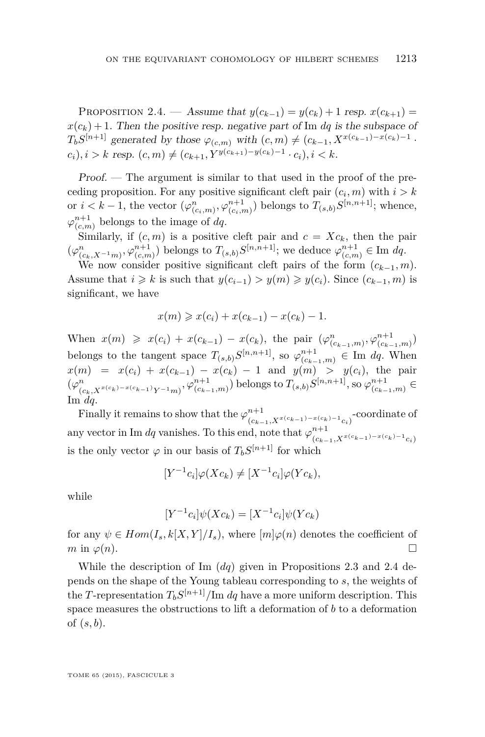Proposition 2.4. — *Assume that $y(c_{k-1}) = y(c_k) + 1$ resp. $x(c_{k+1}) = x(c_k) + 1$. Then the positive resp. negative part of* $\mathrm{Im}\ dq$ *is the subspace of $T_b S^{[n+1]}$ generated by those $\varphi_{(c,m)}$ with $(c, m) \neq (c_{k-1}, X^{x(c_{k-1})-x(c_k)-1} \cdot c_i), i > k$ resp. $(c, m) \neq (c_{k+1}, Y^{y(c_{k+1})-y(c_k)-1} \cdot c_i), i < k$.*

*Proof.* — The argument is similar to that used in the proof of the preceding proposition. For any positive significant cleft pair $(c_i, m)$ with $i > k$ or $i < k-1$, the vector $(\varphi^n_{(c_i,m)}, \varphi^{n+1}_{(c_i,m)})$ belongs to $T_{(s,b)} S^{[n,n+1]}$; whence, $\varphi^{n+1}_{(c,m)}$ belongs to the image of $dq$.

Similarly, if $(c, m)$ is a positive cleft pair and $c = Xc_k$, then the pair $(\varphi^n_{(c_k, X^{-1}m)}, \varphi^{n+1}_{(c,m)})$ belongs to $T_{(s,b)} S^{[n,n+1]}$; we deduce $\varphi^{n+1}_{(c,m)} \in \mathrm{Im}\ dq$.

We now consider positive significant cleft pairs of the form $(c_{k-1}, m)$. Assume that $i \geqslant k$ is such that $y(c_{i-1}) > y(m) \geqslant y(c_i)$. Since $(c_{k-1}, m)$ is significant, we have

$$x(m) \geqslant x(c_i) + x(c_{k-1}) - x(c_k) - 1.$$

When $x(m) \geqslant x(c_i) + x(c_{k-1}) - x(c_k)$, the pair $(\varphi^n_{(c_{k-1},m)}, \varphi^{n+1}_{(c_{k-1},m)})$ belongs to the tangent space $T_{(s,b)} S^{[n,n+1]}$, so $\varphi^{n+1}_{(c_{k-1},m)} \in \mathrm{Im}\ dq$. When $x(m) = x(c_i) + x(c_{k-1}) - x(c_k) - 1$ and $y(m) > y(c_i)$, the pair $(\varphi^n_{(c_k, X^{x(c_k)-x(c_{k-1})}Y^{-1}m)}, \varphi^{n+1}_{(c_{k-1},m)})$ belongs to $T_{(s,b)} S^{[n,n+1]}$, so $\varphi^{n+1}_{(c_{k-1},m)} \in \mathrm{Im}\ dq$.

Finally it remains to show that the $\varphi^{n+1}_{(c_{k-1}, X^{x(c_{k-1})-x(c_k)-1}c_i)}$-coordinate of any vector in $\mathrm{Im}\ dq$ vanishes. To this end, note that $\varphi^{n+1}_{(c_{k-1}, X^{x(c_{k-1})-x(c_k)-1}c_i)}$ is the only vector $\varphi$ in our basis of $T_b S^{[n+1]}$ for which

$$[Y^{-1}c_i]\varphi(Xc_k) \neq [X^{-1}c_i]\varphi(Yc_k),$$

while

$$[Y^{-1}c_i]\psi(Xc_k) = [X^{-1}c_i]\psi(Yc_k)$$

for any $\psi \in Hom(I_s, k[X,Y]/I_s)$, where $[m]\varphi(n)$ denotes the coefficient of $m$ in $\varphi(n)$. $\square$

While the description of $\mathrm{Im}\ (dq)$ given in Propositions 2.3 and 2.4 depends on the shape of the Young tableau corresponding to $s$, the weights of the $T$-representation $T_b S^{[n+1]}/\mathrm{Im}\ dq$ have a more uniform description. This space measures the obstructions to lift a deformation of $b$ to a deformation of $(s, b)$.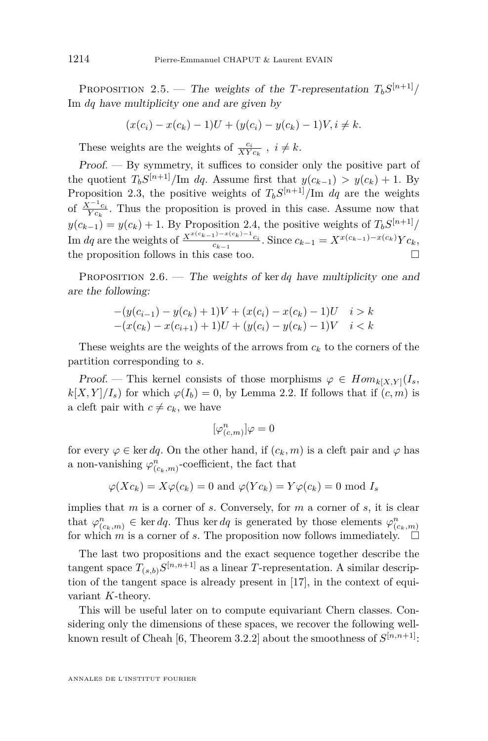Proposition 2.5. — *The weights of the $T$-representation $T_bS^{[n+1]}/\operatorname{Im} dq$ have multiplicity one and are given by*

$$(x(c_i) - x(c_k) - 1)U + (y(c_i) - y(c_k) - 1)V, i \neq k.$$

These weights are the weights of $\frac{c_i}{XYc_k}$ , $i \neq k$.

*Proof.* — By symmetry, it suffices to consider only the positive part of the quotient $T_bS^{[n+1]}/\operatorname{Im} dq$. Assume first that $y(c_{k-1}) > y(c_k) + 1$. By Proposition 2.3, the positive weights of $T_bS^{[n+1]}/\operatorname{Im} dq$ are the weights of $\frac{X^{-1}c_i}{Yc_k}$. Thus the proposition is proved in this case. Assume now that $y(c_{k-1}) = y(c_k) + 1$. By Proposition 2.4, the positive weights of $T_bS^{[n+1]}/\operatorname{Im} dq$ are the weights of $\frac{X^{x(c_{k-1})-x(c_k)-1}c_i}{c_{k-1}}$. Since $c_{k-1} = X^{x(c_{k-1})-x(c_k)}Yc_k$, the proposition follows in this case too. □

Proposition 2.6. — *The weights of* $\ker dq$ *have multiplicity one and are the following:*

$$\begin{array}{ll} -(y(c_{i-1}) - y(c_k) + 1)V + (x(c_i) - x(c_k) - 1)U & i > k \\ -(x(c_k) - x(c_{i+1}) + 1)U + (y(c_i) - y(c_k) - 1)V & i < k \end{array}$$

These weights are the weights of the arrows from $c_k$ to the corners of the partition corresponding to $s$.

*Proof.* — This kernel consists of those morphisms $\varphi \in Hom_{k[X,Y]}(I_s, k[X,Y]/I_s)$ for which $\varphi(I_b) = 0$, by Lemma 2.2. If follows that if $(c,m)$ is a cleft pair with $c \neq c_k$, we have

$$[\varphi^n_{(c,m)}]\varphi = 0$$

for every $\varphi \in \ker dq$. On the other hand, if $(c_k, m)$ is a cleft pair and $\varphi$ has a non-vanishing $\varphi^n_{(c_k,m)}$-coefficient, the fact that

$$\varphi(Xc_k) = X\varphi(c_k) = 0 \text{ and } \varphi(Yc_k) = Y\varphi(c_k) = 0 \bmod I_s$$

implies that $m$ is a corner of $s$. Conversely, for $m$ a corner of $s$, it is clear that $\varphi^n_{(c_k,m)} \in \ker dq$. Thus $\ker dq$ is generated by those elements $\varphi^n_{(c_k,m)}$ for which $m$ is a corner of $s$. The proposition now follows immediately. □

The last two propositions and the exact sequence together describe the tangent space $T_{(s,b)}S^{[n,n+1]}$ as a linear $T$-representation. A similar description of the tangent space is already present in [17], in the context of equivariant $K$-theory.

This will be useful later on to compute equivariant Chern classes. Considering only the dimensions of these spaces, we recover the following well-known result of Cheah [6, Theorem 3.2.2] about the smoothness of $S^{[n,n+1]}$: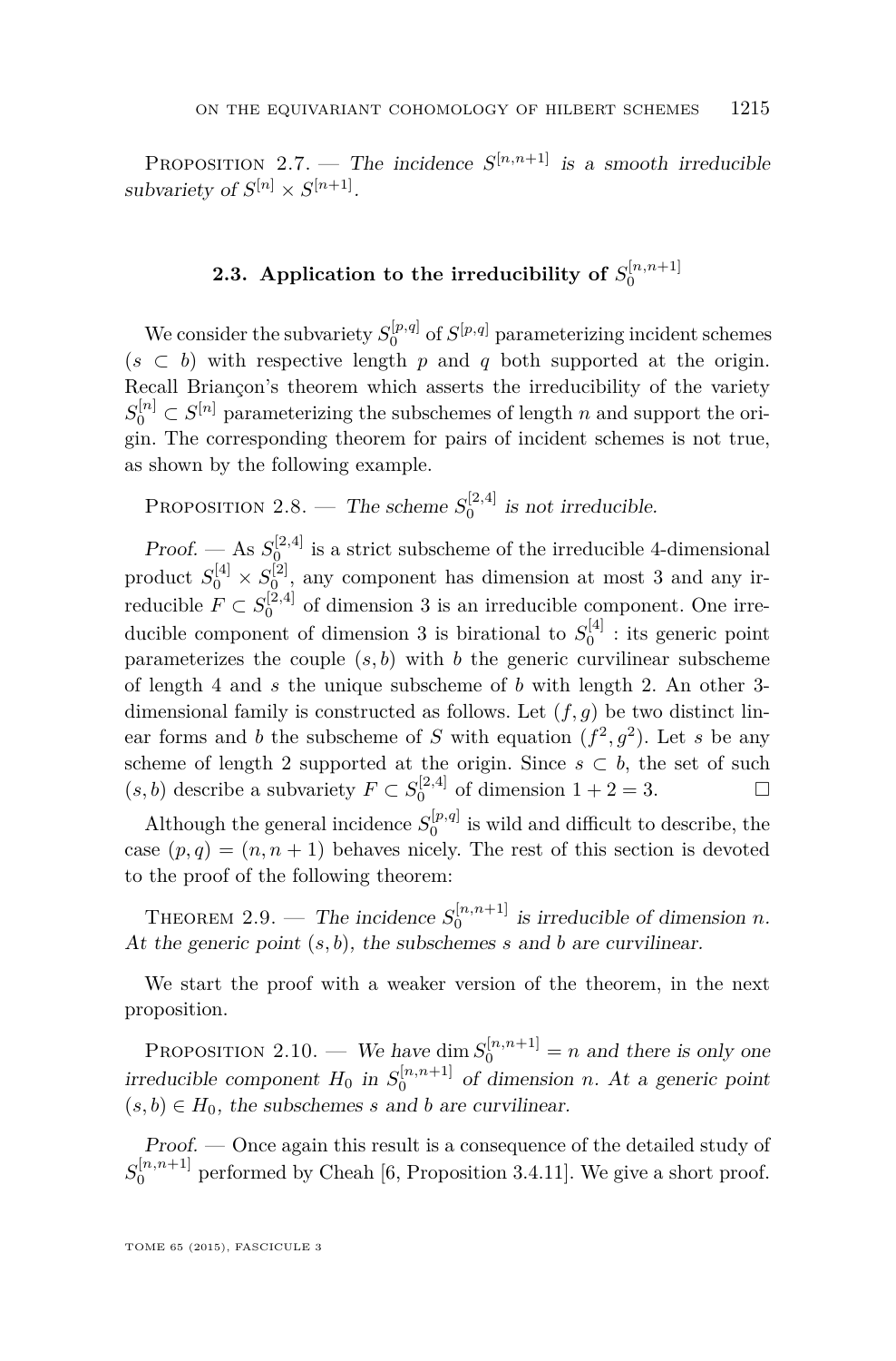Proposition 2.7. — *The incidence $S^{[n,n+1]}$ is a smooth irreducible subvariety of $S^{[n]} \times S^{[n+1]}$.*

## 2.3. Application to the irreducibility of $S_0^{[n,n+1]}$

We consider the subvariety $S_0^{[p,q]}$ of $S^{[p,q]}$ parameterizing incident schemes ($s \subset b$) with respective length $p$ and $q$ both supported at the origin. Recall Briançon's theorem which asserts the irreducibility of the variety $S_0^{[n]} \subset S^{[n]}$ parameterizing the subschemes of length $n$ and support the origin. The corresponding theorem for pairs of incident schemes is not true, as shown by the following example.

Proposition 2.8. — *The scheme $S_0^{[2,4]}$ is not irreducible.*

*Proof.* — As $S_0^{[2,4]}$ is a strict subscheme of the irreducible 4-dimensional product $S_0^{[4]} \times S_0^{[2]}$, any component has dimension at most 3 and any irreducible $F \subset S_0^{[2,4]}$ of dimension 3 is an irreducible component. One irreducible component of dimension 3 is birational to $S_0^{[4]}$ : its generic point parameterizes the couple $(s, b)$ with $b$ the generic curvilinear subscheme of length 4 and $s$ the unique subscheme of $b$ with length 2. An other 3-dimensional family is constructed as follows. Let $(f, g)$ be two distinct linear forms and $b$ the subscheme of $S$ with equation $(f^2, g^2)$. Let $s$ be any scheme of length 2 supported at the origin. Since $s \subset b$, the set of such $(s, b)$ describe a subvariety $F \subset S_0^{[2,4]}$ of dimension $1 + 2 = 3$. □

Although the general incidence $S_0^{[p,q]}$ is wild and difficult to describe, the case $(p, q) = (n, n+1)$ behaves nicely. The rest of this section is devoted to the proof of the following theorem:

Theorem 2.9. — *The incidence $S_0^{[n,n+1]}$ is irreducible of dimension $n$. At the generic point $(s, b)$, the subschemes $s$ and $b$ are curvilinear.*

We start the proof with a weaker version of the theorem, in the next proposition.

Proposition 2.10. — *We have $\dim S_0^{[n,n+1]} = n$ and there is only one irreducible component $H_0$ in $S_0^{[n,n+1]}$ of dimension $n$. At a generic point $(s, b) \in H_0$, the subschemes $s$ and $b$ are curvilinear.*

*Proof.* — Once again this result is a consequence of the detailed study of $S_0^{[n,n+1]}$ performed by Cheah [6, Proposition 3.4.11]. We give a short proof.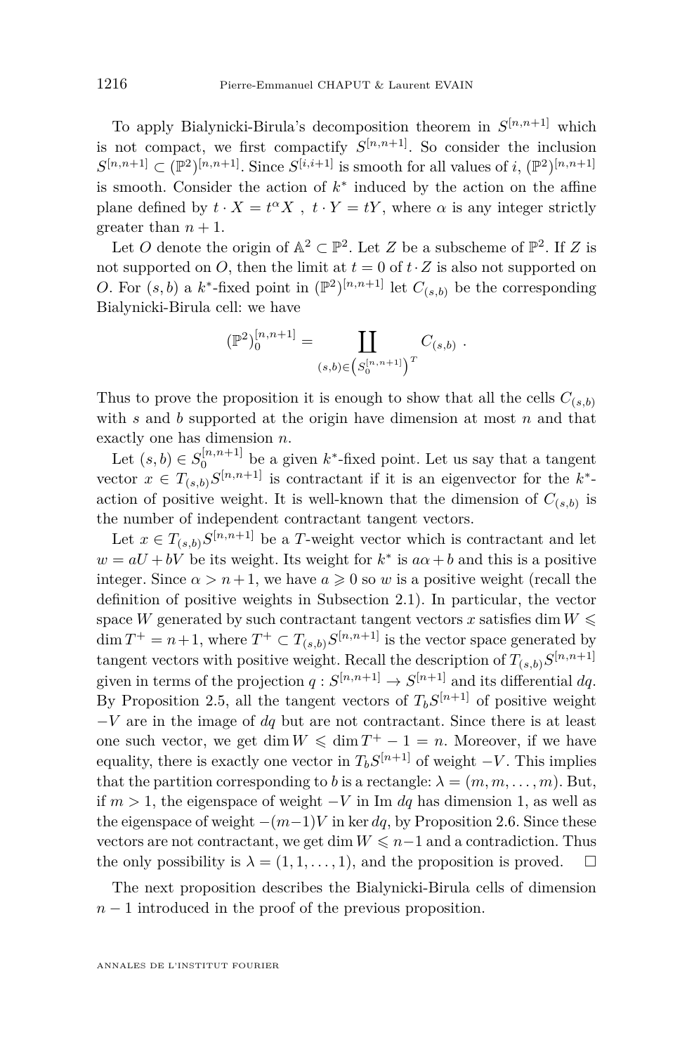To apply Bialynicki-Birula's decomposition theorem in $S^{[n,n+1]}$ which is not compact, we first compactify $S^{[n,n+1]}$. So consider the inclusion $S^{[n,n+1]} \subset (\mathbb{P}^2)^{[n,n+1]}$. Since $S^{[i,i+1]}$ is smooth for all values of $i$, $(\mathbb{P}^2)^{[n,n+1]}$ is smooth. Consider the action of $k^*$ induced by the action on the affine plane defined by $t \cdot X = t^\alpha X$ , $t \cdot Y = tY$, where $\alpha$ is any integer strictly greater than $n+1$.

Let $O$ denote the origin of $\mathbb{A}^2 \subset \mathbb{P}^2$. Let $Z$ be a subscheme of $\mathbb{P}^2$. If $Z$ is not supported on $O$, then the limit at $t=0$ of $t \cdot Z$ is also not supported on $O$. For $(s,b)$ a $k^*$-fixed point in $(\mathbb{P}^2)^{[n,n+1]}$ let $C_{(s,b)}$ be the corresponding Bialynicki-Birula cell: we have

$$(\mathbb{P}^2)_0^{[n,n+1]} = \coprod_{(s,b)\in \left(S_0^{[n,n+1]}\right)^T} C_{(s,b)} \ .$$

Thus to prove the proposition it is enough to show that all the cells $C_{(s,b)}$ with $s$ and $b$ supported at the origin have dimension at most $n$ and that exactly one has dimension $n$.

Let $(s,b) \in S_0^{[n,n+1]}$ be a given $k^*$-fixed point. Let us say that a tangent vector $x \in T_{(s,b)}S^{[n,n+1]}$ is contractant if it is an eigenvector for the $k^*$-action of positive weight. It is well-known that the dimension of $C_{(s,b)}$ is the number of independent contractant tangent vectors.

Let $x \in T_{(s,b)}S^{[n,n+1]}$ be a $T$-weight vector which is contractant and let $w = aU + bV$ be its weight. Its weight for $k^*$ is $a\alpha + b$ and this is a positive integer. Since $\alpha > n+1$, we have $a \geqslant 0$ so $w$ is a positive weight (recall the definition of positive weights in Subsection 2.1). In particular, the vector space $W$ generated by such contractant tangent vectors $x$ satisfies $\dim W \leqslant \dim T^+ = n+1$, where $T^+ \subset T_{(s,b)}S^{[n,n+1]}$ is the vector space generated by tangent vectors with positive weight. Recall the description of $T_{(s,b)}S^{[n,n+1]}$ given in terms of the projection $q : S^{[n,n+1]} \to S^{[n+1]}$ and its differential $dq$. By Proposition 2.5, all the tangent vectors of $T_b S^{[n+1]}$ of positive weight $-V$ are in the image of $dq$ but are not contractant. Since there is at least one such vector, we get $\dim W \leqslant \dim T^+ - 1 = n$. Moreover, if we have equality, there is exactly one vector in $T_b S^{[n+1]}$ of weight $-V$. This implies that the partition corresponding to $b$ is a rectangle: $\lambda = (m, m, \dots, m)$. But, if $m > 1$, the eigenspace of weight $-V$ in Im $dq$ has dimension 1, as well as the eigenspace of weight $-(m-1)V$ in $\ker dq$, by Proposition 2.6. Since these vectors are not contractant, we get $\dim W \leqslant n-1$ and a contradiction. Thus the only possibility is $\lambda = (1, 1, \dots, 1)$, and the proposition is proved. $\square$

The next proposition describes the Bialynicki-Birula cells of dimension $n-1$ introduced in the proof of the previous proposition.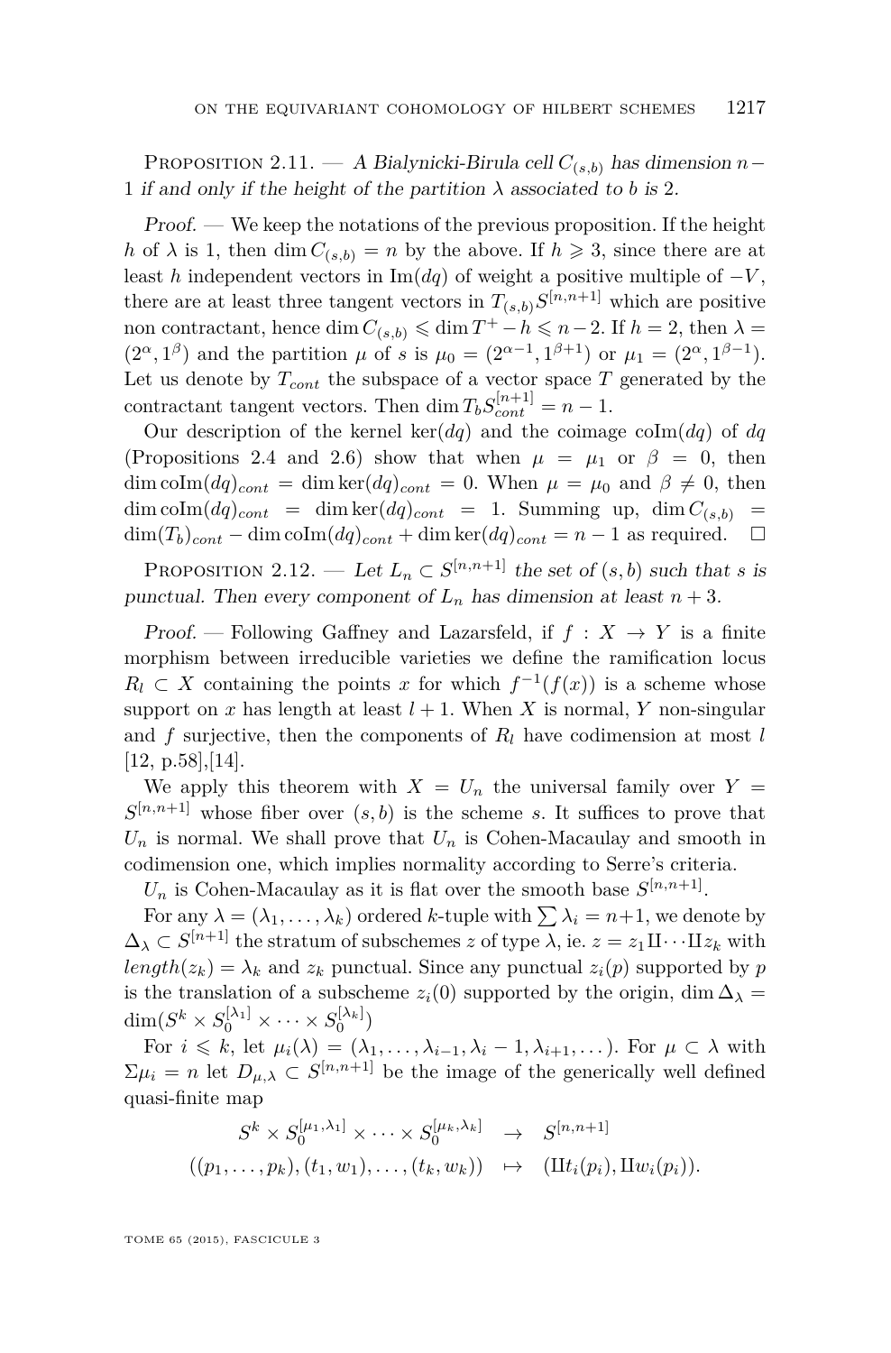Proposition 2.11. — *A Bialynicki-Birula cell $C_{(s,b)}$ has dimension $n-1$ if and only if the height of the partition $\lambda$ associated to $b$ is 2.*

*Proof.* — We keep the notations of the previous proposition. If the height $h$ of $\lambda$ is 1, then $\dim C_{(s,b)} = n$ by the above. If $h \geqslant 3$, since there are at least $h$ independent vectors in $\mathrm{Im}(dq)$ of weight a positive multiple of $-V$, there are at least three tangent vectors in $T_{(s,b)}S^{[n,n+1]}$ which are positive non contractant, hence $\dim C_{(s,b)} \leqslant \dim T^+ - h \leqslant n-2$. If $h=2$, then $\lambda = (2^\alpha, 1^\beta)$ and the partition $\mu$ of $s$ is $\mu_0 = (2^{\alpha-1}, 1^{\beta+1})$ or $\mu_1 = (2^\alpha, 1^{\beta-1})$. Let us denote by $T_{cont}$ the subspace of a vector space $T$ generated by the contractant tangent vectors. Then $\dim T_b S^{[n+1]}_{cont} = n-1$.

Our description of the kernel $\ker(dq)$ and the coimage $\mathrm{coIm}(dq)$ of $dq$ (Propositions 2.4 and 2.6) show that when $\mu = \mu_1$ or $\beta = 0$, then $\dim \mathrm{coIm}(dq)_{cont} = \dim \ker(dq)_{cont} = 0$. When $\mu = \mu_0$ and $\beta \neq 0$, then $\dim \mathrm{coIm}(dq)_{cont} = \dim \ker(dq)_{cont} = 1$. Summing up, $\dim C_{(s,b)} = \dim(T_b)_{cont} - \dim \mathrm{coIm}(dq)_{cont} + \dim \ker(dq)_{cont} = n-1$ as required. □

Proposition 2.12. — *Let $L_n \subset S^{[n,n+1]}$ the set of $(s,b)$ such that $s$ is punctual. Then every component of $L_n$ has dimension at least $n+3$.*

*Proof.* — Following Gaffney and Lazarsfeld, if $f : X \to Y$ is a finite morphism between irreducible varieties we define the ramification locus $R_l \subset X$ containing the points $x$ for which $f^{-1}(f(x))$ is a scheme whose support on $x$ has length at least $l+1$. When $X$ is normal, $Y$ non-singular and $f$ surjective, then the components of $R_l$ have codimension at most $l$ [12, p.58],[14].

We apply this theorem with $X = U_n$ the universal family over $Y = S^{[n,n+1]}$ whose fiber over $(s,b)$ is the scheme $s$. It suffices to prove that $U_n$ is normal. We shall prove that $U_n$ is Cohen-Macaulay and smooth in codimension one, which implies normality according to Serre's criteria.

$U_n$ is Cohen-Macaulay as it is flat over the smooth base $S^{[n,n+1]}$.

For any $\lambda = (\lambda_1, \dots, \lambda_k)$ ordered $k$-tuple with $\sum \lambda_i = n+1$, we denote by $\Delta_\lambda \subset S^{[n+1]}$ the stratum of subschemes $z$ of type $\lambda$, ie. $z = z_1 \amalg \cdots \amalg z_k$ with $length(z_k) = \lambda_k$ and $z_k$ punctual. Since any punctual $z_i(p)$ supported by $p$ is the translation of a subscheme $z_i(0)$ supported by the origin, $\dim \Delta_\lambda = \dim(S^k \times S_0^{[\lambda_1]} \times \cdots \times S_0^{[\lambda_k]})$

For $i \leqslant k$, let $\mu_i(\lambda) = (\lambda_1, \dots, \lambda_{i-1}, \lambda_i - 1, \lambda_{i+1}, \dots)$. For $\mu \subset \lambda$ with $\Sigma \mu_i = n$ let $D_{\mu,\lambda} \subset S^{[n,n+1]}$ be the image of the generically well defined quasi-finite map

$$\begin{array}{rcl} S^k \times S_0^{[\mu_1,\lambda_1]} \times \cdots \times S_0^{[\mu_k,\lambda_k]} & \to & S^{[n,n+1]} \\ ((p_1,\dots,p_k),(t_1,w_1),\dots,(t_k,w_k)) & \mapsto & (\amalg t_i(p_i), \amalg w_i(p_i)). \end{array}$$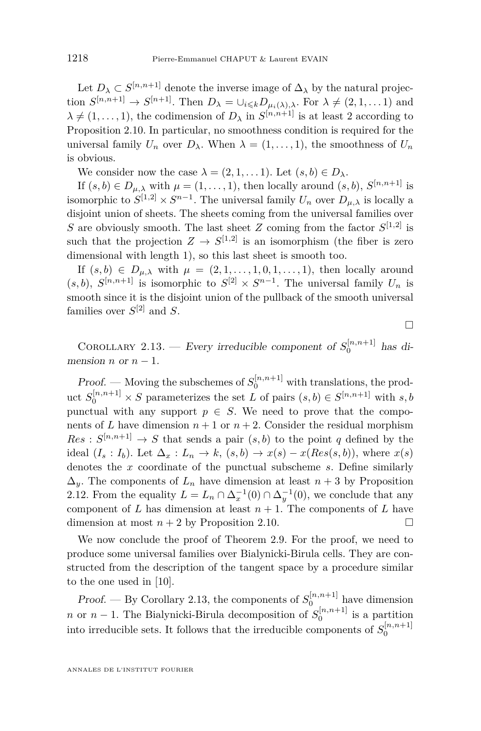Let $D_\lambda \subset S^{[n,n+1]}$ denote the inverse image of $\Delta_\lambda$ by the natural projection $S^{[n,n+1]} \to S^{[n+1]}$. Then $D_\lambda = \cup_{i \leqslant k} D_{\mu_i(\lambda),\lambda}$. For $\lambda \neq (2,1,\dots 1)$ and $\lambda \neq (1,\dots,1)$, the codimension of $D_\lambda$ in $S^{[n,n+1]}$ is at least 2 according to Proposition 2.10. In particular, no smoothness condition is required for the universal family $U_n$ over $D_\lambda$. When $\lambda = (1,\dots,1)$, the smoothness of $U_n$ is obvious.

We consider now the case $\lambda = (2,1,\dots 1)$. Let $(s,b) \in D_\lambda$.

If $(s,b) \in D_{\mu,\lambda}$ with $\mu = (1,\dots,1)$, then locally around $(s,b)$, $S^{[n,n+1]}$ is isomorphic to $S^{[1,2]} \times S^{n-1}$. The universal family $U_n$ over $D_{\mu,\lambda}$ is locally a disjoint union of sheets. The sheets coming from the universal families over $S$ are obviously smooth. The last sheet $Z$ coming from the factor $S^{[1,2]}$ is such that the projection $Z \to S^{[1,2]}$ is an isomorphism (the fiber is zero dimensional with length 1), so this last sheet is smooth too.

If $(s,b) \in D_{\mu,\lambda}$ with $\mu = (2,1,\dots,1,0,1,\dots,1)$, then locally around $(s,b)$, $S^{[n,n+1]}$ is isomorphic to $S^{[2]} \times S^{n-1}$. The universal family $U_n$ is smooth since it is the disjoint union of the pullback of the smooth universal families over $S^{[2]}$ and $S$.

□

Corollary 2.13. — *Every irreducible component of $S_0^{[n,n+1]}$ has dimension $n$ or $n-1$.*

*Proof.* — Moving the subschemes of $S_0^{[n,n+1]}$ with translations, the product $S_0^{[n,n+1]} \times S$ parameterizes the set $L$ of pairs $(s,b) \in S^{[n,n+1]}$ with $s,b$ punctual with any support $p \in S$. We need to prove that the components of $L$ have dimension $n+1$ or $n+2$. Consider the residual morphism $Res : S^{[n,n+1]} \to S$ that sends a pair $(s,b)$ to the point $q$ defined by the ideal $(I_s : I_b)$. Let $\Delta_x : L_n \to k$, $(s,b) \to x(s) - x(Res(s,b))$, where $x(s)$ denotes the $x$ coordinate of the punctual subscheme $s$. Define similarly $\Delta_y$. The components of $L_n$ have dimension at least $n+3$ by Proposition 2.12. From the equality $L = L_n \cap \Delta_x^{-1}(0) \cap \Delta_y^{-1}(0)$, we conclude that any component of $L$ has dimension at least $n+1$. The components of $L$ have dimension at most $n+2$ by Proposition 2.10. □

We now conclude the proof of Theorem 2.9. For the proof, we need to produce some universal families over Bialynicki-Birula cells. They are constructed from the description of the tangent space by a procedure similar to the one used in [10].

*Proof.* — By Corollary 2.13, the components of $S_0^{[n,n+1]}$ have dimension $n$ or $n-1$. The Bialynicki-Birula decomposition of $S_0^{[n,n+1]}$ is a partition into irreducible sets. It follows that the irreducible components of $S_0^{[n,n+1]}$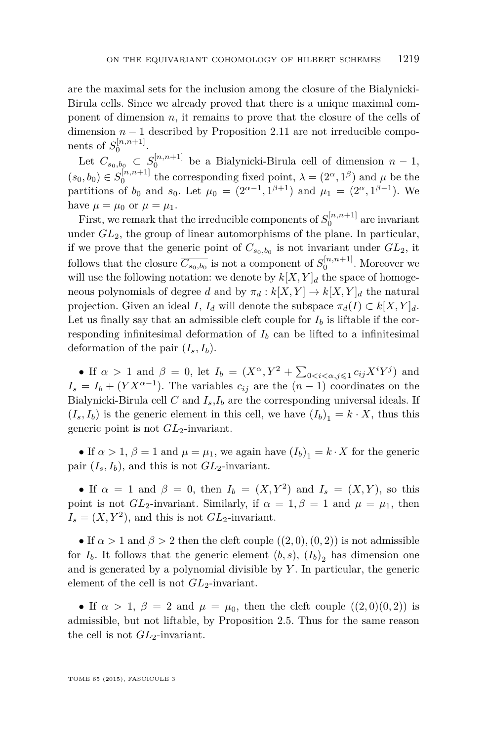are the maximal sets for the inclusion among the closure of the Bialynicki-Birula cells. Since we already proved that there is a unique maximal component of dimension $n$, it remains to prove that the closure of the cells of dimension $n-1$ described by Proposition 2.11 are not irreducible components of $S_0^{[n,n+1]}$.

Let $C_{s_0,b_0} \subset S_0^{[n,n+1]}$ be a Bialynicki-Birula cell of dimension $n-1$, $(s_0,b_0) \in S_0^{[n,n+1]}$ the corresponding fixed point, $\lambda = (2^\alpha, 1^\beta)$ and $\mu$ be the partitions of $b_0$ and $s_0$. Let $\mu_0 = (2^{\alpha-1}, 1^{\beta+1})$ and $\mu_1 = (2^\alpha, 1^{\beta-1})$. We have $\mu = \mu_0$ or $\mu = \mu_1$.

First, we remark that the irreducible components of $S_0^{[n,n+1]}$ are invariant under $GL_2$, the group of linear automorphisms of the plane. In particular, if we prove that the generic point of $C_{s_0,b_0}$ is not invariant under $GL_2$, it follows that the closure $\overline{C_{s_0,b_0}}$ is not a component of $S_0^{[n,n+1]}$. Moreover we will use the following notation: we denote by $k[X,Y]_d$ the space of homogeneous polynomials of degree $d$ and by $\pi_d : k[X,Y] \to k[X,Y]_d$ the natural projection. Given an ideal $I$, $I_d$ will denote the subspace $\pi_d(I) \subset k[X,Y]_d$. Let us finally say that an admissible cleft couple for $I_b$ is liftable if the corresponding infinitesimal deformation of $I_b$ can be lifted to a infinitesimal deformation of the pair $(I_s, I_b)$.

- If $\alpha > 1$ and $\beta = 0$, let $I_b = (X^\alpha, Y^2 + \sum_{0<i<\alpha, j\leqslant 1} c_{ij} X^i Y^j)$ and $I_s = I_b + (YX^{\alpha-1})$. The variables $c_{ij}$ are the $(n-1)$ coordinates on the Bialynicki-Birula cell $C$ and $I_s$,$I_b$ are the corresponding universal ideals. If $(I_s, I_b)$ is the generic element in this cell, we have $(I_b)_1 = k \cdot X$, thus this generic point is not $GL_2$-invariant.

- If $\alpha > 1$, $\beta = 1$ and $\mu = \mu_1$, we again have $(I_b)_1 = k \cdot X$ for the generic pair $(I_s, I_b)$, and this is not $GL_2$-invariant.

- If $\alpha = 1$ and $\beta = 0$, then $I_b = (X, Y^2)$ and $I_s = (X, Y)$, so this point is not $GL_2$-invariant. Similarly, if $\alpha = 1, \beta = 1$ and $\mu = \mu_1$, then $I_s = (X, Y^2)$, and this is not $GL_2$-invariant.

- If $\alpha > 1$ and $\beta > 2$ then the cleft couple $((2,0),(0,2))$ is not admissible for $I_b$. It follows that the generic element $(b,s)$, $(I_b)_2$ has dimension one and is generated by a polynomial divisible by $Y$. In particular, the generic element of the cell is not $GL_2$-invariant.

- If $\alpha > 1$, $\beta = 2$ and $\mu = \mu_0$, then the cleft couple $((2,0)(0,2))$ is admissible, but not liftable, by Proposition 2.5. Thus for the same reason the cell is not $GL_2$-invariant.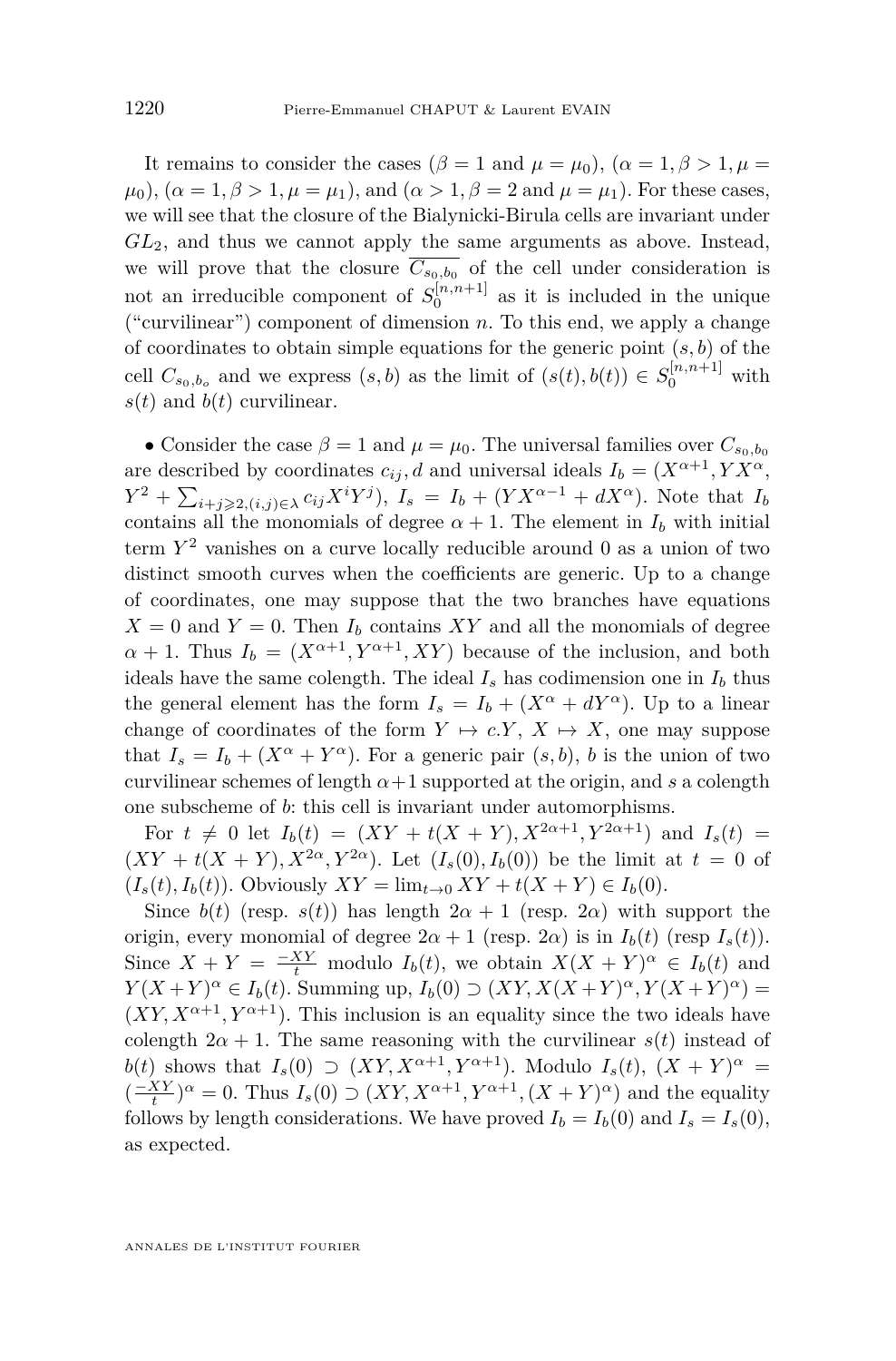It remains to consider the cases ($\beta = 1$ and $\mu = \mu_0$), ($\alpha = 1, \beta > 1, \mu = \mu_0$), ($\alpha = 1, \beta > 1, \mu = \mu_1$), and ($\alpha > 1, \beta = 2$ and $\mu = \mu_1$). For these cases, we will see that the closure of the Bialynicki-Birula cells are invariant under $GL_2$, and thus we cannot apply the same arguments as above. Instead, we will prove that the closure $\overline{C_{s_0,b_0}}$ of the cell under consideration is not an irreducible component of $S_0^{[n,n+1]}$ as it is included in the unique ("curvilinear") component of dimension $n$. To this end, we apply a change of coordinates to obtain simple equations for the generic point $(s, b)$ of the cell $C_{s_0,b_o}$ and we express $(s, b)$ as the limit of $(s(t), b(t)) \in S_0^{[n,n+1]}$ with $s(t)$ and $b(t)$ curvilinear.

• Consider the case $\beta = 1$ and $\mu = \mu_0$. The universal families over $C_{s_0,b_0}$ are described by coordinates $c_{ij}, d$ and universal ideals $I_b = (X^{\alpha+1}, YX^\alpha, Y^2 + \sum_{i+j\geqslant 2,(i,j)\in\lambda} c_{ij}X^iY^j)$, $I_s = I_b + (YX^{\alpha-1} + dX^\alpha)$. Note that $I_b$ contains all the monomials of degree $\alpha + 1$. The element in $I_b$ with initial term $Y^2$ vanishes on a curve locally reducible around 0 as a union of two distinct smooth curves when the coefficients are generic. Up to a change of coordinates, one may suppose that the two branches have equations $X = 0$ and $Y = 0$. Then $I_b$ contains $XY$ and all the monomials of degree $\alpha + 1$. Thus $I_b = (X^{\alpha+1}, Y^{\alpha+1}, XY)$ because of the inclusion, and both ideals have the same colength. The ideal $I_s$ has codimension one in $I_b$ thus the general element has the form $I_s = I_b + (X^\alpha + dY^\alpha)$. Up to a linear change of coordinates of the form $Y \mapsto c.Y$, $X \mapsto X$, one may suppose that $I_s = I_b + (X^\alpha + Y^\alpha)$. For a generic pair $(s, b)$, $b$ is the union of two curvilinear schemes of length $\alpha+1$ supported at the origin, and $s$ a colength one subscheme of $b$: this cell is invariant under automorphisms.

For $t \neq 0$ let $I_b(t) = (XY + t(X + Y), X^{2\alpha+1}, Y^{2\alpha+1})$ and $I_s(t) = (XY + t(X + Y), X^{2\alpha}, Y^{2\alpha})$. Let $(I_s(0), I_b(0))$ be the limit at $t = 0$ of $(I_s(t), I_b(t))$. Obviously $XY = \lim_{t\to 0} XY + t(X + Y) \in I_b(0)$.

Since $b(t)$ (resp. $s(t)$) has length $2\alpha + 1$ (resp. $2\alpha$) with support the origin, every monomial of degree $2\alpha + 1$ (resp. $2\alpha$) is in $I_b(t)$ (resp $I_s(t)$). Since $X + Y = \frac{-XY}{t}$ modulo $I_b(t)$, we obtain $X(X + Y)^\alpha \in I_b(t)$ and $Y(X+Y)^\alpha \in I_b(t)$. Summing up, $I_b(0) \supset (XY, X(X+Y)^\alpha, Y(X+Y)^\alpha) = (XY, X^{\alpha+1}, Y^{\alpha+1})$. This inclusion is an equality since the two ideals have colength $2\alpha + 1$. The same reasoning with the curvilinear $s(t)$ instead of $b(t)$ shows that $I_s(0) \supset (XY, X^{\alpha+1}, Y^{\alpha+1})$. Modulo $I_s(t)$, $(X + Y)^\alpha = (\frac{-XY}{t})^\alpha = 0$. Thus $I_s(0) \supset (XY, X^{\alpha+1}, Y^{\alpha+1}, (X + Y)^\alpha)$ and the equality follows by length considerations. We have proved $I_b = I_b(0)$ and $I_s = I_s(0)$, as expected.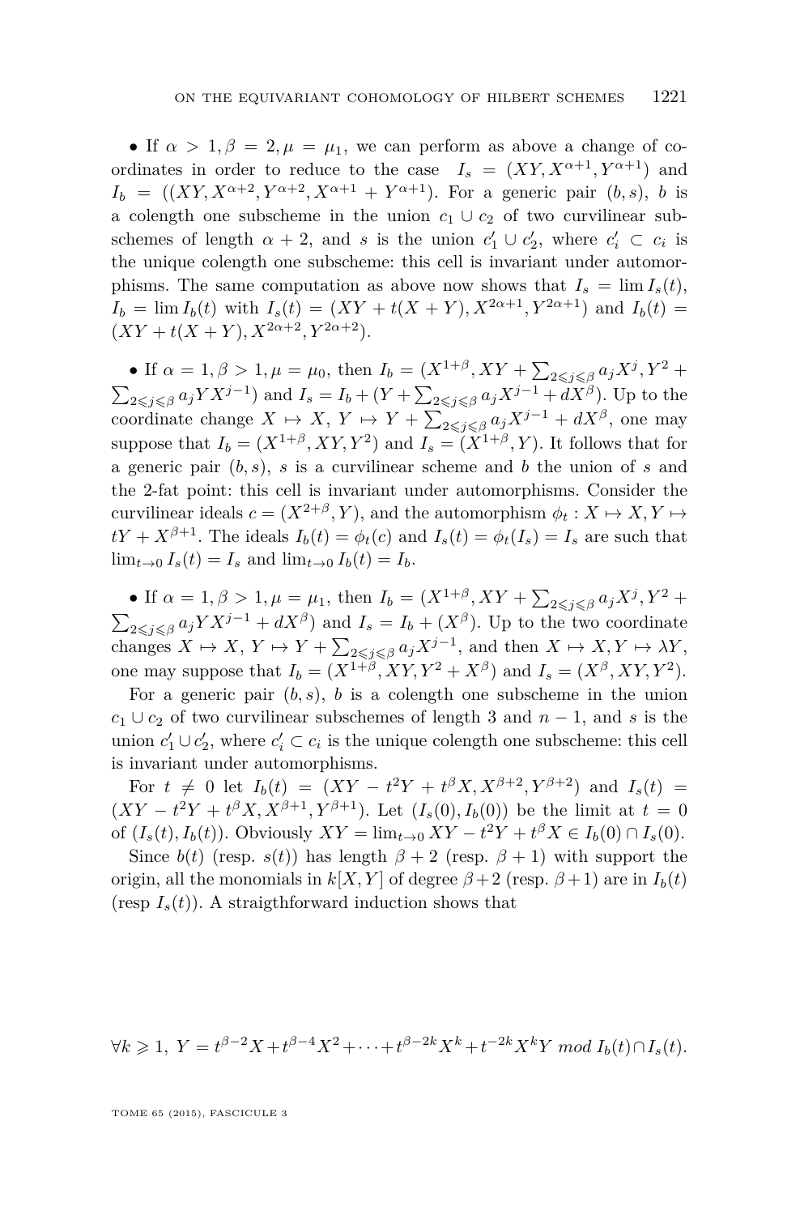• If $\alpha > 1, \beta = 2, \mu = \mu_1$, we can perform as above a change of coordinates in order to reduce to the case $I_s = (XY, X^{\alpha+1}, Y^{\alpha+1})$ and $I_b = ((XY, X^{\alpha+2}, Y^{\alpha+2}, X^{\alpha+1} + Y^{\alpha+1})$. For a generic pair $(b, s)$, $b$ is a colength one subscheme in the union $c_1 \cup c_2$ of two curvilinear subschemes of length $\alpha + 2$, and $s$ is the union $c_1' \cup c_2'$, where $c_i' \subset c_i$ is the unique colength one subscheme: this cell is invariant under automorphisms. The same computation as above now shows that $I_s = \lim I_s(t)$, $I_b = \lim I_b(t)$ with $I_s(t) = (XY + t(X+Y), X^{2\alpha+1}, Y^{2\alpha+1})$ and $I_b(t) = (XY + t(X+Y), X^{2\alpha+2}, Y^{2\alpha+2})$.

• If $\alpha = 1, \beta > 1, \mu = \mu_0$, then $I_b = (X^{1+\beta}, XY + \sum_{2 \leqslant j \leqslant \beta} a_j X^j, Y^2 + \sum_{2 \leqslant j \leqslant \beta} a_j Y X^{j-1})$ and $I_s = I_b + (Y + \sum_{2 \leqslant j \leqslant \beta} a_j X^{j-1} + dX^\beta)$. Up to the coordinate change $X \mapsto X$, $Y \mapsto Y + \sum_{2 \leqslant j \leqslant \beta} a_j X^{j-1} + dX^\beta$, one may suppose that $I_b = (X^{1+\beta}, XY, Y^2)$ and $I_s = (X^{1+\beta}, Y)$. It follows that for a generic pair $(b, s)$, $s$ is a curvilinear scheme and $b$ the union of $s$ and the 2-fat point: this cell is invariant under automorphisms. Consider the curvilinear ideals $c = (X^{2+\beta}, Y)$, and the automorphism $\phi_t : X \mapsto X, Y \mapsto tY + X^{\beta+1}$. The ideals $I_b(t) = \phi_t(c)$ and $I_s(t) = \phi_t(I_s) = I_s$ are such that $\lim_{t \to 0} I_s(t) = I_s$ and $\lim_{t \to 0} I_b(t) = I_b$.

• If $\alpha = 1, \beta > 1, \mu = \mu_1$, then $I_b = (X^{1+\beta}, XY + \sum_{2 \leqslant j \leqslant \beta} a_j X^j, Y^2 + \sum_{2 \leqslant j \leqslant \beta} a_j Y X^{j-1} + dX^\beta)$ and $I_s = I_b + (X^\beta)$. Up to the two coordinate changes $X \mapsto X$, $Y \mapsto Y + \sum_{2 \leqslant j \leqslant \beta} a_j X^{j-1}$, and then $X \mapsto X, Y \mapsto \lambda Y$, one may suppose that $I_b = (X^{1+\beta}, XY, Y^2 + X^\beta)$ and $I_s = (X^\beta, XY, Y^2)$.

For a generic pair $(b, s)$, $b$ is a colength one subscheme in the union $c_1 \cup c_2$ of two curvilinear subschemes of length 3 and $n - 1$, and $s$ is the union $c_1' \cup c_2'$, where $c_i' \subset c_i$ is the unique colength one subscheme: this cell is invariant under automorphisms.

For $t \neq 0$ let $I_b(t) = (XY - t^2 Y + t^\beta X, X^{\beta+2}, Y^{\beta+2})$ and $I_s(t) = (XY - t^2 Y + t^\beta X, X^{\beta+1}, Y^{\beta+1})$. Let $(I_s(0), I_b(0))$ be the limit at $t = 0$ of $(I_s(t), I_b(t))$. Obviously $XY = \lim_{t \to 0} XY - t^2 Y + t^\beta X \in I_b(0) \cap I_s(0)$.

Since $b(t)$ (resp. $s(t)$) has length $\beta + 2$ (resp. $\beta + 1$) with support the origin, all the monomials in $k[X, Y]$ of degree $\beta + 2$ (resp. $\beta + 1$) are in $I_b(t)$ (resp $I_s(t)$). A straigthforward induction shows that

$$\forall k \geqslant 1,\ Y = t^{\beta-2} X + t^{\beta-4} X^2 + \cdots + t^{\beta-2k} X^k + t^{-2k} X^k Y \ mod\ I_b(t) \cap I_s(t).$$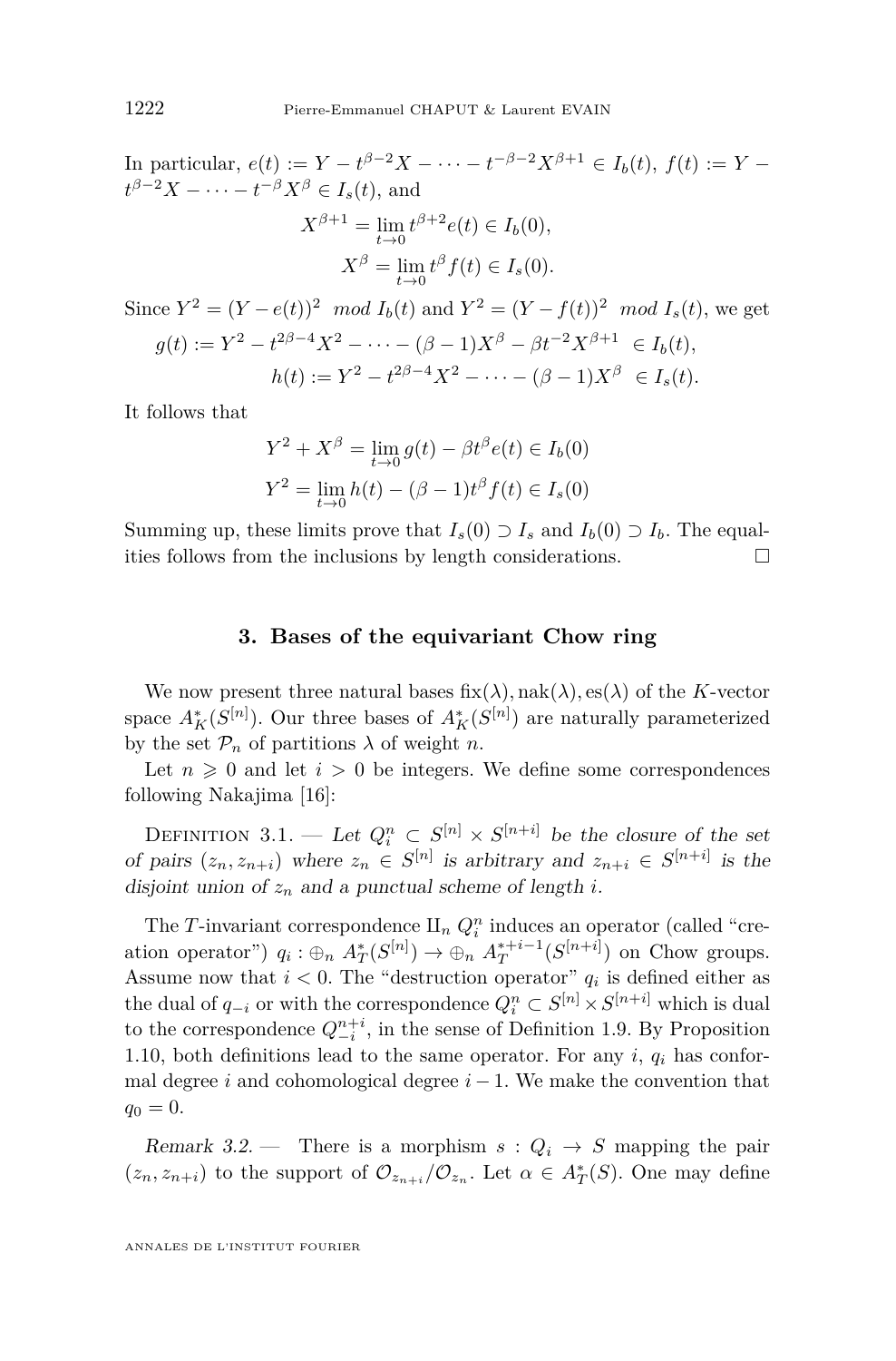In particular, $e(t) := Y - t^{\beta-2}X - \cdots - t^{-\beta-2}X^{\beta+1} \in I_b(t)$, $f(t) := Y - t^{\beta-2}X - \cdots - t^{-\beta}X^{\beta} \in I_s(t)$, and

$$X^{\beta+1} = \lim_{t\to 0} t^{\beta+2}e(t) \in I_b(0),$$
$$X^{\beta} = \lim_{t\to 0} t^{\beta}f(t) \in I_s(0).$$

Since $Y^2 = (Y - e(t))^2 \mod I_b(t)$ and $Y^2 = (Y - f(t))^2 \mod I_s(t)$, we get

$$g(t) := Y^2 - t^{2\beta-4}X^2 - \cdots - (\beta-1)X^{\beta} - \beta t^{-2}X^{\beta+1} \in I_b(t),$$
$$h(t) := Y^2 - t^{2\beta-4}X^2 - \cdots - (\beta-1)X^{\beta} \in I_s(t).$$

It follows that

$$Y^2 + X^{\beta} = \lim_{t\to 0} g(t) - \beta t^{\beta}e(t) \in I_b(0)$$
$$Y^2 = \lim_{t\to 0} h(t) - (\beta-1)t^{\beta}f(t) \in I_s(0)$$

Summing up, these limits prove that $I_s(0) \supset I_s$ and $I_b(0) \supset I_b$. The equalities follows from the inclusions by length considerations. □

## 3. Bases of the equivariant Chow ring

We now present three natural bases $\mathrm{fix}(\lambda), \mathrm{nak}(\lambda), \mathrm{es}(\lambda)$ of the $K$-vector space $A_K^*(S^{[n]})$. Our three bases of $A_K^*(S^{[n]})$ are naturally parameterized by the set $\mathcal{P}_n$ of partitions $\lambda$ of weight $n$.

Let $n \geqslant 0$ and let $i > 0$ be integers. We define some correspondences following Nakajima [16]:

Definition 3.1. — *Let $Q_i^n \subset S^{[n]} \times S^{[n+i]}$ be the closure of the set of pairs $(z_n, z_{n+i})$ where $z_n \in S^{[n]}$ is arbitrary and $z_{n+i} \in S^{[n+i]}$ is the disjoint union of $z_n$ and a punctual scheme of length $i$.*

The $T$-invariant correspondence $\amalg_n Q_i^n$ induces an operator (called "creation operator") $q_i : \oplus_n A_T^*(S^{[n]}) \to \oplus_n A_T^{*+i-1}(S^{[n+i]})$ on Chow groups. Assume now that $i < 0$. The "destruction operator" $q_i$ is defined either as the dual of $q_{-i}$ or with the correspondence $Q_i^n \subset S^{[n]} \times S^{[n+i]}$ which is dual to the correspondence $Q_{-i}^{n+i}$, in the sense of Definition 1.9. By Proposition 1.10, both definitions lead to the same operator. For any $i$, $q_i$ has conformal degree $i$ and cohomological degree $i-1$. We make the convention that $q_0 = 0$.

*Remark 3.2.* — There is a morphism $s : Q_i \to S$ mapping the pair $(z_n, z_{n+i})$ to the support of $\mathcal{O}_{z_{n+i}}/\mathcal{O}_{z_n}$. Let $\alpha \in A_T^*(S)$. One may define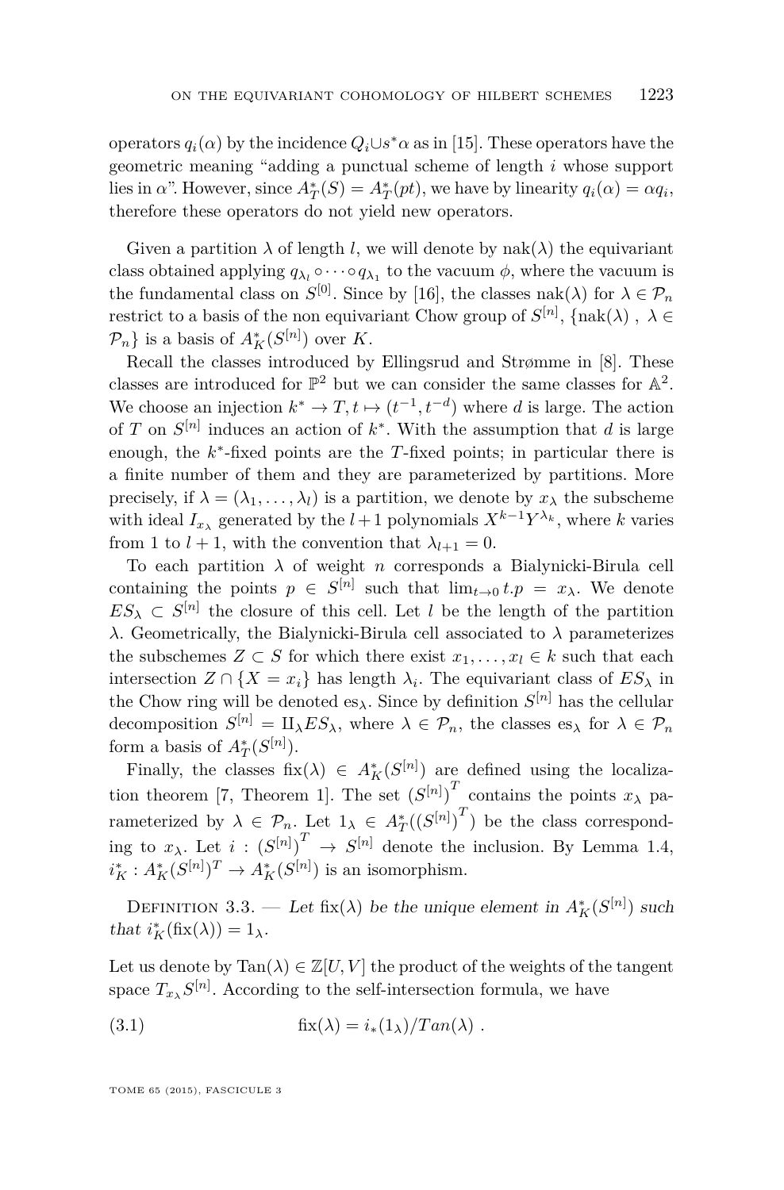operators $q_i(\alpha)$ by the incidence $Q_i \cup s^*\alpha$ as in [15]. These operators have the geometric meaning "adding a punctual scheme of length $i$ whose support lies in $\alpha$". However, since $A^*_T(S) = A^*_T(pt)$, we have by linearity $q_i(\alpha) = \alpha q_i$, therefore these operators do not yield new operators.

Given a partition $\lambda$ of length $l$, we will denote by $\mathrm{nak}(\lambda)$ the equivariant class obtained applying $q_{\lambda_l} \circ \cdots \circ q_{\lambda_1}$ to the vacuum $\phi$, where the vacuum is the fundamental class on $S^{[0]}$. Since by [16], the classes $\mathrm{nak}(\lambda)$ for $\lambda \in \mathcal{P}_n$ restrict to a basis of the non equivariant Chow group of $S^{[n]}$, $\{\mathrm{nak}(\lambda)\ ,\ \lambda \in \mathcal{P}_n\}$ is a basis of $A^*_K(S^{[n]})$ over $K$.

Recall the classes introduced by Ellingsrud and Strømme in [8]. These classes are introduced for $\mathbb{P}^2$ but we can consider the same classes for $\mathbb{A}^2$. We choose an injection $k^* \to T, t \mapsto (t^{-1}, t^{-d})$ where $d$ is large. The action of $T$ on $S^{[n]}$ induces an action of $k^*$. With the assumption that $d$ is large enough, the $k^*$-fixed points are the $T$-fixed points; in particular there is a finite number of them and they are parameterized by partitions. More precisely, if $\lambda = (\lambda_1, \ldots, \lambda_l)$ is a partition, we denote by $x_\lambda$ the subscheme with ideal $I_{x_\lambda}$ generated by the $l+1$ polynomials $X^{k-1}Y^{\lambda_k}$, where $k$ varies from 1 to $l+1$, with the convention that $\lambda_{l+1} = 0$.

To each partition $\lambda$ of weight $n$ corresponds a Bialynicki-Birula cell containing the points $p \in S^{[n]}$ such that $\lim_{t\to 0} t.p = x_\lambda$. We denote $ES_\lambda \subset S^{[n]}$ the closure of this cell. Let $l$ be the length of the partition $\lambda$. Geometrically, the Bialynicki-Birula cell associated to $\lambda$ parameterizes the subschemes $Z \subset S$ for which there exist $x_1, \ldots, x_l \in k$ such that each intersection $Z \cap \{X = x_i\}$ has length $\lambda_i$. The equivariant class of $ES_\lambda$ in the Chow ring will be denoted $\mathrm{es}_\lambda$. Since by definition $S^{[n]}$ has the cellular decomposition $S^{[n]} = \amalg_\lambda ES_\lambda$, where $\lambda \in \mathcal{P}_n$, the classes $\mathrm{es}_\lambda$ for $\lambda \in \mathcal{P}_n$ form a basis of $A^*_T(S^{[n]})$.

Finally, the classes $\mathrm{fix}(\lambda) \in A^*_K(S^{[n]})$ are defined using the localization theorem [7, Theorem 1]. The set $\left(S^{[n]}\right)^T$ contains the points $x_\lambda$ parameterized by $\lambda \in \mathcal{P}_n$. Let $1_\lambda \in A^*_T(\left(S^{[n]}\right)^T)$ be the class corresponding to $x_\lambda$. Let $i : \left(S^{[n]}\right)^T \to S^{[n]}$ denote the inclusion. By Lemma 1.4, $i^*_K : A^*_K(S^{[n]})^T \to A^*_K(S^{[n]})$ is an isomorphism.

Definition 3.3. — *Let $\mathrm{fix}(\lambda)$ be the unique element in $A^*_K(S^{[n]})$ such that $i^*_K(\mathrm{fix}(\lambda)) = 1_\lambda$.*

Let us denote by $\mathrm{Tan}(\lambda) \in \mathbb{Z}[U, V]$ the product of the weights of the tangent space $T_{x_\lambda} S^{[n]}$. According to the self-intersection formula, we have

$$\mathrm{fix}(\lambda) = i_*(1_\lambda)/Tan(\lambda)\ . \tag{3.1}$$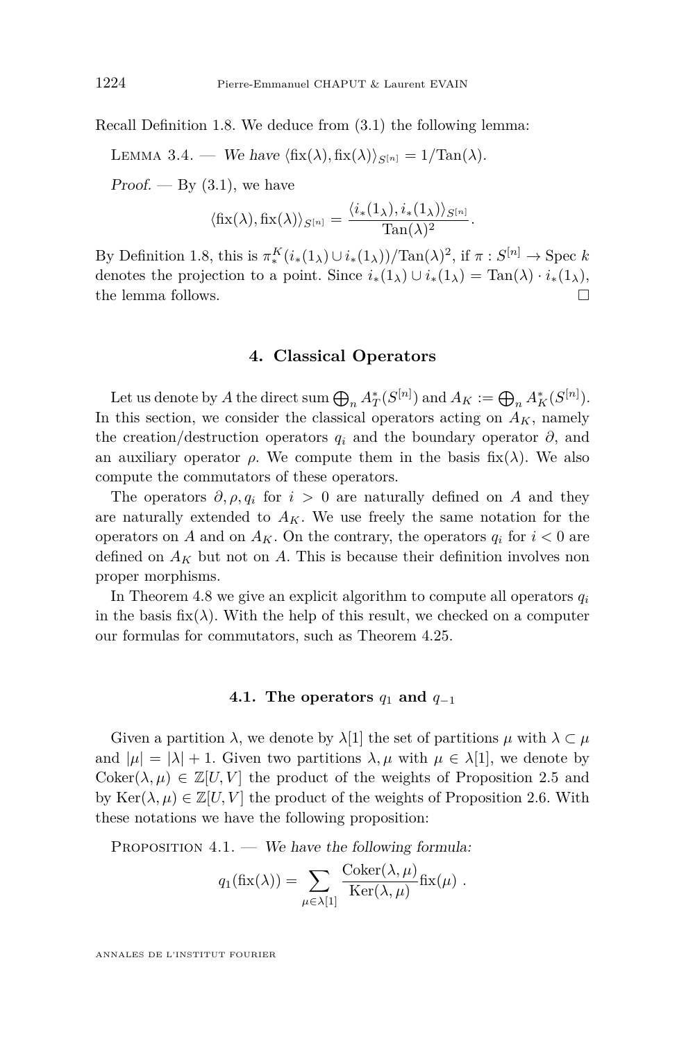Recall Definition 1.8. We deduce from (3.1) the following lemma:

Lemma 3.4. — *We have* $\langle \mathrm{fix}(\lambda), \mathrm{fix}(\lambda)\rangle_{S^{[n]}} = 1/\mathrm{Tan}(\lambda)$.

*Proof.* — By (3.1), we have

$$\langle \mathrm{fix}(\lambda), \mathrm{fix}(\lambda)\rangle_{S^{[n]}} = \frac{\langle i_*(1_\lambda), i_*(1_\lambda)\rangle_{S^{[n]}}}{\mathrm{Tan}(\lambda)^2}.$$

By Definition 1.8, this is $\pi_*^K(i_*(1_\lambda) \cup i_*(1_\lambda))/\mathrm{Tan}(\lambda)^2$, if $\pi : S^{[n]} \to \mathrm{Spec}\, k$ denotes the projection to a point. Since $i_*(1_\lambda) \cup i_*(1_\lambda) = \mathrm{Tan}(\lambda) \cdot i_*(1_\lambda)$, the lemma follows. □

## 4. Classical Operators

Let us denote by $A$ the direct sum $\bigoplus_n A_T^*(S^{[n]})$ and $A_K := \bigoplus_n A_K^*(S^{[n]})$. In this section, we consider the classical operators acting on $A_K$, namely the creation/destruction operators $q_i$ and the boundary operator $\partial$, and an auxiliary operator $\rho$. We compute them in the basis $\mathrm{fix}(\lambda)$. We also compute the commutators of these operators.

The operators $\partial, \rho, q_i$ for $i > 0$ are naturally defined on $A$ and they are naturally extended to $A_K$. We use freely the same notation for the operators on $A$ and on $A_K$. On the contrary, the operators $q_i$ for $i < 0$ are defined on $A_K$ but not on $A$. This is because their definition involves non proper morphisms.

In Theorem 4.8 we give an explicit algorithm to compute all operators $q_i$ in the basis $\mathrm{fix}(\lambda)$. With the help of this result, we checked on a computer our formulas for commutators, such as Theorem 4.25.

### 4.1. The operators $q_1$ and $q_{-1}$

Given a partition $\lambda$, we denote by $\lambda[1]$ the set of partitions $\mu$ with $\lambda \subset \mu$ and $|\mu| = |\lambda| + 1$. Given two partitions $\lambda, \mu$ with $\mu \in \lambda[1]$, we denote by $\mathrm{Coker}(\lambda, \mu) \in \mathbb{Z}[U, V]$ the product of the weights of Proposition 2.5 and by $\mathrm{Ker}(\lambda, \mu) \in \mathbb{Z}[U, V]$ the product of the weights of Proposition 2.6. With these notations we have the following proposition:

Proposition 4.1. — *We have the following formula:*

$$q_1(\mathrm{fix}(\lambda)) = \sum_{\mu \in \lambda[1]} \frac{\mathrm{Coker}(\lambda, \mu)}{\mathrm{Ker}(\lambda, \mu)} \mathrm{fix}(\mu)\ .$$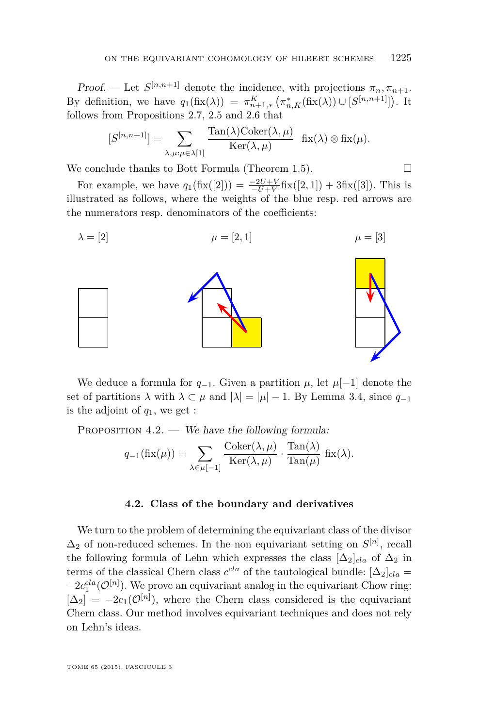*Proof.* — Let $S^{[n,n+1]}$ denote the incidence, with projections $\pi_n, \pi_{n+1}$. By definition, we have $q_1(\mathrm{fix}(\lambda)) = \pi^K_{n+1,*}\left(\pi^*_{n,K}(\mathrm{fix}(\lambda)) \cup [S^{[n,n+1]}]\right)$. It follows from Propositions 2.7, 2.5 and 2.6 that

$$[S^{[n,n+1]}] = \sum_{\lambda,\mu:\mu\in\lambda[1]} \frac{\mathrm{Tan}(\lambda)\mathrm{Coker}(\lambda,\mu)}{\mathrm{Ker}(\lambda,\mu)} \ \mathrm{fix}(\lambda)\otimes\mathrm{fix}(\mu).$$

We conclude thanks to Bott Formula (Theorem 1.5). □

For example, we have $q_1(\mathrm{fix}([2])) = \frac{-2U+V}{-U+V}\mathrm{fix}([2,1]) + 3\mathrm{fix}([3])$. This is illustrated as follows, where the weights of the blue resp. red arrows are the numerators resp. denominators of the coefficients:

$\lambda = [2]$ $\mu = [2,1]$ $\mu = [3]$

We deduce a formula for $q_{-1}$. Given a partition $\mu$, let $\mu[-1]$ denote the set of partitions $\lambda$ with $\lambda\subset\mu$ and $|\lambda| = |\mu|-1$. By Lemma 3.4, since $q_{-1}$ is the adjoint of $q_1$, we get :

Proposition 4.2. — *We have the following formula:*

$$q_{-1}(\mathrm{fix}(\mu)) = \sum_{\lambda\in\mu[-1]} \frac{\mathrm{Coker}(\lambda,\mu)}{\mathrm{Ker}(\lambda,\mu)}\cdot\frac{\mathrm{Tan}(\lambda)}{\mathrm{Tan}(\mu)}\ \mathrm{fix}(\lambda).$$

### 4.2. Class of the boundary and derivatives

We turn to the problem of determining the equivariant class of the divisor $\Delta_2$ of non-reduced schemes. In the non equivariant setting on $S^{[n]}$, recall the following formula of Lehn which expresses the class $[\Delta_2]_{cla}$ of $\Delta_2$ in terms of the classical Chern class $c^{cla}$ of the tautological bundle: $[\Delta_2]_{cla} = -2c_1^{cla}(\mathcal{O}^{[n]})$. We prove an equivariant analog in the equivariant Chow ring: $[\Delta_2] = -2c_1(\mathcal{O}^{[n]})$, where the Chern class considered is the equivariant Chern class. Our method involves equivariant techniques and does not rely on Lehn's ideas.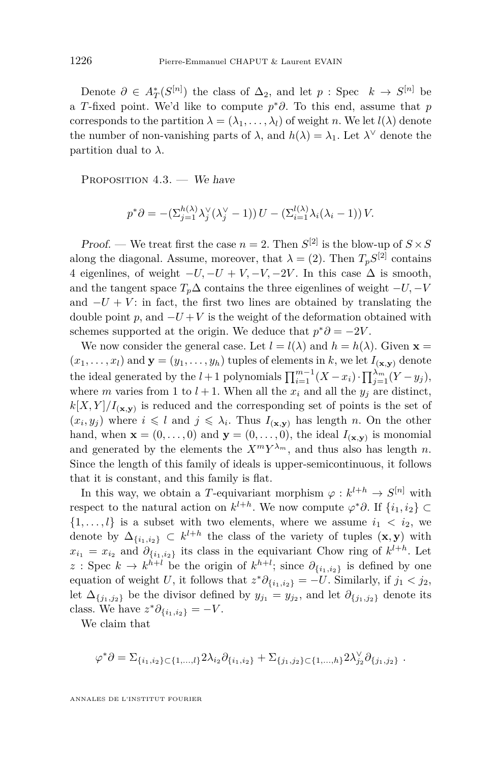Denote $\partial \in A_T^*(S^{[n]})$ the class of $\Delta_2$, and let $p : \mathrm{Spec}\quad k \to S^{[n]}$ be a $T$-fixed point. We'd like to compute $p^*\partial$. To this end, assume that $p$ corresponds to the partition $\lambda = (\lambda_1, \ldots, \lambda_l)$ of weight $n$. We let $l(\lambda)$ denote the number of non-vanishing parts of $\lambda$, and $h(\lambda) = \lambda_1$. Let $\lambda^\vee$ denote the partition dual to $\lambda$.

Proposition 4.3. — *We have*

$$p^*\partial = -(\Sigma_{j=1}^{h(\lambda)} \lambda_j^\vee(\lambda_j^\vee - 1))\, U - (\Sigma_{i=1}^{l(\lambda)} \lambda_i(\lambda_i - 1))\, V.$$

*Proof.* — We treat first the case $n = 2$. Then $S^{[2]}$ is the blow-up of $S \times S$ along the diagonal. Assume, moreover, that $\lambda = (2)$. Then $T_pS^{[2]}$ contains 4 eigenlines, of weight $-U, -U + V, -V, -2V$. In this case $\Delta$ is smooth, and the tangent space $T_p\Delta$ contains the three eigenlines of weight $-U, -V$ and $-U + V$: in fact, the first two lines are obtained by translating the double point $p$, and $-U + V$ is the weight of the deformation obtained with schemes supported at the origin. We deduce that $p^*\partial = -2V$.

We now consider the general case. Let $l = l(\lambda)$ and $h = h(\lambda)$. Given $\mathbf{x} = (x_1, \ldots, x_l)$ and $\mathbf{y} = (y_1, \ldots, y_h)$ tuples of elements in $k$, we let $I_{(\mathbf{x},\mathbf{y})}$ denote the ideal generated by the $l+1$ polynomials $\prod_{i=1}^{m-1}(X - x_i) \cdot \prod_{j=1}^{\lambda_m}(Y - y_j)$, where $m$ varies from 1 to $l+1$. When all the $x_i$ and all the $y_j$ are distinct, $k[X, Y]/I_{(\mathbf{x},\mathbf{y})}$ is reduced and the corresponding set of points is the set of $(x_i, y_j)$ where $i \leqslant l$ and $j \leqslant \lambda_i$. Thus $I_{(\mathbf{x},\mathbf{y})}$ has length $n$. On the other hand, when $\mathbf{x} = (0, \ldots, 0)$ and $\mathbf{y} = (0, \ldots, 0)$, the ideal $I_{(\mathbf{x},\mathbf{y})}$ is monomial and generated by the elements the $X^m Y^{\lambda_m}$, and thus also has length $n$. Since the length of this family of ideals is upper-semicontinuous, it follows that it is constant, and this family is flat.

In this way, we obtain a $T$-equivariant morphism $\varphi : k^{l+h} \to S^{[n]}$ with respect to the natural action on $k^{l+h}$. We now compute $\varphi^*\partial$. If $\{i_1, i_2\} \subset \{1, \ldots, l\}$ is a subset with two elements, where we assume $i_1 < i_2$, we denote by $\Delta_{\{i_1,i_2\}} \subset k^{l+h}$ the class of the variety of tuples $(\mathbf{x}, \mathbf{y})$ with $x_{i_1} = x_{i_2}$ and $\partial_{\{i_1,i_2\}}$ its class in the equivariant Chow ring of $k^{l+h}$. Let $z : \mathrm{Spec}\ k \to k^{h+l}$ be the origin of $k^{h+l}$; since $\partial_{\{i_1,i_2\}}$ is defined by one equation of weight $U$, it follows that $z^*\partial_{\{i_1,i_2\}} = -U$. Similarly, if $j_1 < j_2$, let $\Delta_{\{j_1,j_2\}}$ be the divisor defined by $y_{j_1} = y_{j_2}$, and let $\partial_{\{j_1,j_2\}}$ denote its class. We have $z^*\partial_{\{i_1,i_2\}} = -V$.

We claim that

$$\varphi^*\partial = \Sigma_{\{i_1,i_2\} \subset \{1,\ldots,l\}} 2\lambda_{i_2} \partial_{\{i_1,i_2\}} + \Sigma_{\{j_1,j_2\} \subset \{1,\ldots,h\}} 2\lambda_{j_2}^\vee \partial_{\{j_1,j_2\}}\ .$$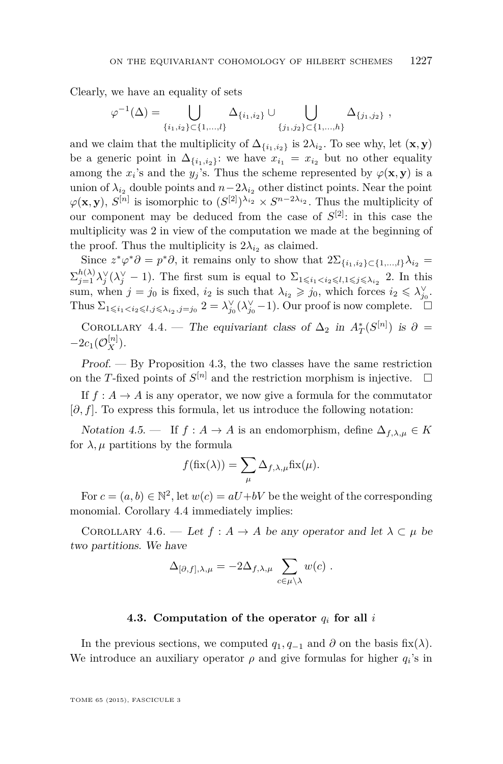Clearly, we have an equality of sets

$$\varphi^{-1}(\Delta) = \bigcup_{\{i_1,i_2\}\subset\{1,\dots,l\}} \Delta_{\{i_1,i_2\}} \cup \bigcup_{\{j_1,j_2\}\subset\{1,\dots,h\}} \Delta_{\{j_1,j_2\}}\ ,$$

and we claim that the multiplicity of $\Delta_{\{i_1,i_2\}}$ is $2\lambda_{i_2}$. To see why, let $(\mathbf{x},\mathbf{y})$ be a generic point in $\Delta_{\{i_1,i_2\}}$: we have $x_{i_1} = x_{i_2}$ but no other equality among the $x_i$'s and the $y_j$'s. Thus the scheme represented by $\varphi(\mathbf{x},\mathbf{y})$ is a union of $\lambda_{i_2}$ double points and $n-2\lambda_{i_2}$ other distinct points. Near the point $\varphi(\mathbf{x},\mathbf{y})$, $S^{[n]}$ is isomorphic to $(S^{[2]})^{\lambda_{i_2}} \times S^{n-2\lambda_{i_2}}$. Thus the multiplicity of our component may be deduced from the case of $S^{[2]}$: in this case the multiplicity was 2 in view of the computation we made at the beginning of the proof. Thus the multiplicity is $2\lambda_{i_2}$ as claimed.

Since $z^*\varphi^*\partial = p^*\partial$, it remains only to show that $2\Sigma_{\{i_1,i_2\}\subset\{1,\dots,l\}}\lambda_{i_2} = \Sigma_{j=1}^{h(\lambda)}\lambda_j^\vee(\lambda_j^\vee - 1)$. The first sum is equal to $\Sigma_{1\leqslant i_1<i_2\leqslant l, 1\leqslant j\leqslant \lambda_{i_2}}\ 2$. In this sum, when $j=j_0$ is fixed, $i_2$ is such that $\lambda_{i_2}\geqslant j_0$, which forces $i_2 \leqslant \lambda_{j_0}^\vee$. Thus $\Sigma_{1\leqslant i_1<i_2\leqslant l, j\leqslant\lambda_{i_2}, j=j_0}\ 2 = \lambda_{j_0}^\vee(\lambda_{j_0}^\vee - 1)$. Our proof is now complete. □

Corollary 4.4. — *The equivariant class of $\Delta_2$ in $A_T^*(S^{[n]})$ is $\partial = -2c_1(\mathcal{O}_X^{[n]})$.*

*Proof.* — By Proposition 4.3, the two classes have the same restriction on the $T$-fixed points of $S^{[n]}$ and the restriction morphism is injective. □

If $f : A \to A$ is any operator, we now give a formula for the commutator $[\partial, f]$. To express this formula, let us introduce the following notation:

*Notation 4.5.* — If $f : A \to A$ is an endomorphism, define $\Delta_{f,\lambda,\mu} \in K$ for $\lambda,\mu$ partitions by the formula

$$f(\mathrm{fix}(\lambda)) = \sum_\mu \Delta_{f,\lambda,\mu}\mathrm{fix}(\mu).$$

For $c=(a,b)\in\mathbb{N}^2$, let $w(c) = aU+bV$ be the weight of the corresponding monomial. Corollary 4.4 immediately implies:

Corollary 4.6. — *Let $f : A\to A$ be any operator and let $\lambda\subset\mu$ be two partitions. We have*

$$\Delta_{[\partial,f],\lambda,\mu} = -2\Delta_{f,\lambda,\mu}\sum_{c\in\mu\setminus\lambda} w(c)\ .$$

### 4.3. Computation of the operator $q_i$ for all $i$

In the previous sections, we computed $q_1, q_{-1}$ and $\partial$ on the basis $\mathrm{fix}(\lambda)$. We introduce an auxiliary operator $\rho$ and give formulas for higher $q_i$'s in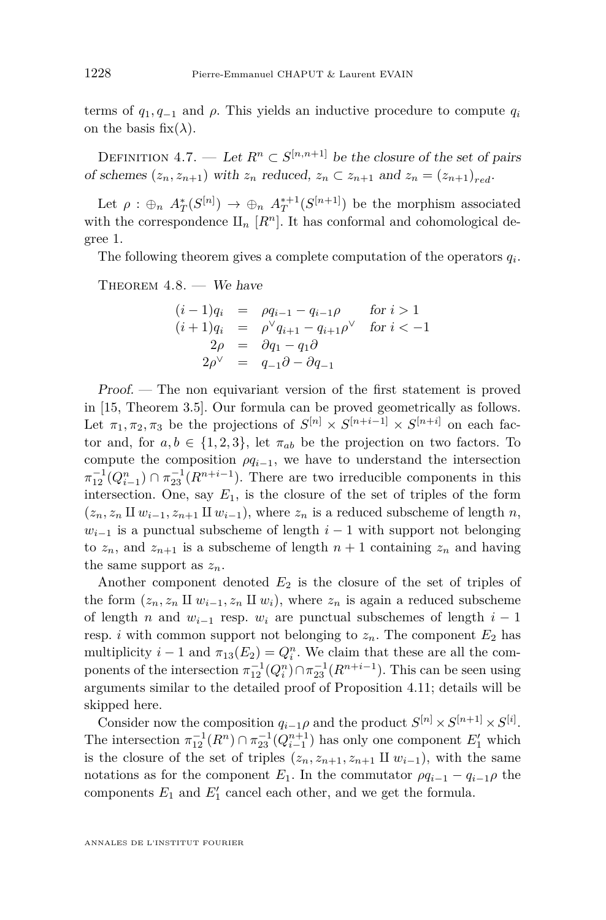terms of $q_1, q_{-1}$ and $\rho$. This yields an inductive procedure to compute $q_i$ on the basis $\mathrm{fix}(\lambda)$.

Definition 4.7. — *Let $R^n \subset S^{[n,n+1]}$ be the closure of the set of pairs of schemes $(z_n, z_{n+1})$ with $z_n$ reduced, $z_n \subset z_{n+1}$ and $z_n = (z_{n+1})_{red}$.*

Let $\rho : \oplus_n A_T^*(S^{[n]}) \to \oplus_n A_T^{*+1}(S^{[n+1]})$ be the morphism associated with the correspondence $\amalg_n [R^n]$. It has conformal and cohomological degree 1.

The following theorem gives a complete computation of the operators $q_i$.

Theorem 4.8. — *We have*

$$
\begin{aligned}
(i-1)q_i &= \rho q_{i-1} - q_{i-1}\rho && \text{for } i > 1\\
(i+1)q_i &= \rho^\vee q_{i+1} - q_{i+1}\rho^\vee && \text{for } i < -1\\
2\rho &= \partial q_1 - q_1 \partial\\
2\rho^\vee &= q_{-1}\partial - \partial q_{-1}
\end{aligned}
$$

*Proof.* — The non equivariant version of the first statement is proved in [15, Theorem 3.5]. Our formula can be proved geometrically as follows. Let $\pi_1, \pi_2, \pi_3$ be the projections of $S^{[n]} \times S^{[n+i-1]} \times S^{[n+i]}$ on each factor and, for $a, b \in \{1, 2, 3\}$, let $\pi_{ab}$ be the projection on two factors. To compute the composition $\rho q_{i-1}$, we have to understand the intersection $\pi_{12}^{-1}(Q_{i-1}^n) \cap \pi_{23}^{-1}(R^{n+i-1})$. There are two irreducible components in this intersection. One, say $E_1$, is the closure of the set of triples of the form $(z_n, z_n \amalg w_{i-1}, z_{n+1} \amalg w_{i-1})$, where $z_n$ is a reduced subscheme of length $n$, $w_{i-1}$ is a punctual subscheme of length $i-1$ with support not belonging to $z_n$, and $z_{n+1}$ is a subscheme of length $n+1$ containing $z_n$ and having the same support as $z_n$.

Another component denoted $E_2$ is the closure of the set of triples of the form $(z_n, z_n \amalg w_{i-1}, z_n \amalg w_i)$, where $z_n$ is again a reduced subscheme of length $n$ and $w_{i-1}$ resp. $w_i$ are punctual subschemes of length $i-1$ resp. $i$ with common support not belonging to $z_n$. The component $E_2$ has multiplicity $i-1$ and $\pi_{13}(E_2) = Q_i^n$. We claim that these are all the components of the intersection $\pi_{12}^{-1}(Q_i^n) \cap \pi_{23}^{-1}(R^{n+i-1})$. This can be seen using arguments similar to the detailed proof of Proposition 4.11; details will be skipped here.

Consider now the composition $q_{i-1}\rho$ and the product $S^{[n]} \times S^{[n+1]} \times S^{[i]}$. The intersection $\pi_{12}^{-1}(R^n) \cap \pi_{23}^{-1}(Q_{i-1}^{n+1})$ has only one component $E_1'$ which is the closure of the set of triples $(z_n, z_{n+1}, z_{n+1} \amalg w_{i-1})$, with the same notations as for the component $E_1$. In the commutator $\rho q_{i-1} - q_{i-1}\rho$ the components $E_1$ and $E_1'$ cancel each other, and we get the formula.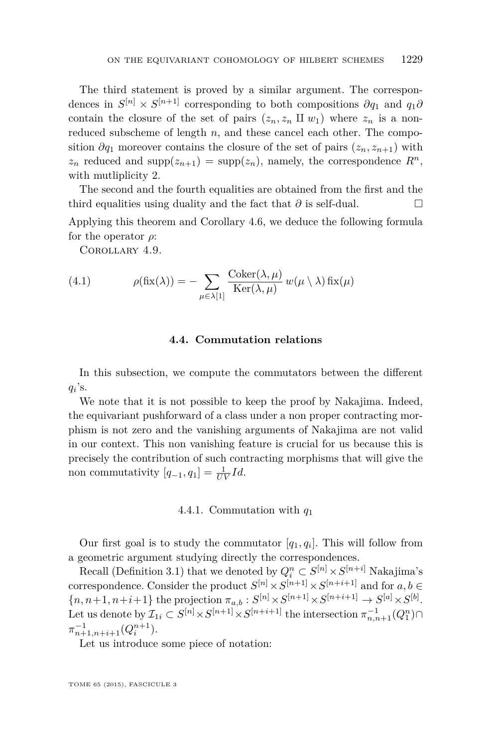The third statement is proved by a similar argument. The correspondences in $S^{[n]} \times S^{[n+1]}$ corresponding to both compositions $\partial q_1$ and $q_1 \partial$ contain the closure of the set of pairs $(z_n, z_n \amalg w_1)$ where $z_n$ is a non-reduced subscheme of length $n$, and these cancel each other. The composition $\partial q_1$ moreover contains the closure of the set of pairs $(z_n, z_{n+1})$ with $z_n$ reduced and $\mathrm{supp}(z_{n+1}) = \mathrm{supp}(z_n)$, namely, the correspondence $R^n$, with mutliplicity 2.

The second and the fourth equalities are obtained from the first and the third equalities using duality and the fact that $\partial$ is self-dual. □

Applying this theorem and Corollary 4.6, we deduce the following formula for the operator $\rho$:

Corollary 4.9.

$$\rho(\mathrm{fix}(\lambda)) = -\sum_{\mu \in \lambda[1]} \frac{\mathrm{Coker}(\lambda, \mu)}{\mathrm{Ker}(\lambda, \mu)} \, w(\mu \setminus \lambda) \, \mathrm{fix}(\mu) \tag{4.1}$$

### 4.4. Commutation relations

In this subsection, we compute the commutators between the different $q_i$'s.

We note that it is not possible to keep the proof by Nakajima. Indeed, the equivariant pushforward of a class under a non proper contracting morphism is not zero and the vanishing arguments of Nakajima are not valid in our context. This non vanishing feature is crucial for us because this is precisely the contribution of such contracting morphisms that will give the non commutativity $[q_{-1}, q_1] = \frac{1}{UV} Id$.

#### 4.4.1. Commutation with $q_1$

Our first goal is to study the commutator $[q_1, q_i]$. This will follow from a geometric argument studying directly the correspondences.

Recall (Definition 3.1) that we denoted by $Q_i^n \subset S^{[n]} \times S^{[n+i]}$ Nakajima's correspondence. Consider the product $S^{[n]} \times S^{[n+1]} \times S^{[n+i+1]}$ and for $a, b \in \{n, n+1, n+i+1\}$ the projection $\pi_{a,b} : S^{[n]} \times S^{[n+1]} \times S^{[n+i+1]} \to S^{[a]} \times S^{[b]}$. Let us denote by $\mathcal{I}_{1i} \subset S^{[n]} \times S^{[n+1]} \times S^{[n+i+1]}$ the intersection $\pi_{n,n+1}^{-1}(Q_1^n) \cap \pi_{n+1,n+i+1}^{-1}(Q_i^{n+1})$.

Let us introduce some piece of notation: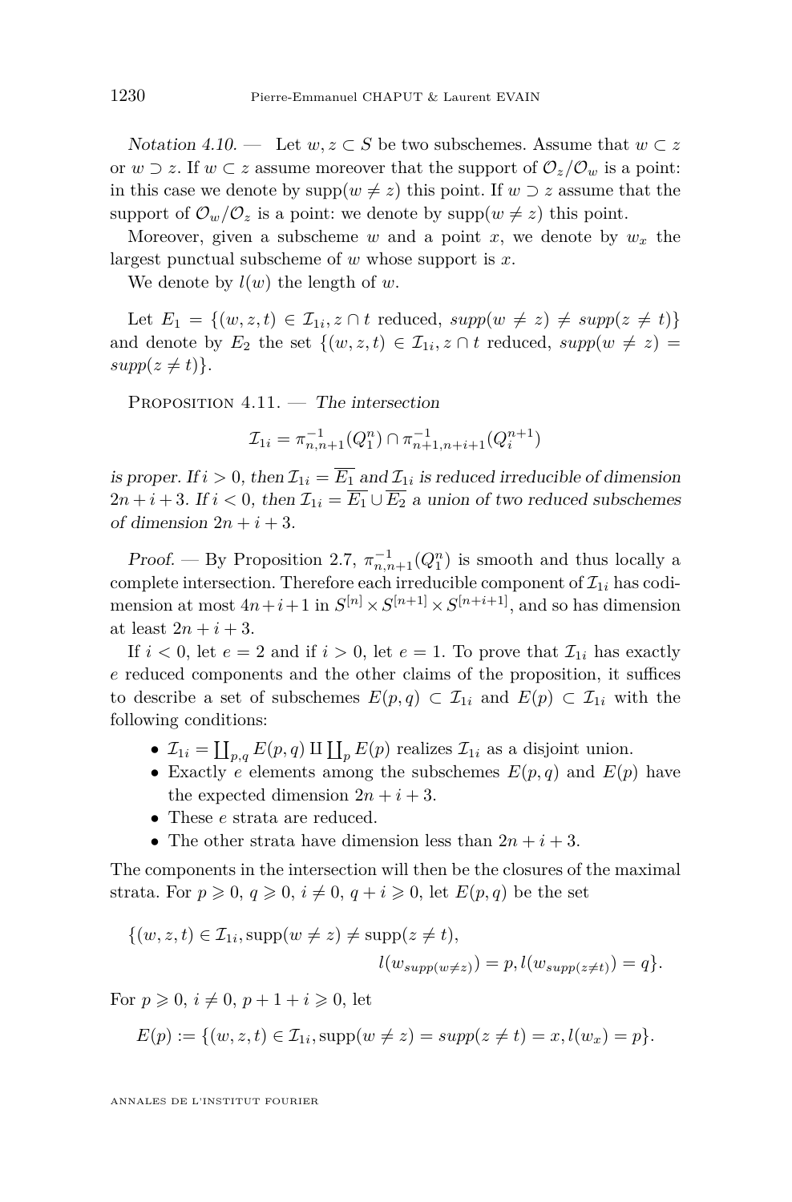*Notation 4.10.* — Let $w, z \subset S$ be two subschemes. Assume that $w \subset z$ or $w \supset z$. If $w \subset z$ assume moreover that the support of $\mathcal{O}_z/\mathcal{O}_w$ is a point: in this case we denote by $\operatorname{supp}(w \neq z)$ this point. If $w \supset z$ assume that the support of $\mathcal{O}_w/\mathcal{O}_z$ is a point: we denote by $\operatorname{supp}(w \neq z)$ this point.

Moreover, given a subscheme $w$ and a point $x$, we denote by $w_x$ the largest punctual subscheme of $w$ whose support is $x$.

We denote by $l(w)$ the length of $w$.

Let $E_1 = \{(w, z, t) \in \mathcal{I}_{1i}, z \cap t \text{ reduced}, \mathit{supp}(w \neq z) \neq \mathit{supp}(z \neq t)\}$ and denote by $E_2$ the set $\{(w, z, t) \in \mathcal{I}_{1i}, z \cap t \text{ reduced}, \mathit{supp}(w \neq z) = \mathit{supp}(z \neq t)\}$.

Proposition 4.11. — *The intersection*

$$\mathcal{I}_{1i} = \pi_{n,n+1}^{-1}(Q_1^n) \cap \pi_{n+1,n+i+1}^{-1}(Q_i^{n+1})$$

*is proper. If $i > 0$, then $\mathcal{I}_{1i} = \overline{E_1}$ and $\mathcal{I}_{1i}$ is reduced irreducible of dimension $2n + i + 3$. If $i < 0$, then $\mathcal{I}_{1i} = \overline{E_1} \cup \overline{E_2}$ a union of two reduced subschemes of dimension $2n + i + 3$.*

*Proof.* — By Proposition 2.7, $\pi_{n,n+1}^{-1}(Q_1^n)$ is smooth and thus locally a complete intersection. Therefore each irreducible component of $\mathcal{I}_{1i}$ has codimension at most $4n+i+1$ in $S^{[n]} \times S^{[n+1]} \times S^{[n+i+1]}$, and so has dimension at least $2n + i + 3$.

If $i < 0$, let $e = 2$ and if $i > 0$, let $e = 1$. To prove that $\mathcal{I}_{1i}$ has exactly $e$ reduced components and the other claims of the proposition, it suffices to describe a set of subschemes $E(p, q) \subset \mathcal{I}_{1i}$ and $E(p) \subset \mathcal{I}_{1i}$ with the following conditions:

- $\mathcal{I}_{1i} = \coprod_{p,q} E(p, q) \amalg \coprod_p E(p)$ realizes $\mathcal{I}_{1i}$ as a disjoint union.
- Exactly $e$ elements among the subschemes $E(p, q)$ and $E(p)$ have the expected dimension $2n + i + 3$.
- These $e$ strata are reduced.
- The other strata have dimension less than $2n + i + 3$.

The components in the intersection will then be the closures of the maximal strata. For $p \geqslant 0$, $q \geqslant 0$, $i \neq 0$, $q + i \geqslant 0$, let $E(p, q)$ be the set

$$\{(w, z, t) \in \mathcal{I}_{1i}, \operatorname{supp}(w \neq z) \neq \operatorname{supp}(z \neq t), \\ l(w_{supp(w \neq z)}) = p, l(w_{supp(z \neq t)}) = q\}.$$

For $p \geqslant 0$, $i \neq 0$, $p + 1 + i \geqslant 0$, let

$$E(p) := \{(w, z, t) \in \mathcal{I}_{1i}, \operatorname{supp}(w \neq z) = \mathit{supp}(z \neq t) = x, l(w_x) = p\}.$$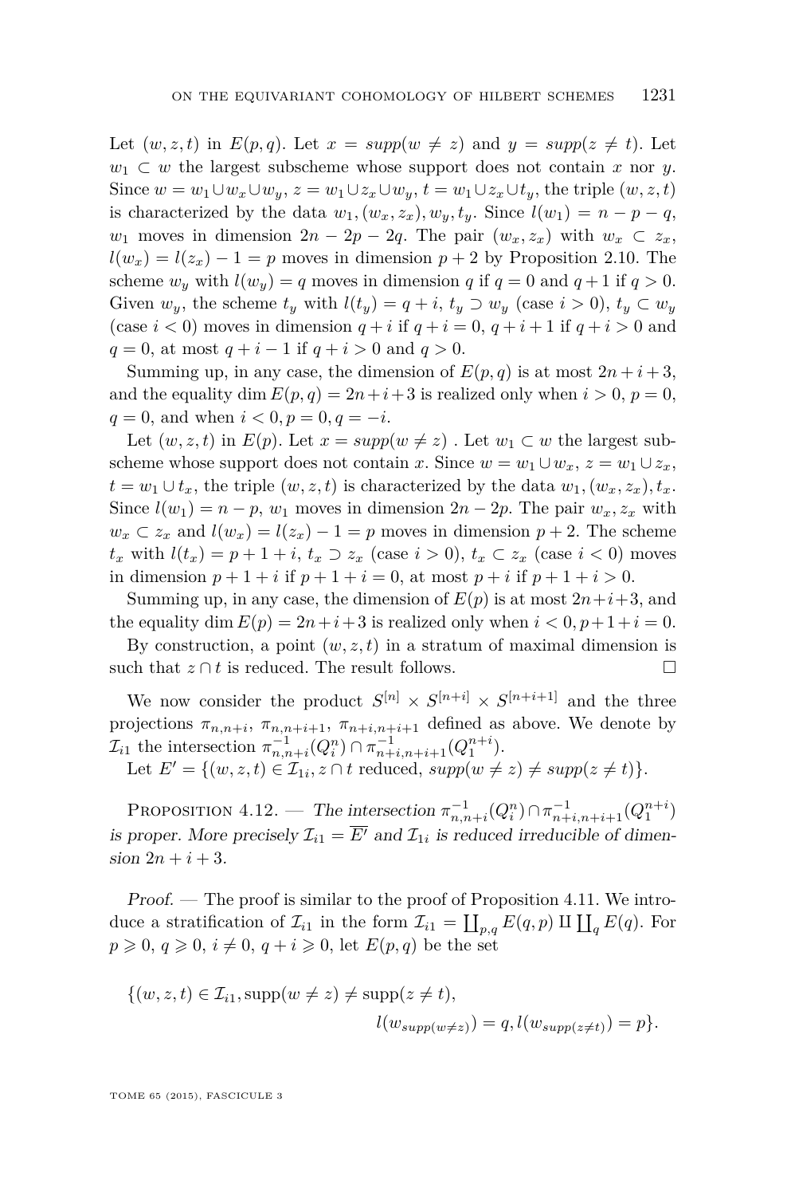Let $(w,z,t)$ in $E(p,q)$. Let $x = supp(w \neq z)$ and $y = supp(z \neq t)$. Let $w_1 \subset w$ the largest subscheme whose support does not contain $x$ nor $y$. Since $w = w_1 \cup w_x \cup w_y$, $z = w_1 \cup z_x \cup w_y$, $t = w_1 \cup z_x \cup t_y$, the triple $(w,z,t)$ is characterized by the data $w_1, (w_x, z_x), w_y, t_y$. Since $l(w_1) = n-p-q$, $w_1$ moves in dimension $2n-2p-2q$. The pair $(w_x, z_x)$ with $w_x \subset z_x$, $l(w_x) = l(z_x) - 1 = p$ moves in dimension $p+2$ by Proposition 2.10. The scheme $w_y$ with $l(w_y) = q$ moves in dimension $q$ if $q=0$ and $q+1$ if $q>0$. Given $w_y$, the scheme $t_y$ with $l(t_y) = q+i$, $t_y \supset w_y$ (case $i>0$), $t_y \subset w_y$ (case $i<0$) moves in dimension $q+i$ if $q+i=0$, $q+i+1$ if $q+i>0$ and $q=0$, at most $q+i-1$ if $q+i>0$ and $q>0$.

Summing up, in any case, the dimension of $E(p,q)$ is at most $2n+i+3$, and the equality $\dim E(p,q) = 2n+i+3$ is realized only when $i>0$, $p=0$, $q=0$, and when $i<0, p=0, q=-i$.

Let $(w,z,t)$ in $E(p)$. Let $x = supp(w \neq z)$ . Let $w_1 \subset w$ the largest subscheme whose support does not contain $x$. Since $w = w_1 \cup w_x$, $z = w_1 \cup z_x$, $t = w_1 \cup t_x$, the triple $(w,z,t)$ is characterized by the data $w_1, (w_x, z_x), t_x$. Since $l(w_1) = n-p$, $w_1$ moves in dimension $2n-2p$. The pair $w_x, z_x$ with $w_x \subset z_x$ and $l(w_x) = l(z_x) - 1 = p$ moves in dimension $p+2$. The scheme $t_x$ with $l(t_x) = p+1+i$, $t_x \supset z_x$ (case $i>0$), $t_x \subset z_x$ (case $i<0$) moves in dimension $p+1+i$ if $p+1+i=0$, at most $p+i$ if $p+1+i>0$.

Summing up, in any case, the dimension of $E(p)$ is at most $2n+i+3$, and the equality $\dim E(p) = 2n+i+3$ is realized only when $i<0, p+1+i=0$.

By construction, a point $(w,z,t)$ in a stratum of maximal dimension is such that $z \cap t$ is reduced. The result follows. □

We now consider the product $S^{[n]} \times S^{[n+i]} \times S^{[n+i+1]}$ and the three projections $\pi_{n,n+i}$, $\pi_{n,n+i+1}$, $\pi_{n+i,n+i+1}$ defined as above. We denote by $\mathcal{I}_{i1}$ the intersection $\pi_{n,n+i}^{-1}(Q_i^n) \cap \pi_{n+i,n+i+1}^{-1}(Q_1^{n+i})$.

Let $E' = \{(w,z,t) \in \mathcal{I}_{1i}, z \cap t \text{ reduced}, supp(w \neq z) \neq supp(z \neq t)\}$.

Proposition 4.12. — *The intersection $\pi_{n,n+i}^{-1}(Q_i^n) \cap \pi_{n+i,n+i+1}^{-1}(Q_1^{n+i})$ is proper. More precisely $\mathcal{I}_{i1} = \overline{E'}$ and $\mathcal{I}_{1i}$ is reduced irreducible of dimension $2n+i+3$.*

*Proof.* — The proof is similar to the proof of Proposition 4.11. We introduce a stratification of $\mathcal{I}_{i1}$ in the form $\mathcal{I}_{i1} = \coprod_{p,q} E(q,p) \amalg \coprod_q E(q)$. For $p \geqslant 0$, $q \geqslant 0$, $i \neq 0$, $q+i \geqslant 0$, let $E(p,q)$ be the set

$$\{(w,z,t) \in \mathcal{I}_{i1}, \operatorname{supp}(w \neq z) \neq \operatorname{supp}(z \neq t), \\ l(w_{supp(w \neq z)}) = q, l(w_{supp(z \neq t)}) = p\}.$$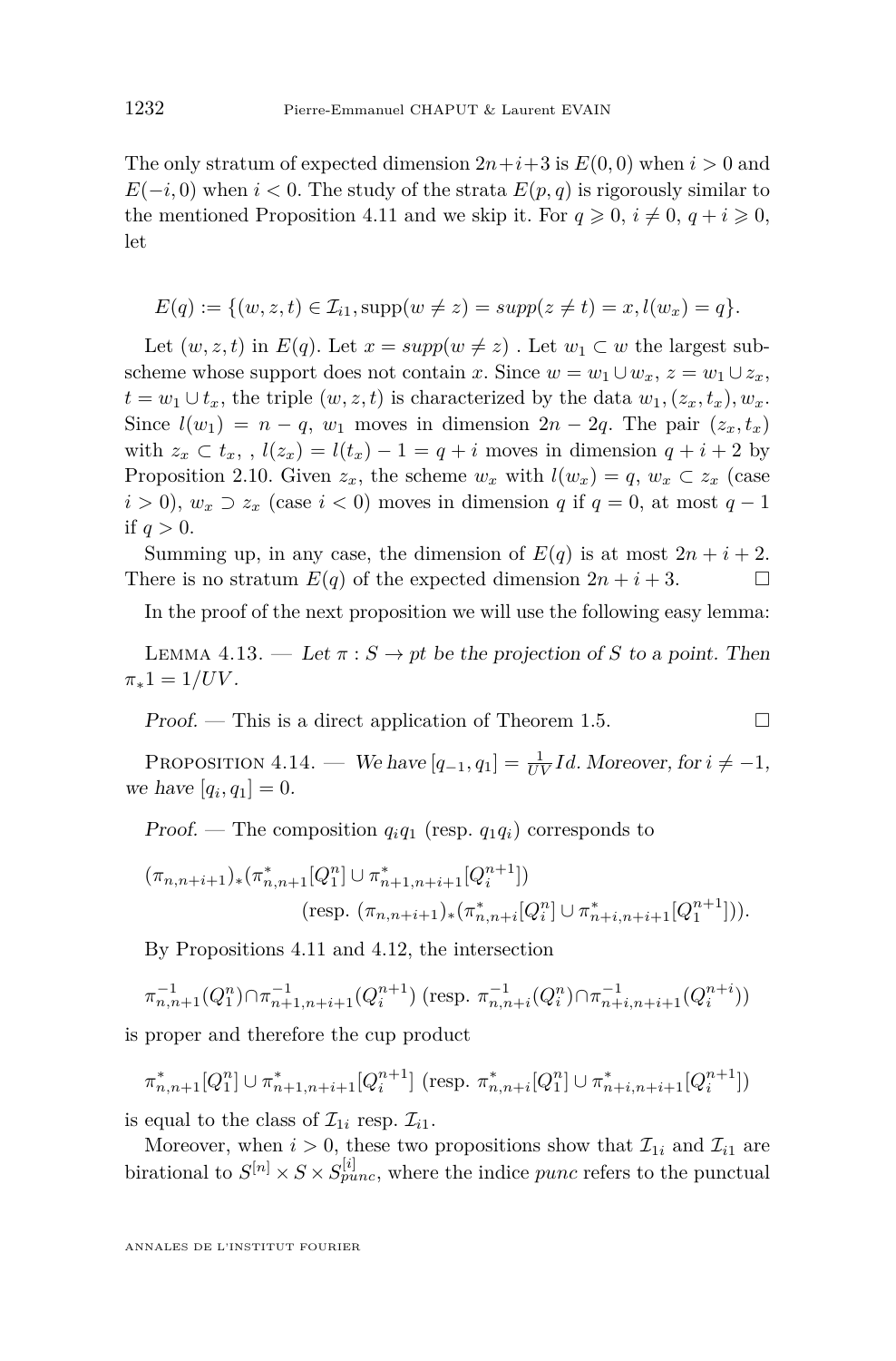The only stratum of expected dimension $2n+i+3$ is $E(0,0)$ when $i > 0$ and $E(-i,0)$ when $i < 0$. The study of the strata $E(p,q)$ is rigorously similar to the mentioned Proposition 4.11 and we skip it. For $q \geqslant 0$, $i \neq 0$, $q + i \geqslant 0$, let

$$E(q) := \{(w,z,t) \in \mathcal{I}_{i1}, \mathrm{supp}(w \neq z) = supp(z \neq t) = x, l(w_x) = q\}.$$

Let $(w,z,t)$ in $E(q)$. Let $x = supp(w \neq z)$ . Let $w_1 \subset w$ the largest subscheme whose support does not contain $x$. Since $w = w_1 \cup w_x$, $z = w_1 \cup z_x$, $t = w_1 \cup t_x$, the triple $(w,z,t)$ is characterized by the data $w_1, (z_x, t_x), w_x$. Since $l(w_1) = n - q$, $w_1$ moves in dimension $2n - 2q$. The pair $(z_x, t_x)$ with $z_x \subset t_x$, , $l(z_x) = l(t_x) - 1 = q + i$ moves in dimension $q + i + 2$ by Proposition 2.10. Given $z_x$, the scheme $w_x$ with $l(w_x) = q$, $w_x \subset z_x$ (case $i > 0$), $w_x \supset z_x$ (case $i < 0$) moves in dimension $q$ if $q = 0$, at most $q - 1$ if $q > 0$.

Summing up, in any case, the dimension of $E(q)$ is at most $2n + i + 2$. There is no stratum $E(q)$ of the expected dimension $2n + i + 3$. □

In the proof of the next proposition we will use the following easy lemma:

Lemma 4.13. — *Let $\pi : S \to pt$ be the projection of $S$ to a point. Then $\pi_* 1 = 1/UV$.*

*Proof.* — This is a direct application of Theorem 1.5. □

Proposition 4.14. — *We have $[q_{-1}, q_1] = \frac{1}{UV} Id$. Moreover, for $i \neq -1$, we have $[q_i, q_1] = 0$.*

*Proof.* — The composition $q_i q_1$ (resp. $q_1 q_i$) corresponds to

$$(\pi_{n,n+i+1})_*(\pi^*_{n,n+1}[Q^n_1] \cup \pi^*_{n+1,n+i+1}[Q^{n+1}_i])$$
$$\text{(resp. } (\pi_{n,n+i+1})_*(\pi^*_{n,n+i}[Q^n_i] \cup \pi^*_{n+i,n+i+1}[Q^{n+1}_1])).$$

By Propositions 4.11 and 4.12, the intersection

$$\pi^{-1}_{n,n+1}(Q^n_1) \cap \pi^{-1}_{n+1,n+i+1}(Q^{n+1}_i) \text{ (resp. } \pi^{-1}_{n,n+i}(Q^n_i) \cap \pi^{-1}_{n+i,n+i+1}(Q^{n+i}_i))$$

is proper and therefore the cup product

$$\pi^*_{n,n+1}[Q^n_1] \cup \pi^*_{n+1,n+i+1}[Q^{n+1}_i] \text{ (resp. } \pi^*_{n,n+i}[Q^n_1] \cup \pi^*_{n+i,n+i+1}[Q^{n+1}_i])$$

is equal to the class of $\mathcal{I}_{1i}$ resp. $\mathcal{I}_{i1}$.

Moreover, when $i > 0$, these two propositions show that $\mathcal{I}_{1i}$ and $\mathcal{I}_{i1}$ are birational to $S^{[n]} \times S \times S^{[i]}_{punc}$, where the indice *punc* refers to the punctual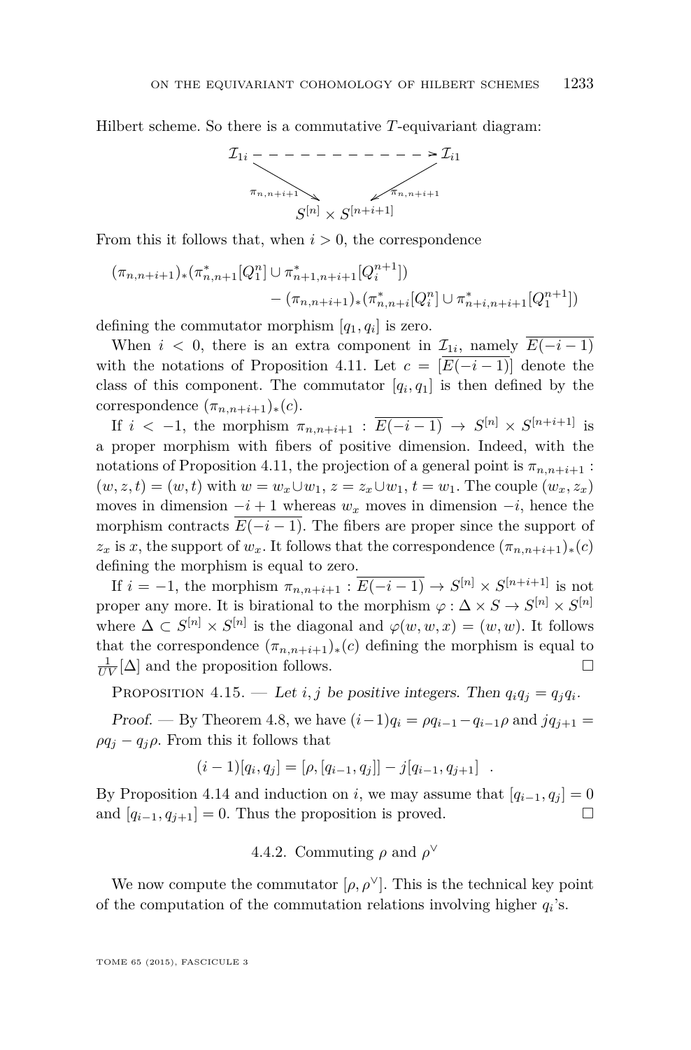Hilbert scheme. So there is a commutative $T$-equivariant diagram:

$$\begin{array}{ccc} \mathcal{I}_{1i} & \dashrightarrow & \mathcal{I}_{i1} \\ & \searrow^{\pi_{n,n+i+1}} \quad \swarrow^{\pi_{n,n+i+1}} & \\ & S^{[n]} \times S^{[n+i+1]} & \end{array}$$

From this it follows that, when $i > 0$, the correspondence

$$(\pi_{n,n+i+1})_*(\pi^*_{n,n+1}[Q^n_1] \cup \pi^*_{n+1,n+i+1}[Q^{n+1}_i]) \\ - (\pi_{n,n+i+1})_*(\pi^*_{n,n+i}[Q^n_i] \cup \pi^*_{n+i,n+i+1}[Q^{n+1}_1])$$

defining the commutator morphism $[q_1, q_i]$ is zero.

When $i < 0$, there is an extra component in $\mathcal{I}_{1i}$, namely $\overline{E(-i-1)}$ with the notations of Proposition 4.11. Let $c = [\overline{E(-i-1)}]$ denote the class of this component. The commutator $[q_i, q_1]$ is then defined by the correspondence $(\pi_{n,n+i+1})_*(c)$.

If $i < -1$, the morphism $\pi_{n,n+i+1} : \overline{E(-i-1)} \to S^{[n]} \times S^{[n+i+1]}$ is a proper morphism with fibers of positive dimension. Indeed, with the notations of Proposition 4.11, the projection of a general point is $\pi_{n,n+i+1} : (w, z, t) = (w, t)$ with $w = w_x \cup w_1$, $z = z_x \cup w_1$, $t = w_1$. The couple $(w_x, z_x)$ moves in dimension $-i+1$ whereas $w_x$ moves in dimension $-i$, hence the morphism contracts $\overline{E(-i-1)}$. The fibers are proper since the support of $z_x$ is $x$, the support of $w_x$. It follows that the correspondence $(\pi_{n,n+i+1})_*(c)$ defining the morphism is equal to zero.

If $i = -1$, the morphism $\pi_{n,n+i+1} : \overline{E(-i-1)} \to S^{[n]} \times S^{[n+i+1]}$ is not proper any more. It is birational to the morphism $\varphi : \Delta \times S \to S^{[n]} \times S^{[n]}$ where $\Delta \subset S^{[n]} \times S^{[n]}$ is the diagonal and $\varphi(w, w, x) = (w, w)$. It follows that the correspondence $(\pi_{n,n+i+1})_*(c)$ defining the morphism is equal to $\frac{1}{UV}[\Delta]$ and the proposition follows. □

Proposition 4.15. — *Let $i, j$ be positive integers. Then $q_i q_j = q_j q_i$.*

*Proof.* — By Theorem 4.8, we have $(i-1)q_i = \rho q_{i-1} - q_{i-1}\rho$ and $jq_{j+1} = \rho q_j - q_j \rho$. From this it follows that

$$(i-1)[q_i, q_j] = [\rho, [q_{i-1}, q_j]] - j[q_{i-1}, q_{j+1}] \quad .$$

By Proposition 4.14 and induction on $i$, we may assume that $[q_{i-1}, q_j] = 0$ and $[q_{i-1}, q_{j+1}] = 0$. Thus the proposition is proved. □

### 4.4.2. Commuting $\rho$ and $\rho^\vee$

We now compute the commutator $[\rho, \rho^\vee]$. This is the technical key point of the computation of the commutation relations involving higher $q_i$'s.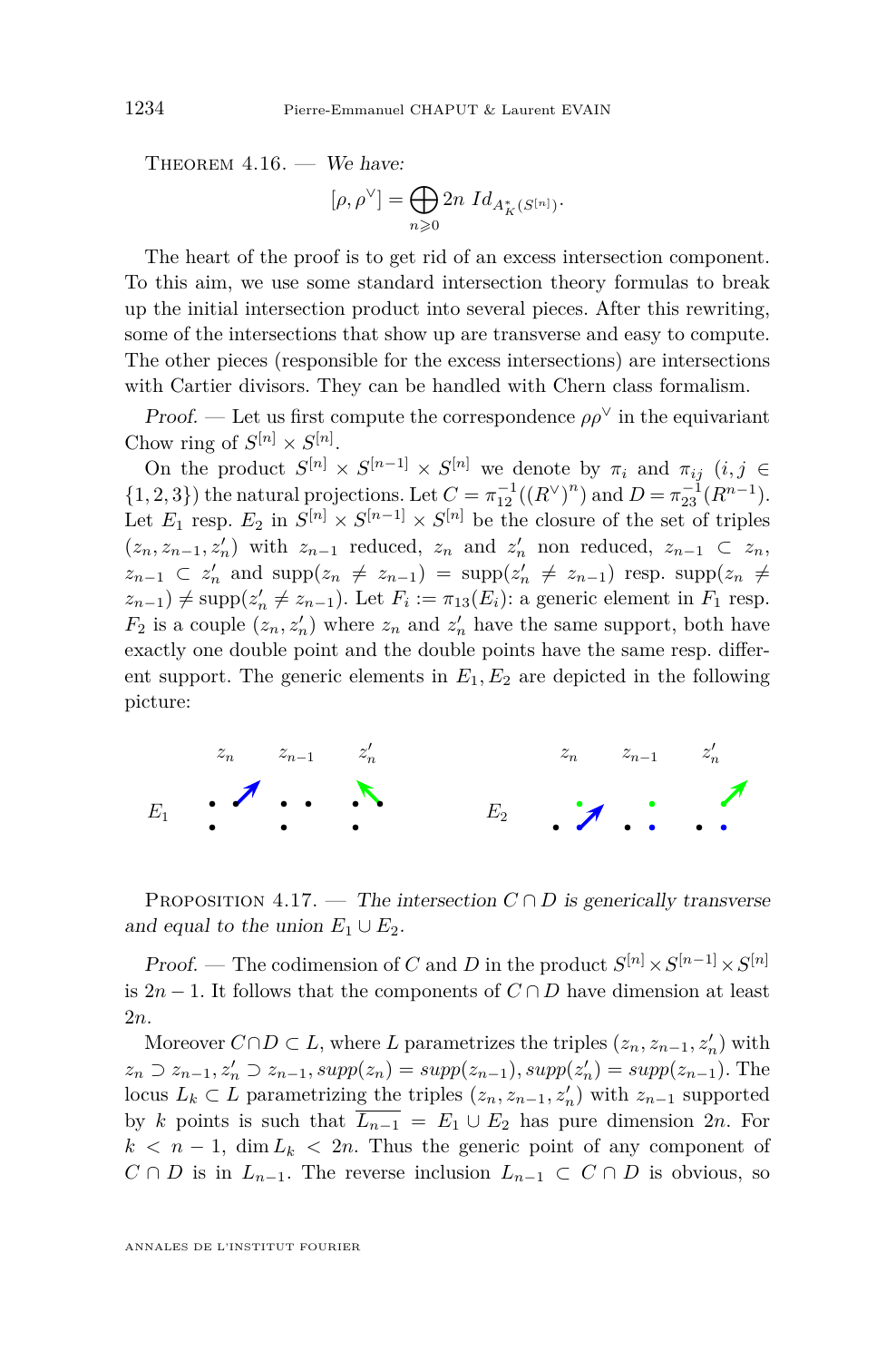Theorem 4.16. — *We have:*

$$[\rho, \rho^\vee] = \bigoplus_{n\geqslant 0} 2n \ Id_{A^*_K(S^{[n]})}.$$

The heart of the proof is to get rid of an excess intersection component. To this aim, we use some standard intersection theory formulas to break up the initial intersection product into several pieces. After this rewriting, some of the intersections that show up are transverse and easy to compute. The other pieces (responsible for the excess intersections) are intersections with Cartier divisors. They can be handled with Chern class formalism.

*Proof.* — Let us first compute the correspondence $\rho\rho^\vee$ in the equivariant Chow ring of $S^{[n]} \times S^{[n]}$.

On the product $S^{[n]} \times S^{[n-1]} \times S^{[n]}$ we denote by $\pi_i$ and $\pi_{ij}$ $(i, j \in \{1, 2, 3\})$ the natural projections. Let $C = \pi_{12}^{-1}((R^\vee)^n)$ and $D = \pi_{23}^{-1}(R^{n-1})$. Let $E_1$ resp. $E_2$ in $S^{[n]} \times S^{[n-1]} \times S^{[n]}$ be the closure of the set of triples $(z_n, z_{n-1}, z'_n)$ with $z_{n-1}$ reduced, $z_n$ and $z'_n$ non reduced, $z_{n-1} \subset z_n$, $z_{n-1} \subset z'_n$ and $\mathrm{supp}(z_n \neq z_{n-1}) = \mathrm{supp}(z'_n \neq z_{n-1})$ resp. $\mathrm{supp}(z_n \neq z_{n-1}) \neq \mathrm{supp}(z'_n \neq z_{n-1})$. Let $F_i := \pi_{13}(E_i)$: a generic element in $F_1$ resp. $F_2$ is a couple $(z_n, z'_n)$ where $z_n$ and $z'_n$ have the same support, both have exactly one double point and the double points have the same resp. different support. The generic elements in $E_1, E_2$ are depicted in the following picture:

Proposition 4.17. — *The intersection $C \cap D$ is generically transverse and equal to the union $E_1 \cup E_2$.*

*Proof.* — The codimension of $C$ and $D$ in the product $S^{[n]} \times S^{[n-1]} \times S^{[n]}$ is $2n - 1$. It follows that the components of $C \cap D$ have dimension at least $2n$.

Moreover $C \cap D \subset L$, where $L$ parametrizes the triples $(z_n, z_{n-1}, z'_n)$ with $z_n \supset z_{n-1}, z'_n \supset z_{n-1}, supp(z_n) = supp(z_{n-1}), supp(z'_n) = supp(z_{n-1})$. The locus $L_k \subset L$ parametrizing the triples $(z_n, z_{n-1}, z'_n)$ with $z_{n-1}$ supported by $k$ points is such that $\overline{L_{n-1}} = E_1 \cup E_2$ has pure dimension $2n$. For $k < n - 1$, $\dim L_k < 2n$. Thus the generic point of any component of $C \cap D$ is in $L_{n-1}$. The reverse inclusion $L_{n-1} \subset C \cap D$ is obvious, so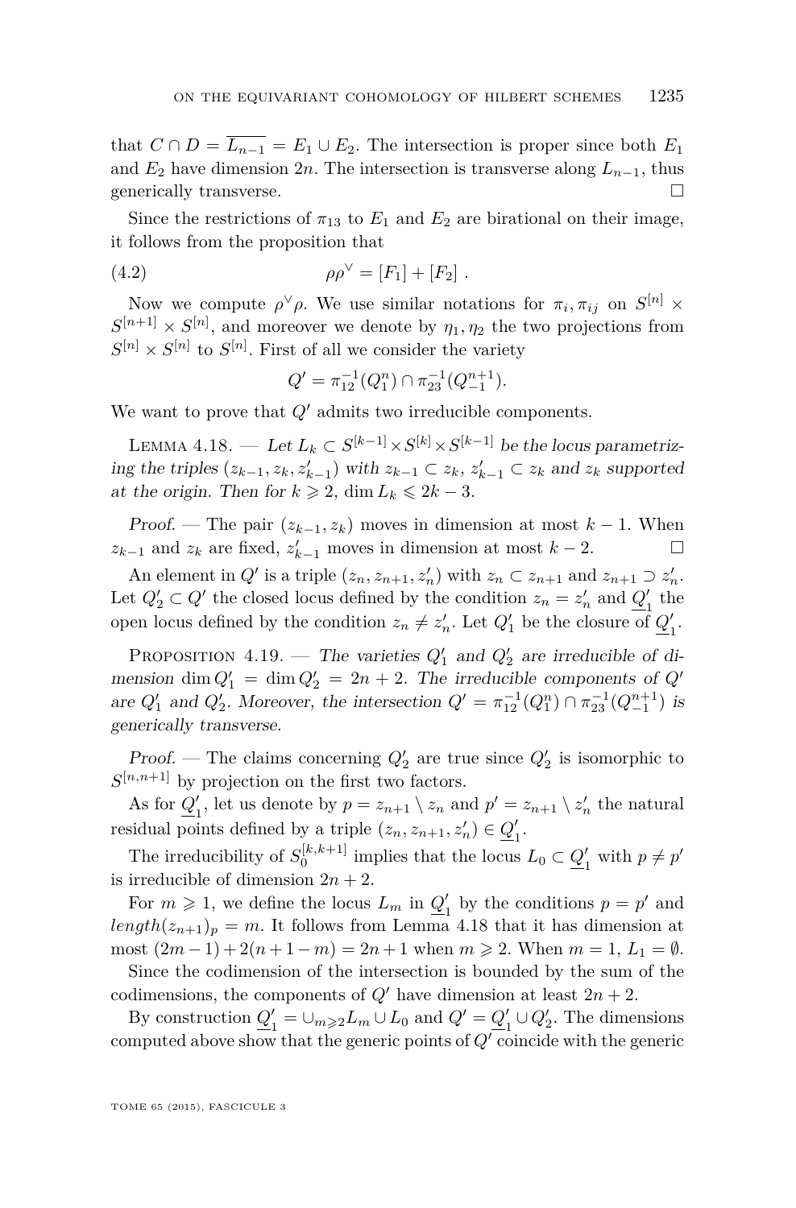that $C \cap D = \overline{L_{n-1}} = E_1 \cup E_2$. The intersection is proper since both $E_1$ and $E_2$ have dimension $2n$. The intersection is transverse along $L_{n-1}$, thus generically transverse. □

Since the restrictions of $\pi_{13}$ to $E_1$ and $E_2$ are birational on their image, it follows from the proposition that

$$\rho\rho^\vee = [F_1] + [F_2] \ . \tag{4.2}$$

Now we compute $\rho^\vee\rho$. We use similar notations for $\pi_i, \pi_{ij}$ on $S^{[n]} \times S^{[n+1]} \times S^{[n]}$, and moreover we denote by $\eta_1, \eta_2$ the two projections from $S^{[n]} \times S^{[n]}$ to $S^{[n]}$. First of all we consider the variety

$$Q' = \pi_{12}^{-1}(Q_1^n) \cap \pi_{23}^{-1}(Q_{-1}^{n+1}).$$

We want to prove that $Q'$ admits two irreducible components.

Lemma 4.18. — *Let $L_k \subset S^{[k-1]} \times S^{[k]} \times S^{[k-1]}$ be the locus parametrizing the triples $(z_{k-1}, z_k, z'_{k-1})$ with $z_{k-1} \subset z_k$, $z'_{k-1} \subset z_k$ and $z_k$ supported at the origin. Then for $k \geqslant 2$, $\dim L_k \leqslant 2k - 3$.*

*Proof.* — The pair $(z_{k-1}, z_k)$ moves in dimension at most $k-1$. When $z_{k-1}$ and $z_k$ are fixed, $z'_{k-1}$ moves in dimension at most $k-2$. □

An element in $Q'$ is a triple $(z_n, z_{n+1}, z'_n)$ with $z_n \subset z_{n+1}$ and $z_{n+1} \supset z'_n$. Let $Q'_2 \subset Q'$ the closed locus defined by the condition $z_n = z'_n$ and $\underline{Q'_1}$ the open locus defined by the condition $z_n \neq z'_n$. Let $Q'_1$ be the closure of $\underline{Q'_1}$.

Proposition 4.19. — *The varieties $Q'_1$ and $Q'_2$ are irreducible of dimension $\dim Q'_1 = \dim Q'_2 = 2n+2$. The irreducible components of $Q'$ are $Q'_1$ and $Q'_2$. Moreover, the intersection $Q' = \pi_{12}^{-1}(Q_1^n) \cap \pi_{23}^{-1}(Q_{-1}^{n+1})$ is generically transverse.*

*Proof.* — The claims concerning $Q'_2$ are true since $Q'_2$ is isomorphic to $S^{[n,n+1]}$ by projection on the first two factors.

As for $\underline{Q'_1}$, let us denote by $p = z_{n+1} \setminus z_n$ and $p' = z_{n+1} \setminus z'_n$ the natural residual points defined by a triple $(z_n, z_{n+1}, z'_n) \in \underline{Q'_1}$.

The irreducibility of $S_0^{[k,k+1]}$ implies that the locus $L_0 \subset \underline{Q'_1}$ with $p \neq p'$ is irreducible of dimension $2n+2$.

For $m \geqslant 1$, we define the locus $L_m$ in $\underline{Q'_1}$ by the conditions $p = p'$ and $length(z_{n+1})_p = m$. It follows from Lemma 4.18 that it has dimension at most $(2m-1) + 2(n+1-m) = 2n+1$ when $m \geqslant 2$. When $m = 1$, $L_1 = \emptyset$.

Since the codimension of the intersection is bounded by the sum of the codimensions, the components of $Q'$ have dimension at least $2n+2$.

By construction $\underline{Q'_1} = \cup_{m \geqslant 2} L_m \cup L_0$ and $Q' = \underline{Q'_1} \cup Q'_2$. The dimensions computed above show that the generic points of $Q'$ coincide with the generic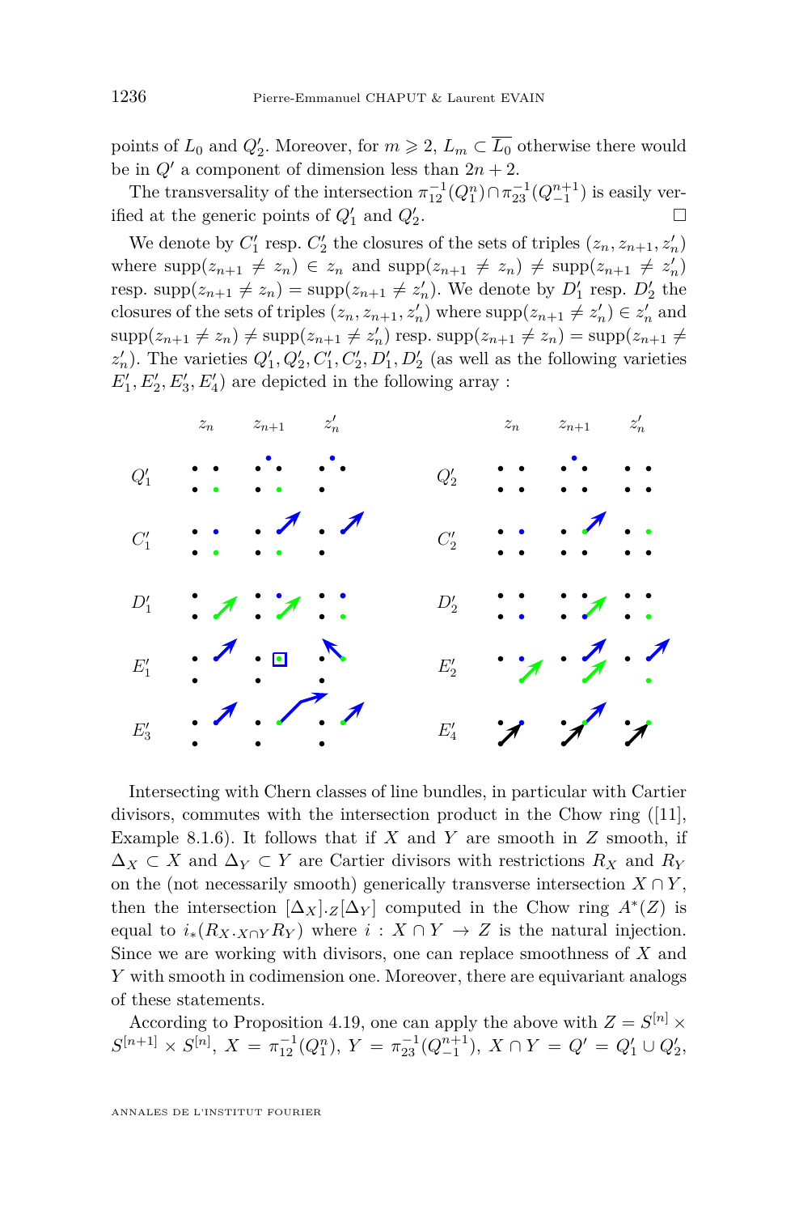points of $L_0$ and $Q'_2$. Moreover, for $m \geqslant 2$, $L_m \subset \overline{L_0}$ otherwise there would be in $Q'$ a component of dimension less than $2n+2$.

The transversality of the intersection $\pi_{12}^{-1}(Q_1^n) \cap \pi_{23}^{-1}(Q_{-1}^{n+1})$ is easily verified at the generic points of $Q'_1$ and $Q'_2$. □

We denote by $C'_1$ resp. $C'_2$ the closures of the sets of triples $(z_n, z_{n+1}, z'_n)$ where $\mathrm{supp}(z_{n+1} \neq z_n) \in z_n$ and $\mathrm{supp}(z_{n+1} \neq z_n) \neq \mathrm{supp}(z_{n+1} \neq z'_n)$ resp. $\mathrm{supp}(z_{n+1} \neq z_n) = \mathrm{supp}(z_{n+1} \neq z'_n)$. We denote by $D'_1$ resp. $D'_2$ the closures of the sets of triples $(z_n, z_{n+1}, z'_n)$ where $\mathrm{supp}(z_{n+1} \neq z'_n) \in z'_n$ and $\mathrm{supp}(z_{n+1} \neq z_n) \neq \mathrm{supp}(z_{n+1} \neq z'_n)$ resp. $\mathrm{supp}(z_{n+1} \neq z_n) = \mathrm{supp}(z_{n+1} \neq z'_n)$. The varieties $Q'_1, Q'_2, C'_1, C'_2, D'_1, D'_2$ (as well as the following varieties $E'_1, E'_2, E'_3, E'_4$) are depicted in the following array :

Intersecting with Chern classes of line bundles, in particular with Cartier divisors, commutes with the intersection product in the Chow ring ([11], Example 8.1.6). It follows that if $X$ and $Y$ are smooth in $Z$ smooth, if $\Delta_X \subset X$ and $\Delta_Y \subset Y$ are Cartier divisors with restrictions $R_X$ and $R_Y$ on the (not necessarily smooth) generically transverse intersection $X \cap Y$, then the intersection $[\Delta_X]._Z[\Delta_Y]$ computed in the Chow ring $A^*(Z)$ is equal to $i_*(R_X ._{X\cap Y} R_Y)$ where $i : X \cap Y \to Z$ is the natural injection. Since we are working with divisors, one can replace smoothness of $X$ and $Y$ with smooth in codimension one. Moreover, there are equivariant analogs of these statements.

According to Proposition 4.19, one can apply the above with $Z = S^{[n]} \times S^{[n+1]} \times S^{[n]}$, $X = \pi_{12}^{-1}(Q_1^n)$, $Y = \pi_{23}^{-1}(Q_{-1}^{n+1})$, $X \cap Y = Q' = Q'_1 \cup Q'_2$,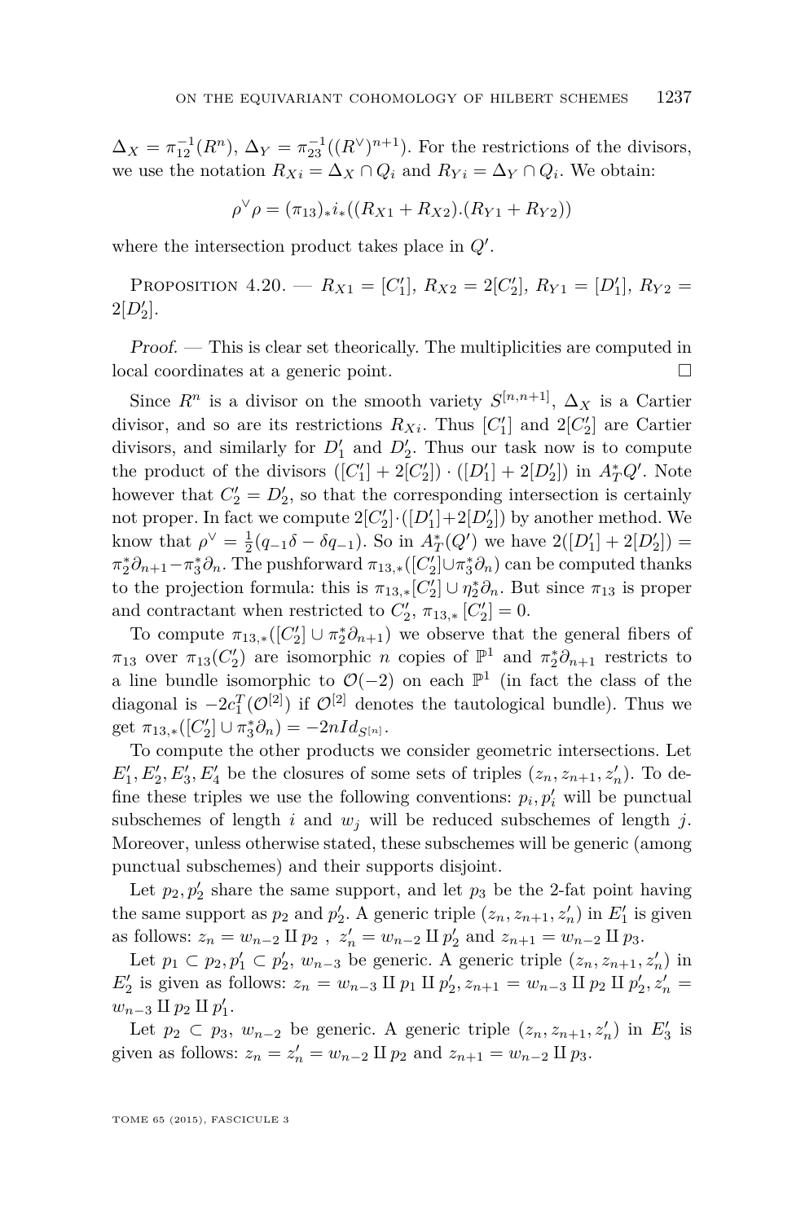$\Delta_X = \pi_{12}^{-1}(R^n)$, $\Delta_Y = \pi_{23}^{-1}((R^\vee)^{n+1})$. For the restrictions of the divisors, we use the notation $R_{Xi} = \Delta_X \cap Q_i$ and $R_{Yi} = \Delta_Y \cap Q_i$. We obtain:

$$\rho^\vee \rho = (\pi_{13})_* i_*((R_{X1} + R_{X2}).(R_{Y1} + R_{Y2}))$$

where the intersection product takes place in $Q'$.

Proposition 4.20. — $R_{X1} = [C'_1]$, $R_{X2} = 2[C'_2]$, $R_{Y1} = [D'_1]$, $R_{Y2} = 2[D'_2]$.

*Proof.* — This is clear set theorically. The multiplicities are computed in local coordinates at a generic point. □

Since $R^n$ is a divisor on the smooth variety $S^{[n,n+1]}$, $\Delta_X$ is a Cartier divisor, and so are its restrictions $R_{Xi}$. Thus $[C'_1]$ and $2[C'_2]$ are Cartier divisors, and similarly for $D'_1$ and $D'_2$. Thus our task now is to compute the product of the divisors $([C'_1] + 2[C'_2]) \cdot ([D'_1] + 2[D'_2])$ in $A^*_T Q'$. Note however that $C'_2 = D'_2$, so that the corresponding intersection is certainly not proper. In fact we compute $2[C'_2] \cdot ([D'_1] + 2[D'_2])$ by another method. We know that $\rho^\vee = \frac{1}{2}(q_{-1}\delta - \delta q_{-1})$. So in $A^*_T(Q')$ we have $2([D'_1] + 2[D'_2]) = \pi_2^* \partial_{n+1} - \pi_3^* \partial_n$. The pushforward $\pi_{13,*}([C'_2] \cup \pi_3^* \partial_n)$ can be computed thanks to the projection formula: this is $\pi_{13,*}[C'_2] \cup \eta_2^* \partial_n$. But since $\pi_{13}$ is proper and contractant when restricted to $C'_2$, $\pi_{13,*}[C'_2] = 0$.

To compute $\pi_{13,*}([C'_2] \cup \pi_2^* \partial_{n+1})$ we observe that the general fibers of $\pi_{13}$ over $\pi_{13}(C'_2)$ are isomorphic $n$ copies of $\mathbb{P}^1$ and $\pi_2^* \partial_{n+1}$ restricts to a line bundle isomorphic to $\mathcal{O}(-2)$ on each $\mathbb{P}^1$ (in fact the class of the diagonal is $-2c_1^T(\mathcal{O}^{[2]})$ if $\mathcal{O}^{[2]}$ denotes the tautological bundle). Thus we get $\pi_{13,*}([C'_2] \cup \pi_3^* \partial_n) = -2nId_{S^{[n]}}$.

To compute the other products we consider geometric intersections. Let $E'_1, E'_2, E'_3, E'_4$ be the closures of some sets of triples $(z_n, z_{n+1}, z'_n)$. To define these triples we use the following conventions: $p_i, p'_i$ will be punctual subschemes of length $i$ and $w_j$ will be reduced subschemes of length $j$. Moreover, unless otherwise stated, these subschemes will be generic (among punctual subschemes) and their supports disjoint.

Let $p_2, p'_2$ share the same support, and let $p_3$ be the 2-fat point having the same support as $p_2$ and $p'_2$. A generic triple $(z_n, z_{n+1}, z'_n)$ in $E'_1$ is given as follows: $z_n = w_{n-2} \amalg p_2$ , $z'_n = w_{n-2} \amalg p'_2$ and $z_{n+1} = w_{n-2} \amalg p_3$.

Let $p_1 \subset p_2, p'_1 \subset p'_2$, $w_{n-3}$ be generic. A generic triple $(z_n, z_{n+1}, z'_n)$ in $E'_2$ is given as follows: $z_n = w_{n-3} \amalg p_1 \amalg p'_2$, $z_{n+1} = w_{n-3} \amalg p_2 \amalg p'_2$, $z'_n = w_{n-3} \amalg p_2 \amalg p'_1$.

Let $p_2 \subset p_3$, $w_{n-2}$ be generic. A generic triple $(z_n, z_{n+1}, z'_n)$ in $E'_3$ is given as follows: $z_n = z'_n = w_{n-2} \amalg p_2$ and $z_{n+1} = w_{n-2} \amalg p_3$.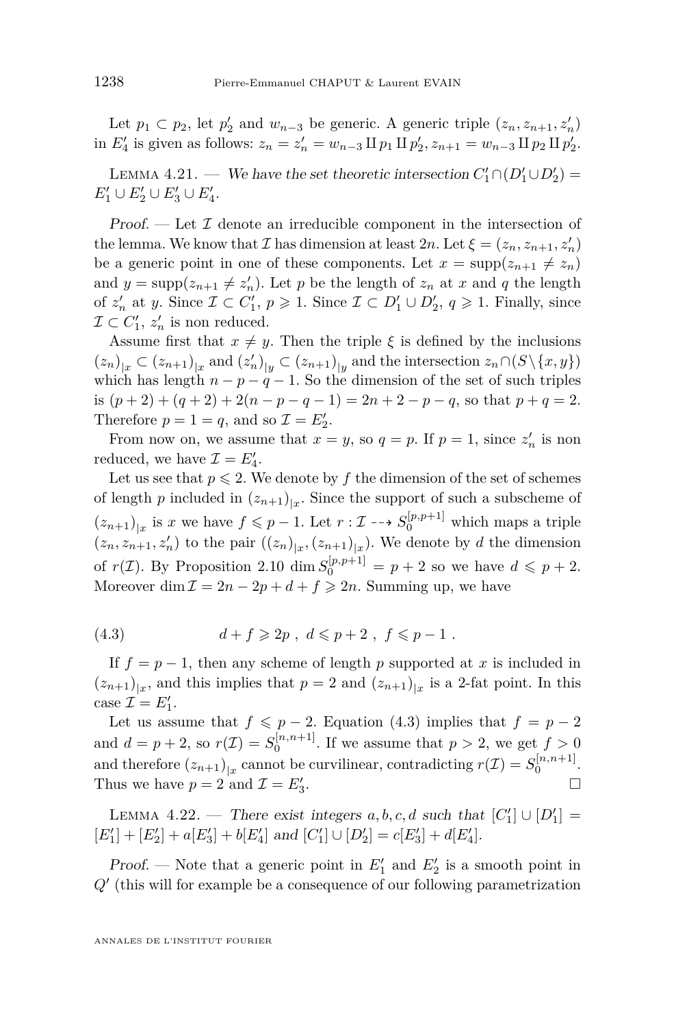Let $p_1 \subset p_2$, let $p'_2$ and $w_{n-3}$ be generic. A generic triple $(z_n, z_{n+1}, z'_n)$ in $E'_4$ is given as follows: $z_n = z'_n = w_{n-3} \amalg p_1 \amalg p'_2$, $z_{n+1} = w_{n-3} \amalg p_2 \amalg p'_2$.

Lemma 4.21. — *We have the set theoretic intersection $C'_1 \cap (D'_1 \cup D'_2) = E'_1 \cup E'_2 \cup E'_3 \cup E'_4$.*

*Proof.* — Let $\mathcal{I}$ denote an irreducible component in the intersection of the lemma. We know that $\mathcal{I}$ has dimension at least $2n$. Let $\xi = (z_n, z_{n+1}, z'_n)$ be a generic point in one of these components. Let $x = \operatorname{supp}(z_{n+1} \neq z_n)$ and $y = \operatorname{supp}(z_{n+1} \neq z'_n)$. Let $p$ be the length of $z_n$ at $x$ and $q$ the length of $z'_n$ at $y$. Since $\mathcal{I} \subset C'_1$, $p \geqslant 1$. Since $\mathcal{I} \subset D'_1 \cup D'_2$, $q \geqslant 1$. Finally, since $\mathcal{I} \subset C'_1$, $z'_n$ is non reduced.

Assume first that $x \neq y$. Then the triple $\xi$ is defined by the inclusions $(z_n)_{|x} \subset (z_{n+1})_{|x}$ and $(z'_n)_{|y} \subset (z_{n+1})_{|y}$ and the intersection $z_n \cap (S \setminus \{x, y\})$ which has length $n - p - q - 1$. So the dimension of the set of such triples is $(p+2) + (q+2) + 2(n-p-q-1) = 2n + 2 - p - q$, so that $p + q = 2$. Therefore $p = 1 = q$, and so $\mathcal{I} = E'_2$.

From now on, we assume that $x = y$, so $q = p$. If $p = 1$, since $z'_n$ is non reduced, we have $\mathcal{I} = E'_4$.

Let us see that $p \leqslant 2$. We denote by $f$ the dimension of the set of schemes of length $p$ included in $(z_{n+1})_{|x}$. Since the support of such a subscheme of $(z_{n+1})_{|x}$ is $x$ we have $f \leqslant p - 1$. Let $r : \mathcal{I} \dashrightarrow S_0^{[p,p+1]}$ which maps a triple $(z_n, z_{n+1}, z'_n)$ to the pair $((z_n)_{|x}, (z_{n+1})_{|x})$. We denote by $d$ the dimension of $r(\mathcal{I})$. By Proposition 2.10 $\dim S_0^{[p,p+1]} = p + 2$ so we have $d \leqslant p + 2$. Moreover $\dim \mathcal{I} = 2n - 2p + d + f \geqslant 2n$. Summing up, we have

$$d + f \geqslant 2p \ , \ d \leqslant p + 2 \ , \ f \leqslant p - 1 \ . \tag{4.3}$$

If $f = p - 1$, then any scheme of length $p$ supported at $x$ is included in $(z_{n+1})_{|x}$, and this implies that $p = 2$ and $(z_{n+1})_{|x}$ is a 2-fat point. In this case $\mathcal{I} = E'_1$.

Let us assume that $f \leqslant p - 2$. Equation (4.3) implies that $f = p - 2$ and $d = p + 2$, so $r(\mathcal{I}) = S_0^{[n,n+1]}$. If we assume that $p > 2$, we get $f > 0$ and therefore $(z_{n+1})_{|x}$ cannot be curvilinear, contradicting $r(\mathcal{I}) = S_0^{[n,n+1]}$. Thus we have $p = 2$ and $\mathcal{I} = E'_3$. □

Lemma 4.22. — *There exist integers $a, b, c, d$ such that $[C'_1] \cup [D'_1] = [E'_1] + [E'_2] + a[E'_3] + b[E'_4]$ and $[C'_1] \cup [D'_2] = c[E'_3] + d[E'_4]$.*

*Proof.* — Note that a generic point in $E'_1$ and $E'_2$ is a smooth point in $Q'$ (this will for example be a consequence of our following parametrization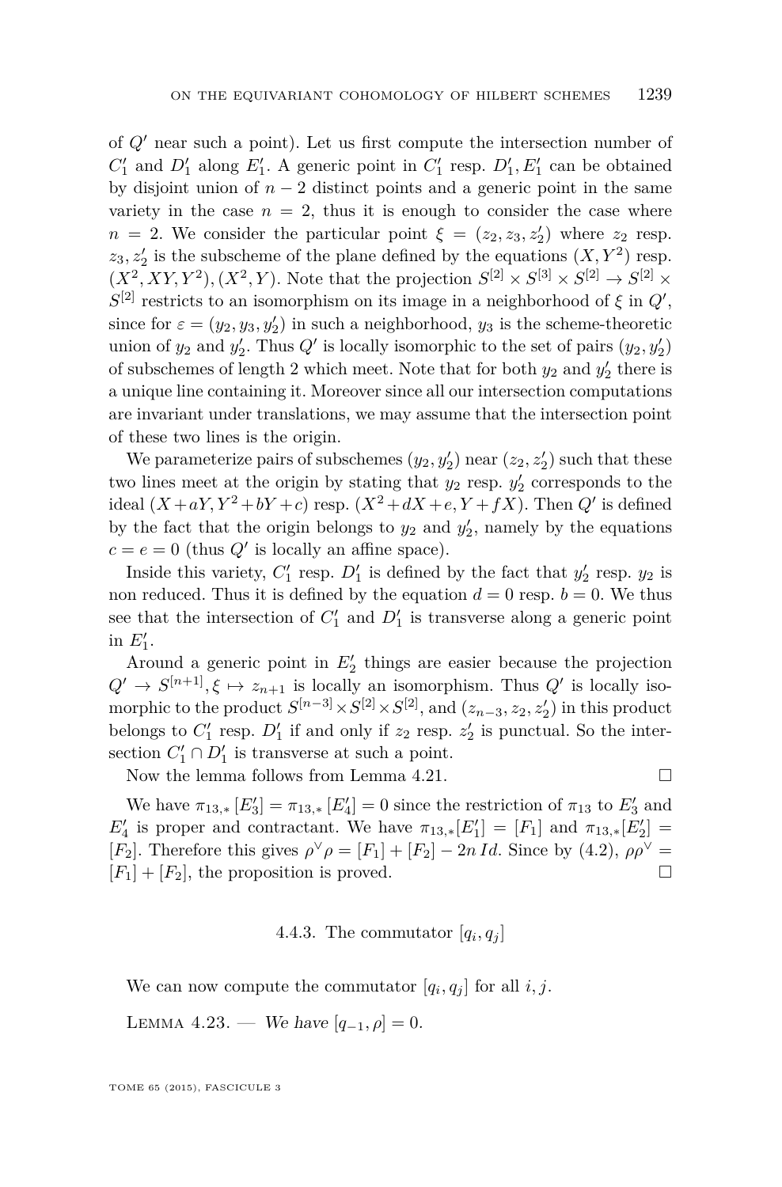of $Q'$ near such a point). Let us first compute the intersection number of $C_1'$ and $D_1'$ along $E_1'$. A generic point in $C_1'$ resp. $D_1', E_1'$ can be obtained by disjoint union of $n-2$ distinct points and a generic point in the same variety in the case $n=2$, thus it is enough to consider the case where $n=2$. We consider the particular point $\xi = (z_2, z_3, z_2')$ where $z_2$ resp. $z_3, z_2'$ is the subscheme of the plane defined by the equations $(X, Y^2)$ resp. $(X^2, XY, Y^2), (X^2, Y)$. Note that the projection $S^{[2]} \times S^{[3]} \times S^{[2]} \to S^{[2]} \times S^{[2]}$ restricts to an isomorphism on its image in a neighborhood of $\xi$ in $Q'$, since for $\varepsilon = (y_2, y_3, y_2')$ in such a neighborhood, $y_3$ is the scheme-theoretic union of $y_2$ and $y_2'$. Thus $Q'$ is locally isomorphic to the set of pairs $(y_2, y_2')$ of subschemes of length 2 which meet. Note that for both $y_2$ and $y_2'$ there is a unique line containing it. Moreover since all our intersection computations are invariant under translations, we may assume that the intersection point of these two lines is the origin.

We parameterize pairs of subschemes $(y_2, y_2')$ near $(z_2, z_2')$ such that these two lines meet at the origin by stating that $y_2$ resp. $y_2'$ corresponds to the ideal $(X + aY, Y^2 + bY + c)$ resp. $(X^2 + dX + e, Y + fX)$. Then $Q'$ is defined by the fact that the origin belongs to $y_2$ and $y_2'$, namely by the equations $c = e = 0$ (thus $Q'$ is locally an affine space).

Inside this variety, $C_1'$ resp. $D_1'$ is defined by the fact that $y_2'$ resp. $y_2$ is non reduced. Thus it is defined by the equation $d = 0$ resp. $b = 0$. We thus see that the intersection of $C_1'$ and $D_1'$ is transverse along a generic point in $E_1'$.

Around a generic point in $E_2'$ things are easier because the projection $Q' \to S^{[n+1]}, \xi \mapsto z_{n+1}$ is locally an isomorphism. Thus $Q'$ is locally isomorphic to the product $S^{[n-3]} \times S^{[2]} \times S^{[2]}$, and $(z_{n-3}, z_2, z_2')$ in this product belongs to $C_1'$ resp. $D_1'$ if and only if $z_2$ resp. $z_2'$ is punctual. So the intersection $C_1' \cap D_1'$ is transverse at such a point.

Now the lemma follows from Lemma 4.21. $\square$

We have $\pi_{13,*}[E_3'] = \pi_{13,*}[E_4'] = 0$ since the restriction of $\pi_{13}$ to $E_3'$ and $E_4'$ is proper and contractant. We have $\pi_{13,*}[E_1'] = [F_1]$ and $\pi_{13,*}[E_2'] = [F_2]$. Therefore this gives $\rho^\vee \rho = [F_1] + [F_2] - 2n\, Id$. Since by (4.2), $\rho\rho^\vee = [F_1] + [F_2]$, the proposition is proved. $\square$

#### 4.4.3. The commutator $[q_i, q_j]$

We can now compute the commutator $[q_i, q_j]$ for all $i, j$.

Lemma 4.23. — *We have* $[q_{-1}, \rho] = 0$.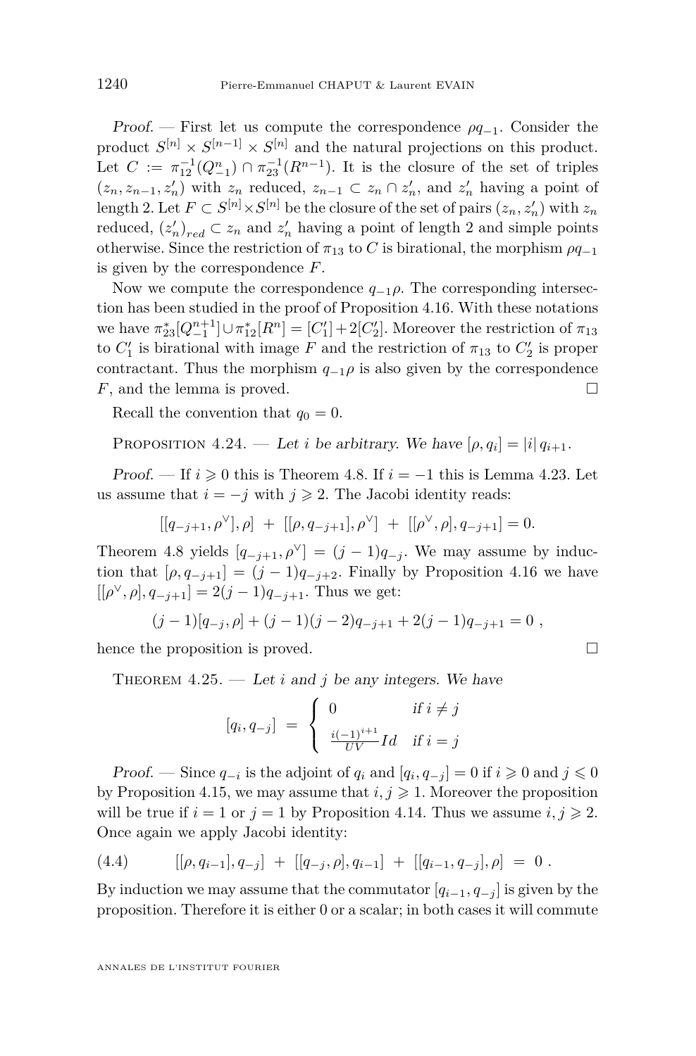*Proof.* — First let us compute the correspondence $\rho q_{-1}$. Consider the product $S^{[n]} \times S^{[n-1]} \times S^{[n]}$ and the natural projections on this product. Let $C := \pi_{12}^{-1}(Q_{-1}^n) \cap \pi_{23}^{-1}(R^{n-1})$. It is the closure of the set of triples $(z_n, z_{n-1}, z'_n)$ with $z_n$ reduced, $z_{n-1} \subset z_n \cap z'_n$, and $z'_n$ having a point of length 2. Let $F \subset S^{[n]} \times S^{[n]}$ be the closure of the set of pairs $(z_n, z'_n)$ with $z_n$ reduced, $(z'_n)_{red} \subset z_n$ and $z'_n$ having a point of length 2 and simple points otherwise. Since the restriction of $\pi_{13}$ to $C$ is birational, the morphism $\rho q_{-1}$ is given by the correspondence $F$.

Now we compute the correspondence $q_{-1}\rho$. The corresponding intersection has been studied in the proof of Proposition 4.16. With these notations we have $\pi_{23}^*[Q_{-1}^{n+1}] \cup \pi_{12}^*[R^n] = [C'_1] + 2[C'_2]$. Moreover the restriction of $\pi_{13}$ to $C'_1$ is birational with image $F$ and the restriction of $\pi_{13}$ to $C'_2$ is proper contractant. Thus the morphism $q_{-1}\rho$ is also given by the correspondence $F$, and the lemma is proved. □

Recall the convention that $q_0 = 0$.

Proposition 4.24. — *Let $i$ be arbitrary. We have $[\rho, q_i] = |i|\, q_{i+1}$.*

*Proof.* — If $i \geqslant 0$ this is Theorem 4.8. If $i = -1$ this is Lemma 4.23. Let us assume that $i = -j$ with $j \geqslant 2$. The Jacobi identity reads:

$$[[q_{-j+1}, \rho^\vee], \rho] \ + \ [[\rho, q_{-j+1}], \rho^\vee] \ + \ [[\rho^\vee, \rho], q_{-j+1}] = 0.$$

Theorem 4.8 yields $[q_{-j+1}, \rho^\vee] = (j-1)q_{-j}$. We may assume by induction that $[\rho, q_{-j+1}] = (j-1)q_{-j+2}$. Finally by Proposition 4.16 we have $[[\rho^\vee, \rho], q_{-j+1}] = 2(j-1)q_{-j+1}$. Thus we get:

$$(j-1)[q_{-j}, \rho] + (j-1)(j-2)q_{-j+1} + 2(j-1)q_{-j+1} = 0 \ ,$$

hence the proposition is proved. □

Theorem 4.25. — *Let $i$ and $j$ be any integers. We have*

$$[q_i, q_{-j}] \ = \ \begin{cases} 0 & \text{if } i \neq j \\ \frac{i(-1)^{i+1}}{UV} Id & \text{if } i = j \end{cases}$$

*Proof.* — Since $q_{-i}$ is the adjoint of $q_i$ and $[q_i, q_{-j}] = 0$ if $i \geqslant 0$ and $j \leqslant 0$ by Proposition 4.15, we may assume that $i, j \geqslant 1$. Moreover the proposition will be true if $i = 1$ or $j = 1$ by Proposition 4.14. Thus we assume $i, j \geqslant 2$. Once again we apply Jacobi identity:

$$[[\rho, q_{i-1}], q_{-j}] \ + \ [[q_{-j}, \rho], q_{i-1}] \ + \ [[q_{i-1}, q_{-j}], \rho] \ = \ 0 \ . \tag{4.4}$$

By induction we may assume that the commutator $[q_{i-1}, q_{-j}]$ is given by the proposition. Therefore it is either 0 or a scalar; in both cases it will commute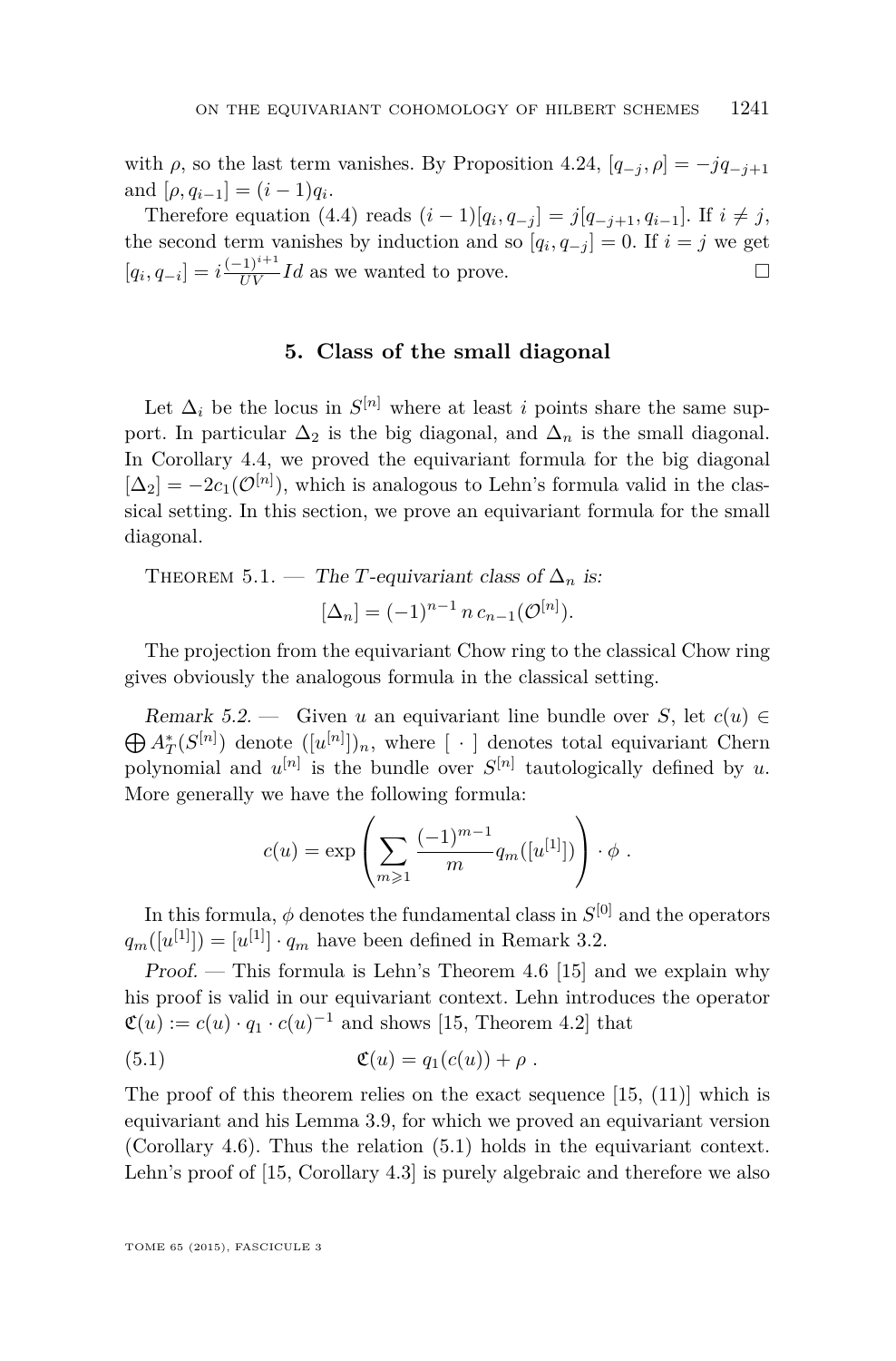with $\rho$, so the last term vanishes. By Proposition 4.24, $[q_{-j}, \rho] = -j q_{-j+1}$ and $[\rho, q_{i-1}] = (i-1)q_i$.

Therefore equation (4.4) reads $(i-1)[q_i, q_{-j}] = j[q_{-j+1}, q_{i-1}]$. If $i \neq j$, the second term vanishes by induction and so $[q_i, q_{-j}] = 0$. If $i = j$ we get $[q_i, q_{-i}] = i\frac{(-1)^{i+1}}{UV} Id$ as we wanted to prove. □

## 5. Class of the small diagonal

Let $\Delta_i$ be the locus in $S^{[n]}$ where at least $i$ points share the same support. In particular $\Delta_2$ is the big diagonal, and $\Delta_n$ is the small diagonal. In Corollary 4.4, we proved the equivariant formula for the big diagonal $[\Delta_2] = -2c_1(\mathcal{O}^{[n]})$, which is analogous to Lehn's formula valid in the classical setting. In this section, we prove an equivariant formula for the small diagonal.

Theorem 5.1. — *The $T$-equivariant class of $\Delta_n$ is:*

$$[\Delta_n] = (-1)^{n-1}\, n\, c_{n-1}(\mathcal{O}^{[n]}).$$

The projection from the equivariant Chow ring to the classical Chow ring gives obviously the analogous formula in the classical setting.

*Remark 5.2.* — Given $u$ an equivariant line bundle over $S$, let $c(u) \in \bigoplus A^*_T(S^{[n]})$ denote $([u^{[n]}])_n$, where $[\ \cdot\ ]$ denotes total equivariant Chern polynomial and $u^{[n]}$ is the bundle over $S^{[n]}$ tautologically defined by $u$. More generally we have the following formula:

$$c(u) = \exp\left(\sum_{m\geqslant 1} \frac{(-1)^{m-1}}{m} q_m([u^{[1]}])\right) \cdot \phi\ .$$

In this formula, $\phi$ denotes the fundamental class in $S^{[0]}$ and the operators $q_m([u^{[1]}]) = [u^{[1]}] \cdot q_m$ have been defined in Remark 3.2.

*Proof.* — This formula is Lehn's Theorem 4.6 [15] and we explain why his proof is valid in our equivariant context. Lehn introduces the operator $\mathfrak{C}(u) := c(u) \cdot q_1 \cdot c(u)^{-1}$ and shows [15, Theorem 4.2] that

$$\mathfrak{C}(u) = q_1(c(u)) + \rho\ . \tag{5.1}$$

The proof of this theorem relies on the exact sequence [15, (11)] which is equivariant and his Lemma 3.9, for which we proved an equivariant version (Corollary 4.6). Thus the relation (5.1) holds in the equivariant context. Lehn's proof of [15, Corollary 4.3] is purely algebraic and therefore we also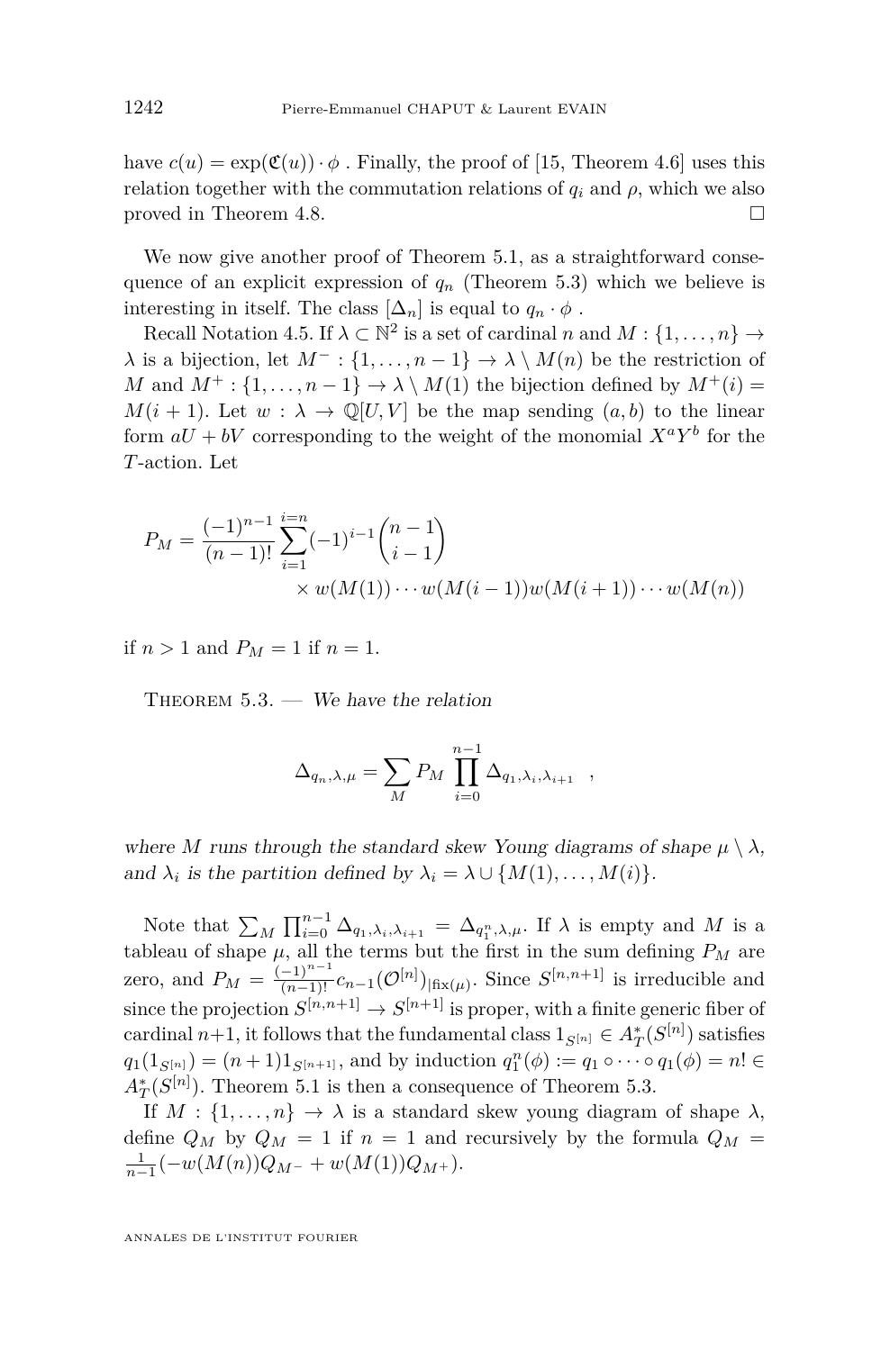have $c(u) = \exp(\mathfrak{C}(u)) \cdot \phi$ . Finally, the proof of [15, Theorem 4.6] uses this relation together with the commutation relations of $q_i$ and $\rho$, which we also proved in Theorem 4.8. □

We now give another proof of Theorem 5.1, as a straightforward consequence of an explicit expression of $q_n$ (Theorem 5.3) which we believe is interesting in itself. The class $[\Delta_n]$ is equal to $q_n \cdot \phi$ .

Recall Notation 4.5. If $\lambda \subset \mathbb{N}^2$ is a set of cardinal $n$ and $M : \{1, \dots, n\} \to \lambda$ is a bijection, let $M^- : \{1, \dots, n-1\} \to \lambda \setminus M(n)$ be the restriction of $M$ and $M^+ : \{1, \dots, n-1\} \to \lambda \setminus M(1)$ the bijection defined by $M^+(i) = M(i+1)$. Let $w : \lambda \to \mathbb{Q}[U, V]$ be the map sending $(a, b)$ to the linear form $aU + bV$ corresponding to the weight of the monomial $X^a Y^b$ for the $T$-action. Let

$$P_M = \frac{(-1)^{n-1}}{(n-1)!} \sum_{i=1}^{i=n} (-1)^{i-1} \binom{n-1}{i-1} \times w(M(1)) \cdots w(M(i-1)) w(M(i+1)) \cdots w(M(n))$$

if $n > 1$ and $P_M = 1$ if $n = 1$.

**Theorem 5.3.** — *We have the relation*

$$\Delta_{q_n, \lambda, \mu} = \sum_M P_M \prod_{i=0}^{n-1} \Delta_{q_1, \lambda_i, \lambda_{i+1}} \quad ,$$

*where $M$ runs through the standard skew Young diagrams of shape $\mu \setminus \lambda$, and $\lambda_i$ is the partition defined by $\lambda_i = \lambda \cup \{M(1), \dots, M(i)\}$.*

Note that $\sum_M \prod_{i=0}^{n-1} \Delta_{q_1, \lambda_i, \lambda_{i+1}} = \Delta_{q_1^n, \lambda, \mu}$. If $\lambda$ is empty and $M$ is a tableau of shape $\mu$, all the terms but the first in the sum defining $P_M$ are zero, and $P_M = \frac{(-1)^{n-1}}{(n-1)!} c_{n-1}(\mathcal{O}^{[n]})_{|\text{fix}(\mu)}$. Since $S^{[n,n+1]}$ is irreducible and since the projection $S^{[n,n+1]} \to S^{[n+1]}$ is proper, with a finite generic fiber of cardinal $n+1$, it follows that the fundamental class $1_{S^{[n]}} \in A_T^*(S^{[n]})$ satisfies $q_1(1_{S^{[n]}}) = (n+1) 1_{S^{[n+1]}}$, and by induction $q_1^n(\phi) := q_1 \circ \dots \circ q_1(\phi) = n! \in A_T^*(S^{[n]})$. Theorem 5.1 is then a consequence of Theorem 5.3.

If $M : \{1, \dots, n\} \to \lambda$ is a standard skew young diagram of shape $\lambda$, define $Q_M$ by $Q_M = 1$ if $n = 1$ and recursively by the formula $Q_M = \frac{1}{n-1}(-w(M(n)) Q_{M^-} + w(M(1)) Q_{M^+})$.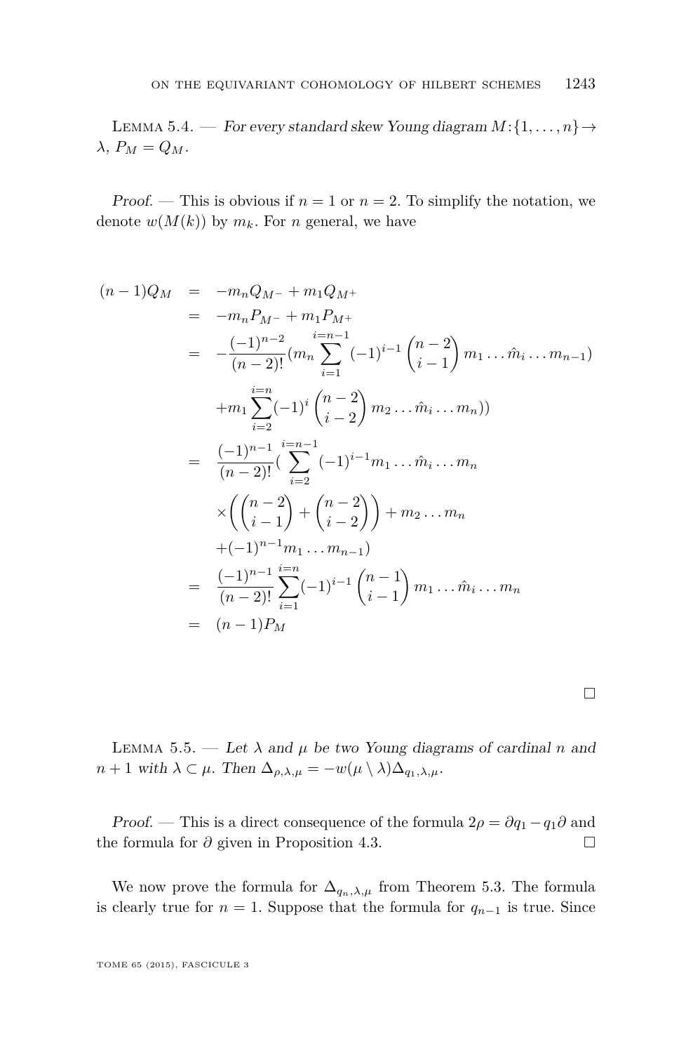Lemma 5.4. — *For every standard skew Young diagram $M\colon\{1,\dots,n\}\to\lambda$, $P_M = Q_M$.*

*Proof.* — This is obvious if $n=1$ or $n=2$. To simplify the notation, we denote $w(M(k))$ by $m_k$. For $n$ general, we have

$$
\begin{aligned}
(n-1)Q_M &= -m_n Q_{M^-} + m_1 Q_{M^+}\\
&= -m_n P_{M^-} + m_1 P_{M^+}\\
&= -\frac{(-1)^{n-2}}{(n-2)!}\Big(m_n \sum_{i=1}^{i=n-1} (-1)^{i-1}\binom{n-2}{i-1} m_1\ldots\hat{m}_i\ldots m_{n-1}\Big)\\
&\quad + m_1 \sum_{i=2}^{i=n} (-1)^{i}\binom{n-2}{i-2} m_2\ldots\hat{m}_i\ldots m_n)\Big)\\
&= \frac{(-1)^{n-1}}{(n-2)!}\Big(\sum_{i=2}^{i=n-1} (-1)^{i-1} m_1\ldots\hat{m}_i\ldots m_n\\
&\quad \times\left(\binom{n-2}{i-1}+\binom{n-2}{i-2}\right) + m_2\ldots m_n\\
&\quad + (-1)^{n-1} m_1\ldots m_{n-1}\Big)\\
&= \frac{(-1)^{n-1}}{(n-2)!}\sum_{i=1}^{i=n} (-1)^{i-1}\binom{n-1}{i-1} m_1\ldots\hat{m}_i\ldots m_n\\
&= (n-1)P_M
\end{aligned}
$$

□

Lemma 5.5. — *Let $\lambda$ and $\mu$ be two Young diagrams of cardinal $n$ and $n+1$ with $\lambda\subset\mu$. Then $\Delta_{\rho,\lambda,\mu} = -w(\mu\setminus\lambda)\Delta_{q_1,\lambda,\mu}$.*

*Proof.* — This is a direct consequence of the formula $2\rho = \partial q_1 - q_1\partial$ and the formula for $\partial$ given in Proposition 4.3. □

We now prove the formula for $\Delta_{q_n,\lambda,\mu}$ from Theorem 5.3. The formula is clearly true for $n=1$. Suppose that the formula for $q_{n-1}$ is true. Since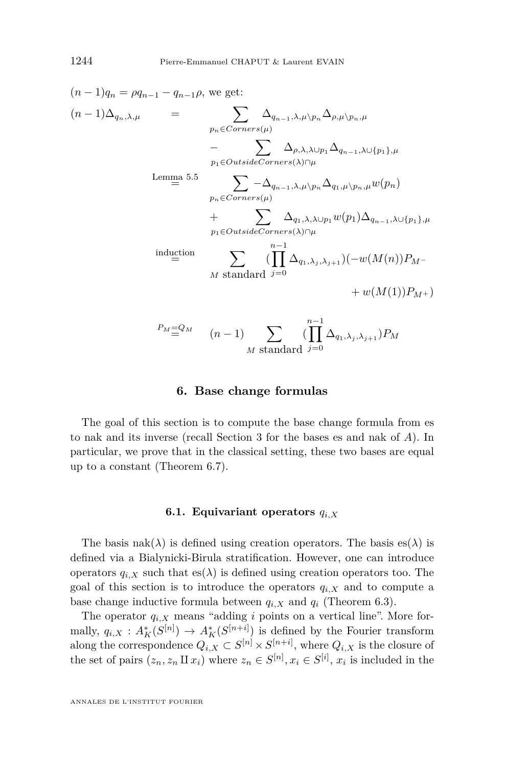$(n-1)q_n = \rho q_{n-1} - q_{n-1}\rho$, we get:

$$
\begin{aligned}
(n-1)\Delta_{q_n,\lambda,\mu} &= \sum_{p_n \in Corners(\mu)} \Delta_{q_{n-1},\lambda,\mu\setminus p_n}\Delta_{\rho,\mu\setminus p_n,\mu} \\
&\quad - \sum_{p_1 \in OutsideCorners(\lambda)\cap\mu} \Delta_{\rho,\lambda,\lambda\cup p_1}\Delta_{q_{n-1},\lambda\cup\{p_1\},\mu} \\
&\overset{\text{Lemma 5.5}}{=} \sum_{p_n \in Corners(\mu)} -\Delta_{q_{n-1},\lambda,\mu\setminus p_n}\Delta_{q_1,\mu\setminus p_n,\mu}w(p_n) \\
&\quad + \sum_{p_1 \in OutsideCorners(\lambda)\cap\mu} \Delta_{q_1,\lambda,\lambda\cup p_1}w(p_1)\Delta_{q_{n-1},\lambda\cup\{p_1\},\mu} \\
&\overset{\text{induction}}{=} \sum_{M \text{ standard}} \left(\prod_{j=0}^{n-1}\Delta_{q_1,\lambda_j,\lambda_{j+1}}\right)(-w(M(n))P_{M^-} \\
&\qquad\qquad + w(M(1))P_{M^+}) \\
&\overset{P_M = Q_M}{=} (n-1)\sum_{M \text{ standard}} \left(\prod_{j=0}^{n-1}\Delta_{q_1,\lambda_j,\lambda_{j+1}}\right)P_M
\end{aligned}
$$

## 6. Base change formulas

The goal of this section is to compute the base change formula from es to nak and its inverse (recall Section 3 for the bases es and nak of $A$). In particular, we prove that in the classical setting, these two bases are equal up to a constant (Theorem 6.7).

### 6.1. Equivariant operators $q_{i,X}$

The basis nak($\lambda$) is defined using creation operators. The basis es($\lambda$) is defined via a Bialynicki-Birula stratification. However, one can introduce operators $q_{i,X}$ such that es($\lambda$) is defined using creation operators too. The goal of this section is to introduce the operators $q_{i,X}$ and to compute a base change inductive formula between $q_{i,X}$ and $q_i$ (Theorem 6.3).

The operator $q_{i,X}$ means "adding $i$ points on a vertical line". More formally, $q_{i,X} : A_K^*(S^{[n]}) \to A_K^*(S^{[n+i]})$ is defined by the Fourier transform along the correspondence $Q_{i,X} \subset S^{[n]} \times S^{[n+i]}$, where $Q_{i,X}$ is the closure of the set of pairs $(z_n, z_n \amalg x_i)$ where $z_n \in S^{[n]}, x_i \in S^{[i]}$, $x_i$ is included in the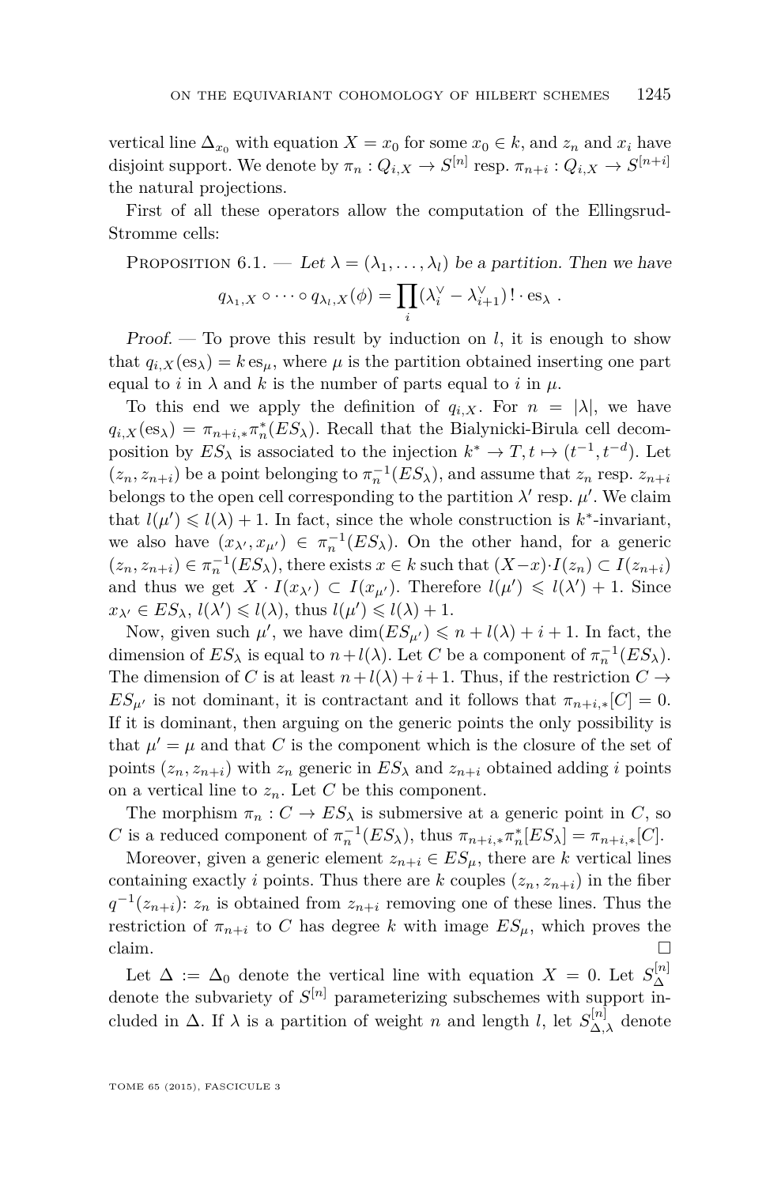vertical line $\Delta_{x_0}$ with equation $X = x_0$ for some $x_0 \in k$, and $z_n$ and $x_i$ have disjoint support. We denote by $\pi_n : Q_{i,X} \to S^{[n]}$ resp. $\pi_{n+i} : Q_{i,X} \to S^{[n+i]}$ the natural projections.

First of all these operators allow the computation of the Ellingsrud-Stromme cells:

Proposition 6.1. — *Let $\lambda = (\lambda_1, \ldots, \lambda_l)$ be a partition. Then we have*

$$q_{\lambda_1,X} \circ \cdots \circ q_{\lambda_l,X}(\phi) = \prod_i (\lambda_i^\vee - \lambda_{i+1}^\vee)\,! \cdot \mathrm{es}_\lambda \ .$$

*Proof.* — To prove this result by induction on $l$, it is enough to show that $q_{i,X}(\mathrm{es}_\lambda) = k\,\mathrm{es}_\mu$, where $\mu$ is the partition obtained inserting one part equal to $i$ in $\lambda$ and $k$ is the number of parts equal to $i$ in $\mu$.

To this end we apply the definition of $q_{i,X}$. For $n = |\lambda|$, we have $q_{i,X}(\mathrm{es}_\lambda) = \pi_{n+i,*}\pi_n^*(ES_\lambda)$. Recall that the Bialynicki-Birula cell decomposition by $ES_\lambda$ is associated to the injection $k^* \to T, t \mapsto (t^{-1}, t^{-d})$. Let $(z_n, z_{n+i})$ be a point belonging to $\pi_n^{-1}(ES_\lambda)$, and assume that $z_n$ resp. $z_{n+i}$ belongs to the open cell corresponding to the partition $\lambda'$ resp. $\mu'$. We claim that $l(\mu') \leqslant l(\lambda) + 1$. In fact, since the whole construction is $k^*$-invariant, we also have $(x_{\lambda'}, x_{\mu'}) \in \pi_n^{-1}(ES_\lambda)$. On the other hand, for a generic $(z_n, z_{n+i}) \in \pi_n^{-1}(ES_\lambda)$, there exists $x \in k$ such that $(X - x)\cdot I(z_n) \subset I(z_{n+i})$ and thus we get $X \cdot I(x_{\lambda'}) \subset I(x_{\mu'})$. Therefore $l(\mu') \leqslant l(\lambda') + 1$. Since $x_{\lambda'} \in ES_\lambda$, $l(\lambda') \leqslant l(\lambda)$, thus $l(\mu') \leqslant l(\lambda) + 1$.

Now, given such $\mu'$, we have $\dim(ES_{\mu'}) \leqslant n + l(\lambda) + i + 1$. In fact, the dimension of $ES_\lambda$ is equal to $n + l(\lambda)$. Let $C$ be a component of $\pi_n^{-1}(ES_\lambda)$. The dimension of $C$ is at least $n + l(\lambda) + i + 1$. Thus, if the restriction $C \to ES_{\mu'}$ is not dominant, it is contractant and it follows that $\pi_{n+i,*}[C] = 0$. If it is dominant, then arguing on the generic points the only possibility is that $\mu' = \mu$ and that $C$ is the component which is the closure of the set of points $(z_n, z_{n+i})$ with $z_n$ generic in $ES_\lambda$ and $z_{n+i}$ obtained adding $i$ points on a vertical line to $z_n$. Let $C$ be this component.

The morphism $\pi_n : C \to ES_\lambda$ is submersive at a generic point in $C$, so $C$ is a reduced component of $\pi_n^{-1}(ES_\lambda)$, thus $\pi_{n+i,*}\pi_n^*[ES_\lambda] = \pi_{n+i,*}[C]$.

Moreover, given a generic element $z_{n+i} \in ES_\mu$, there are $k$ vertical lines containing exactly $i$ points. Thus there are $k$ couples $(z_n, z_{n+i})$ in the fiber $q^{-1}(z_{n+i})$: $z_n$ is obtained from $z_{n+i}$ removing one of these lines. Thus the restriction of $\pi_{n+i}$ to $C$ has degree $k$ with image $ES_\mu$, which proves the claim. □

Let $\Delta := \Delta_0$ denote the vertical line with equation $X = 0$. Let $S_\Delta^{[n]}$ denote the subvariety of $S^{[n]}$ parameterizing subschemes with support included in $\Delta$. If $\lambda$ is a partition of weight $n$ and length $l$, let $S_{\Delta,\lambda}^{[n]}$ denote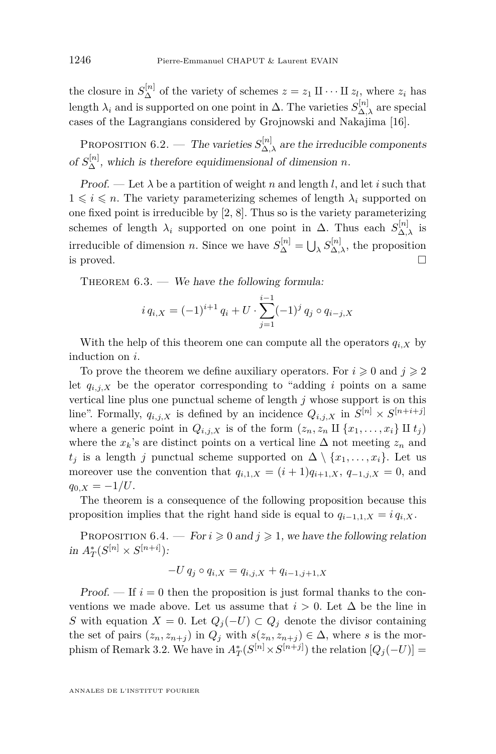the closure in $S_\Delta^{[n]}$ of the variety of schemes $z = z_1 \amalg \cdots \amalg z_l$, where $z_i$ has length $\lambda_i$ and is supported on one point in $\Delta$. The varieties $S_{\Delta,\lambda}^{[n]}$ are special cases of the Lagrangians considered by Grojnowski and Nakajima [16].

Proposition 6.2. — *The varieties $S_{\Delta,\lambda}^{[n]}$ are the irreducible components of $S_\Delta^{[n]}$, which is therefore equidimensional of dimension $n$.*

*Proof.* — Let $\lambda$ be a partition of weight $n$ and length $l$, and let $i$ such that $1 \leqslant i \leqslant n$. The variety parameterizing schemes of length $\lambda_i$ supported on one fixed point is irreducible by [2, 8]. Thus so is the variety parameterizing schemes of length $\lambda_i$ supported on one point in $\Delta$. Thus each $S_{\Delta,\lambda}^{[n]}$ is irreducible of dimension $n$. Since we have $S_\Delta^{[n]} = \bigcup_\lambda S_{\Delta,\lambda}^{[n]}$, the proposition is proved. □

Theorem 6.3. — *We have the following formula:*

$$i \, q_{i,X} = (-1)^{i+1} \, q_i + U \cdot \sum_{j=1}^{i-1} (-1)^j \, q_j \circ q_{i-j,X}$$

With the help of this theorem one can compute all the operators $q_{i,X}$ by induction on $i$.

To prove the theorem we define auxiliary operators. For $i \geqslant 0$ and $j \geqslant 2$ let $q_{i,j,X}$ be the operator corresponding to "adding $i$ points on a same vertical line plus one punctual scheme of length $j$ whose support is on this line". Formally, $q_{i,j,X}$ is defined by an incidence $Q_{i,j,X}$ in $S^{[n]} \times S^{[n+i+j]}$ where a generic point in $Q_{i,j,X}$ is of the form $(z_n, z_n \amalg \{x_1, \ldots, x_i\} \amalg t_j)$ where the $x_k$'s are distinct points on a vertical line $\Delta$ not meeting $z_n$ and $t_j$ is a length $j$ punctual scheme supported on $\Delta \setminus \{x_1, \ldots, x_i\}$. Let us moreover use the convention that $q_{i,1,X} = (i+1) q_{i+1,X}$, $q_{-1,j,X} = 0$, and $q_{0,X} = -1/U$.

The theorem is a consequence of the following proposition because this proposition implies that the right hand side is equal to $q_{i-1,1,X} = i \, q_{i,X}$.

Proposition 6.4. — *For $i \geqslant 0$ and $j \geqslant 1$, we have the following relation in $A_T^*(S^{[n]} \times S^{[n+i]})$:*

$$-U \, q_j \circ q_{i,X} = q_{i,j,X} + q_{i-1,j+1,X}$$

*Proof.* — If $i = 0$ then the proposition is just formal thanks to the conventions we made above. Let us assume that $i > 0$. Let $\Delta$ be the line in $S$ with equation $X = 0$. Let $Q_j(-U) \subset Q_j$ denote the divisor containing the set of pairs $(z_n, z_{n+j})$ in $Q_j$ with $s(z_n, z_{n+j}) \in \Delta$, where $s$ is the morphism of Remark 3.2. We have in $A_T^*(S^{[n]} \times S^{[n+j]})$ the relation $[Q_j(-U)] =$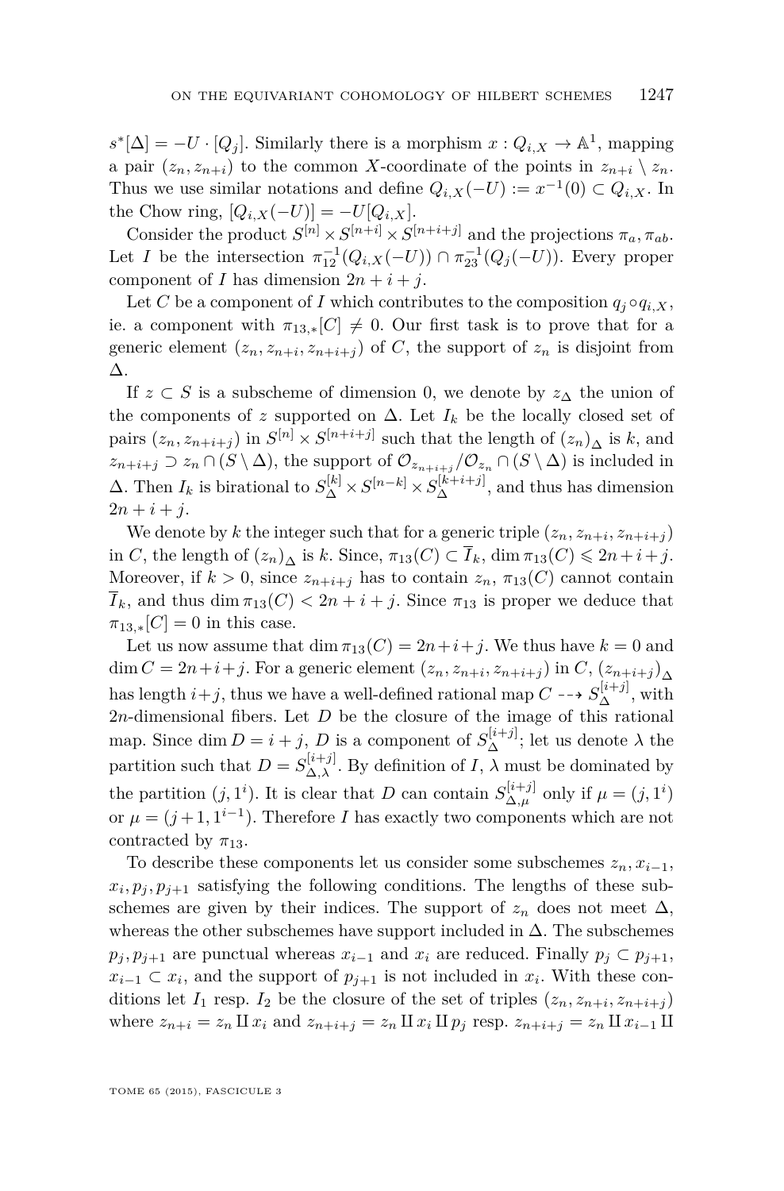$s^*[\Delta] = -U \cdot [Q_j]$. Similarly there is a morphism $x : Q_{i,X} \to \mathbb{A}^1$, mapping a pair $(z_n, z_{n+i})$ to the common $X$-coordinate of the points in $z_{n+i} \setminus z_n$. Thus we use similar notations and define $Q_{i,X}(-U) := x^{-1}(0) \subset Q_{i,X}$. In the Chow ring, $[Q_{i,X}(-U)] = -U[Q_{i,X}]$.

Consider the product $S^{[n]} \times S^{[n+i]} \times S^{[n+i+j]}$ and the projections $\pi_a, \pi_{ab}$. Let $I$ be the intersection $\pi_{12}^{-1}(Q_{i,X}(-U)) \cap \pi_{23}^{-1}(Q_j(-U))$. Every proper component of $I$ has dimension $2n+i+j$.

Let $C$ be a component of $I$ which contributes to the composition $q_j \circ q_{i,X}$, ie. a component with $\pi_{13,*}[C] \neq 0$. Our first task is to prove that for a generic element $(z_n, z_{n+i}, z_{n+i+j})$ of $C$, the support of $z_n$ is disjoint from $\Delta$.

If $z \subset S$ is a subscheme of dimension 0, we denote by $z_\Delta$ the union of the components of $z$ supported on $\Delta$. Let $I_k$ be the locally closed set of pairs $(z_n, z_{n+i+j})$ in $S^{[n]} \times S^{[n+i+j]}$ such that the length of $(z_n)_\Delta$ is $k$, and $z_{n+i+j} \supset z_n \cap (S \setminus \Delta)$, the support of $\mathcal{O}_{z_{n+i+j}} / \mathcal{O}_{z_n} \cap (S \setminus \Delta)$ is included in $\Delta$. Then $I_k$ is birational to $S_\Delta^{[k]} \times S^{[n-k]} \times S_\Delta^{[k+i+j]}$, and thus has dimension $2n+i+j$.

We denote by $k$ the integer such that for a generic triple $(z_n, z_{n+i}, z_{n+i+j})$ in $C$, the length of $(z_n)_\Delta$ is $k$. Since, $\pi_{13}(C) \subset \overline{I}_k$, $\dim \pi_{13}(C) \leqslant 2n+i+j$. Moreover, if $k > 0$, since $z_{n+i+j}$ has to contain $z_n$, $\pi_{13}(C)$ cannot contain $\overline{I}_k$, and thus $\dim \pi_{13}(C) < 2n+i+j$. Since $\pi_{13}$ is proper we deduce that $\pi_{13,*}[C] = 0$ in this case.

Let us now assume that $\dim \pi_{13}(C) = 2n+i+j$. We thus have $k = 0$ and $\dim C = 2n+i+j$. For a generic element $(z_n, z_{n+i}, z_{n+i+j})$ in $C$, $(z_{n+i+j})_\Delta$ has length $i+j$, thus we have a well-defined rational map $C \dashrightarrow S_\Delta^{[i+j]}$, with $2n$-dimensional fibers. Let $D$ be the closure of the image of this rational map. Since $\dim D = i+j$, $D$ is a component of $S_\Delta^{[i+j]}$; let us denote $\lambda$ the partition such that $D = S_{\Delta,\lambda}^{[i+j]}$. By definition of $I$, $\lambda$ must be dominated by the partition $(j, 1^i)$. It is clear that $D$ can contain $S_{\Delta,\mu}^{[i+j]}$ only if $\mu = (j, 1^i)$ or $\mu = (j+1, 1^{i-1})$. Therefore $I$ has exactly two components which are not contracted by $\pi_{13}$.

To describe these components let us consider some subschemes $z_n, x_{i-1}$, $x_i, p_j, p_{j+1}$ satisfying the following conditions. The lengths of these subschemes are given by their indices. The support of $z_n$ does not meet $\Delta$, whereas the other subschemes have support included in $\Delta$. The subschemes $p_j, p_{j+1}$ are punctual whereas $x_{i-1}$ and $x_i$ are reduced. Finally $p_j \subset p_{j+1}$, $x_{i-1} \subset x_i$, and the support of $p_{j+1}$ is not included in $x_i$. With these conditions let $I_1$ resp. $I_2$ be the closure of the set of triples $(z_n, z_{n+i}, z_{n+i+j})$ where $z_{n+i} = z_n \amalg x_i$ and $z_{n+i+j} = z_n \amalg x_i \amalg p_j$ resp. $z_{n+i+j} = z_n \amalg x_{i-1} \amalg$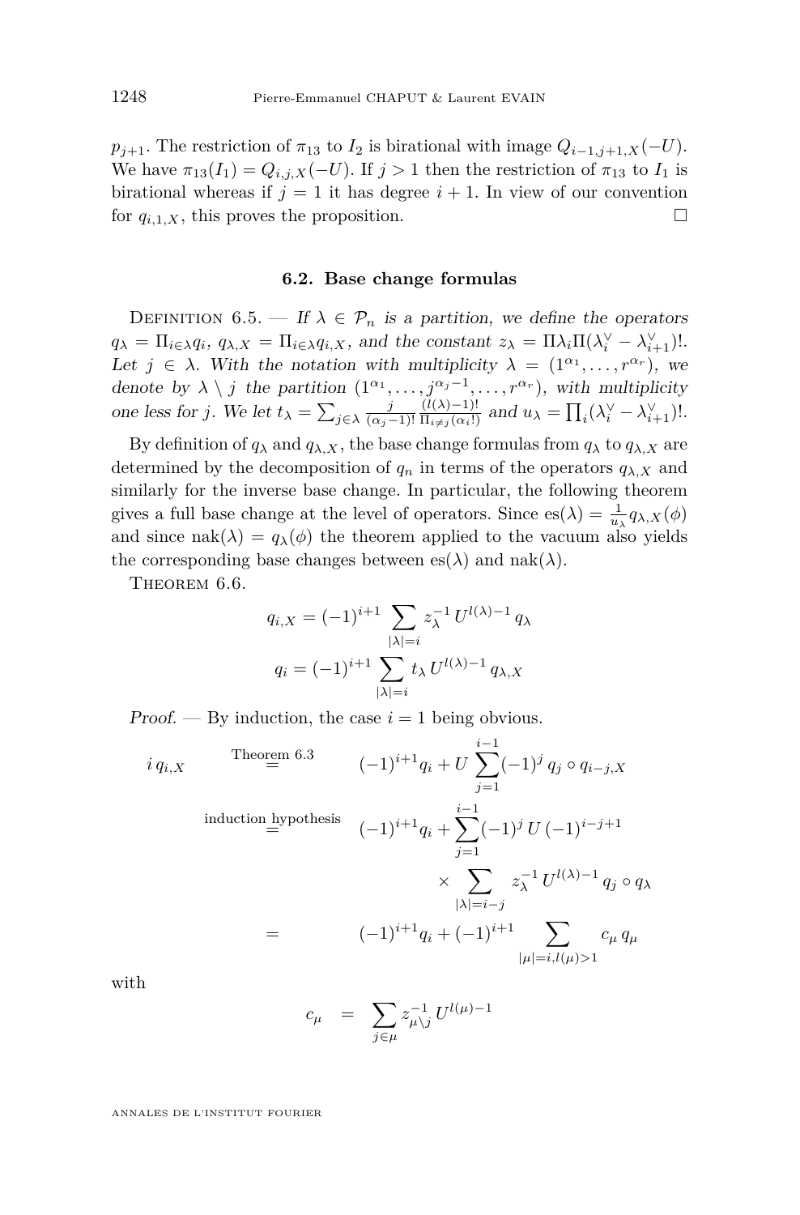$p_{j+1}$. The restriction of $\pi_{13}$ to $I_2$ is birational with image $Q_{i-1,j+1,X}(-U)$. We have $\pi_{13}(I_1) = Q_{i,j,X}(-U)$. If $j > 1$ then the restriction of $\pi_{13}$ to $I_1$ is birational whereas if $j = 1$ it has degree $i+1$. In view of our convention for $q_{i,1,X}$, this proves the proposition. □

### 6.2. Base change formulas

Definition 6.5. — *If $\lambda \in \mathcal{P}_n$ is a partition, we define the operators $q_\lambda = \Pi_{i\in\lambda} q_i$, $q_{\lambda,X} = \Pi_{i\in\lambda} q_{i,X}$, and the constant $z_\lambda = \Pi\lambda_i \Pi(\lambda_i^\vee - \lambda_{i+1}^\vee)!$. Let $j \in \lambda$. With the notation with multiplicity $\lambda = (1^{\alpha_1}, \dots, r^{\alpha_r})$, we denote by $\lambda \setminus j$ the partition $(1^{\alpha_1}, \dots, j^{\alpha_j - 1}, \dots, r^{\alpha_r})$, with multiplicity one less for $j$. We let $t_\lambda = \sum_{j\in\lambda} \frac{j}{(\alpha_j - 1)!} \frac{(l(\lambda)-1)!}{\Pi_{i\neq j}(\alpha_i !)}$ and $u_\lambda = \prod_i (\lambda_i^\vee - \lambda_{i+1}^\vee)!$.*

By definition of $q_\lambda$ and $q_{\lambda,X}$, the base change formulas from $q_\lambda$ to $q_{\lambda,X}$ are determined by the decomposition of $q_n$ in terms of the operators $q_{\lambda,X}$ and similarly for the inverse base change. In particular, the following theorem gives a full base change at the level of operators. Since $\mathrm{es}(\lambda) = \frac{1}{u_\lambda} q_{\lambda,X}(\phi)$ and since $\mathrm{nak}(\lambda) = q_\lambda(\phi)$ the theorem applied to the vacuum also yields the corresponding base changes between $\mathrm{es}(\lambda)$ and $\mathrm{nak}(\lambda)$.

Theorem 6.6.

$$q_{i,X} = (-1)^{i+1} \sum_{|\lambda|=i} z_\lambda^{-1}\, U^{l(\lambda)-1}\, q_\lambda$$

$$q_i = (-1)^{i+1} \sum_{|\lambda|=i} t_\lambda\, U^{l(\lambda)-1}\, q_{\lambda,X}$$

*Proof.* — By induction, the case $i = 1$ being obvious.

$$\begin{aligned}
i\, q_{i,X} &\overset{\text{Theorem 6.3}}{=} (-1)^{i+1} q_i + U \sum_{j=1}^{i-1} (-1)^j\, q_j \circ q_{i-j,X} \\
&\overset{\text{induction hypothesis}}{=} (-1)^{i+1} q_i + \sum_{j=1}^{i-1} (-1)^j\, U\, (-1)^{i-j+1} \\
&\qquad\qquad \times \sum_{|\lambda|=i-j} z_\lambda^{-1}\, U^{l(\lambda)-1}\, q_j \circ q_\lambda \\
&= (-1)^{i+1} q_i + (-1)^{i+1} \sum_{|\mu|=i, l(\mu)>1} c_\mu\, q_\mu
\end{aligned}$$

with

$$c_\mu = \sum_{j\in\mu} z_{\mu\setminus j}^{-1}\, U^{l(\mu)-1}$$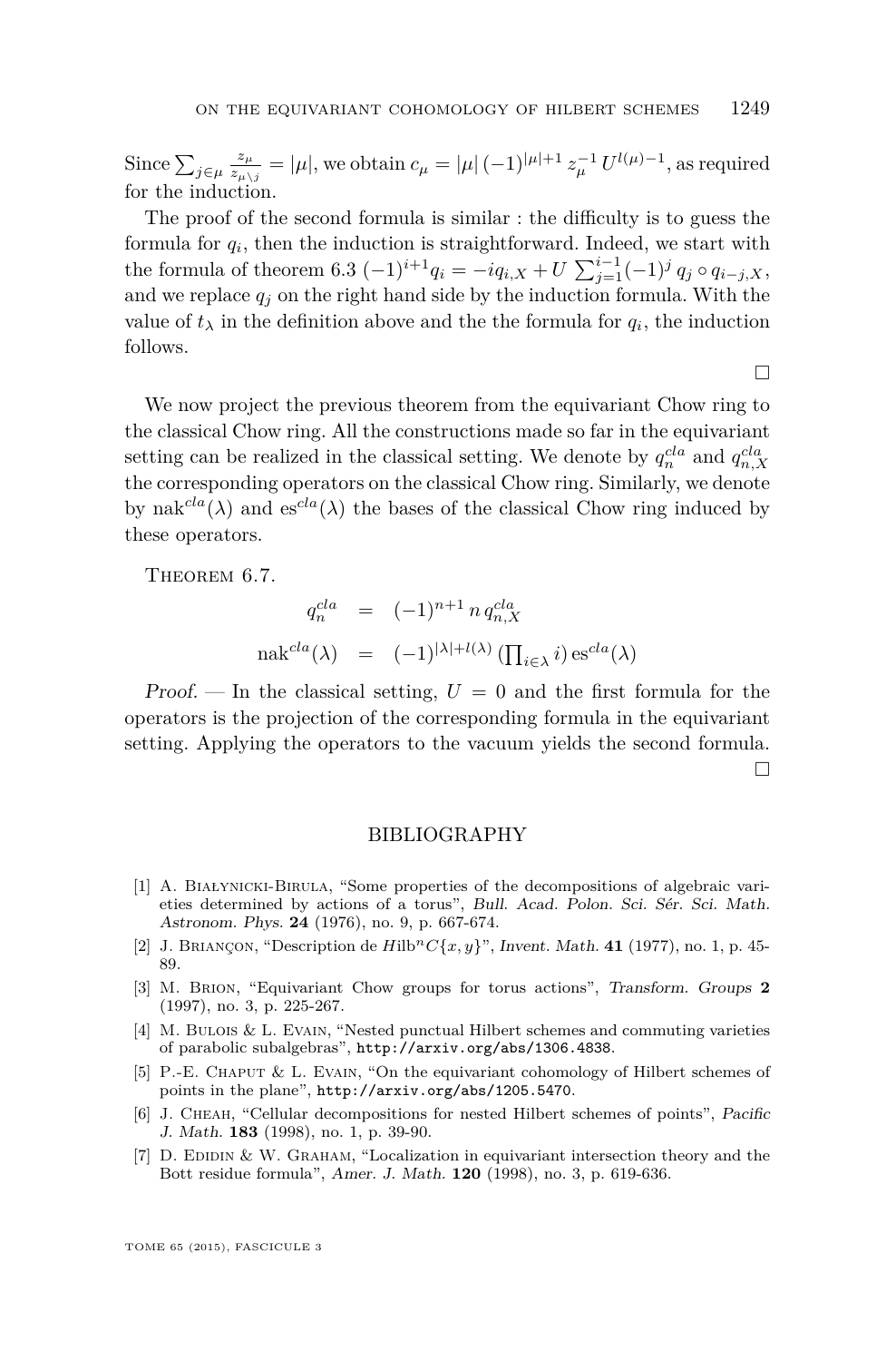Since $\sum_{j\in\mu} \frac{z_\mu}{z_{\mu\setminus j}} = |\mu|$, we obtain $c_\mu = |\mu|\,(-1)^{|\mu|+1}\,z_\mu^{-1}\,U^{l(\mu)-1}$, as required for the induction.

The proof of the second formula is similar : the difficulty is to guess the formula for $q_i$, then the induction is straightforward. Indeed, we start with the formula of theorem 6.3 $(-1)^{i+1}q_i = -iq_{i,X} + U\sum_{j=1}^{i-1}(-1)^j\,q_j \circ q_{i-j,X}$, and we replace $q_j$ on the right hand side by the induction formula. With the value of $t_\lambda$ in the definition above and the the formula for $q_i$, the induction follows.

□

We now project the previous theorem from the equivariant Chow ring to the classical Chow ring. All the constructions made so far in the equivariant setting can be realized in the classical setting. We denote by $q_n^{cla}$ and $q_{n,X}^{cla}$ the corresponding operators on the classical Chow ring. Similarly, we denote by $\mathrm{nak}^{cla}(\lambda)$ and $\mathrm{es}^{cla}(\lambda)$ the bases of the classical Chow ring induced by these operators.

Theorem 6.7.

$$
\begin{aligned}
q_n^{cla} &= (-1)^{n+1}\,n\,q_{n,X}^{cla}\\
\mathrm{nak}^{cla}(\lambda) &= (-1)^{|\lambda|+l(\lambda)}\,(\textstyle\prod_{i\in\lambda} i)\,\mathrm{es}^{cla}(\lambda)
\end{aligned}
$$

*Proof.* — In the classical setting, $U = 0$ and the first formula for the operators is the projection of the corresponding formula in the equivariant setting. Applying the operators to the vacuum yields the second formula.

□

## BIBLIOGRAPHY

[1] A. Białynicki-Birula, "Some properties of the decompositions of algebraic varieties determined by actions of a torus", *Bull. Acad. Polon. Sci. Sér. Sci. Math. Astronom. Phys.* **24** (1976), no. 9, p. 667-674.

[2] J. Briançon, "Description de $H\mathrm{ilb}^n C\{x,y\}$", *Invent. Math.* **41** (1977), no. 1, p. 45-89.

[3] M. Brion, "Equivariant Chow groups for torus actions", *Transform. Groups* **2** (1997), no. 3, p. 225-267.

[4] M. Bulois & L. Evain, "Nested punctual Hilbert schemes and commuting varieties of parabolic subalgebras", http://arxiv.org/abs/1306.4838.

[5] P.-E. Chaput & L. Evain, "On the equivariant cohomology of Hilbert schemes of points in the plane", http://arxiv.org/abs/1205.5470.

[6] J. Cheah, "Cellular decompositions for nested Hilbert schemes of points", *Pacific J. Math.* **183** (1998), no. 1, p. 39-90.

[7] D. Edidin & W. Graham, "Localization in equivariant intersection theory and the Bott residue formula", *Amer. J. Math.* **120** (1998), no. 3, p. 619-636.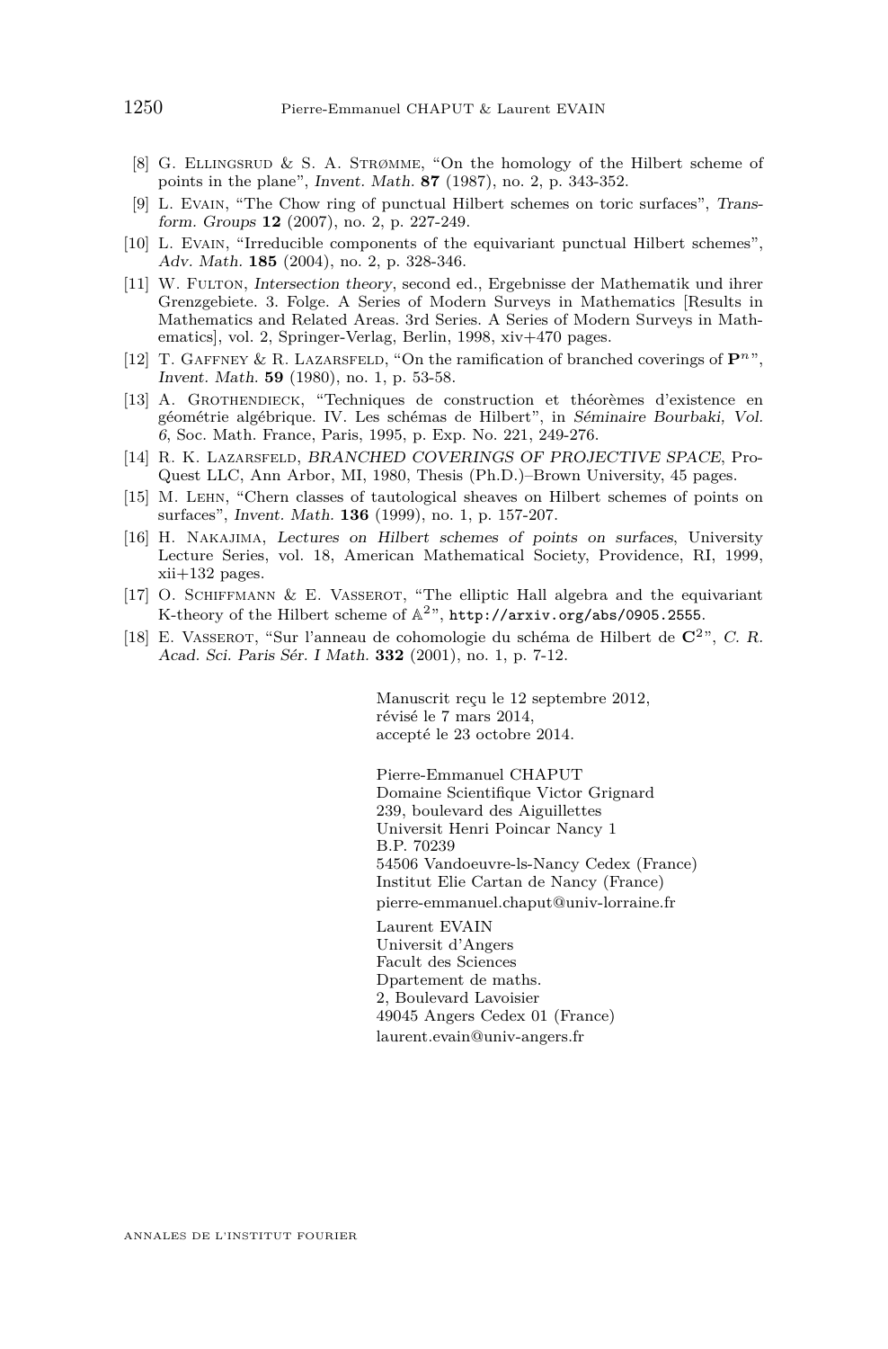[8] G. Ellingsrud & S. A. Strømme, “On the homology of the Hilbert scheme of points in the plane”, *Invent. Math.* **87** (1987), no. 2, p. 343-352.

[9] L. Evain, “The Chow ring of punctual Hilbert schemes on toric surfaces”, *Transform. Groups* **12** (2007), no. 2, p. 227-249.

[10] L. Evain, “Irreducible components of the equivariant punctual Hilbert schemes”, *Adv. Math.* **185** (2004), no. 2, p. 328-346.

[11] W. Fulton, *Intersection theory*, second ed., Ergebnisse der Mathematik und ihrer Grenzgebiete. 3. Folge. A Series of Modern Surveys in Mathematics [Results in Mathematics and Related Areas. 3rd Series. A Series of Modern Surveys in Mathematics], vol. 2, Springer-Verlag, Berlin, 1998, xiv+470 pages.

[12] T. Gaffney & R. Lazarsfeld, “On the ramification of branched coverings of $\mathbf{P}^n$”, *Invent. Math.* **59** (1980), no. 1, p. 53-58.

[13] A. Grothendieck, “Techniques de construction et théorèmes d’existence en géométrie algébrique. IV. Les schémas de Hilbert”, in *Séminaire Bourbaki, Vol. 6*, Soc. Math. France, Paris, 1995, p. Exp. No. 221, 249-276.

[14] R. K. Lazarsfeld, *BRANCHED COVERINGS OF PROJECTIVE SPACE*, ProQuest LLC, Ann Arbor, MI, 1980, Thesis (Ph.D.)–Brown University, 45 pages.

[15] M. Lehn, “Chern classes of tautological sheaves on Hilbert schemes of points on surfaces”, *Invent. Math.* **136** (1999), no. 1, p. 157-207.

[16] H. Nakajima, *Lectures on Hilbert schemes of points on surfaces*, University Lecture Series, vol. 18, American Mathematical Society, Providence, RI, 1999, xii+132 pages.

[17] O. Schiffmann & E. Vasserot, “The elliptic Hall algebra and the equivariant K-theory of the Hilbert scheme of $\mathbb{A}^2$”, http://arxiv.org/abs/0905.2555.

[18] E. Vasserot, “Sur l’anneau de cohomologie du schéma de Hilbert de $\mathbf{C}^2$”, *C. R. Acad. Sci. Paris Sér. I Math.* **332** (2001), no. 1, p. 7-12.

Manuscrit reçu le 12 septembre 2012,
révisé le 7 mars 2014,
accepté le 23 octobre 2014.

Pierre-Emmanuel CHAPUT
Domaine Scientifique Victor Grignard
239, boulevard des Aiguillettes
Universit Henri Poincar Nancy 1
B.P. 70239
54506 Vandoeuvre-ls-Nancy Cedex (France)
Institut Elie Cartan de Nancy (France)
pierre-emmanuel.chaput@univ-lorraine.fr

Laurent EVAIN
Universit d’Angers
Facult des Sciences
Dpartement de maths.
2, Boulevard Lavoisier
49045 Angers Cedex 01 (France)
laurent.evain@univ-angers.fr